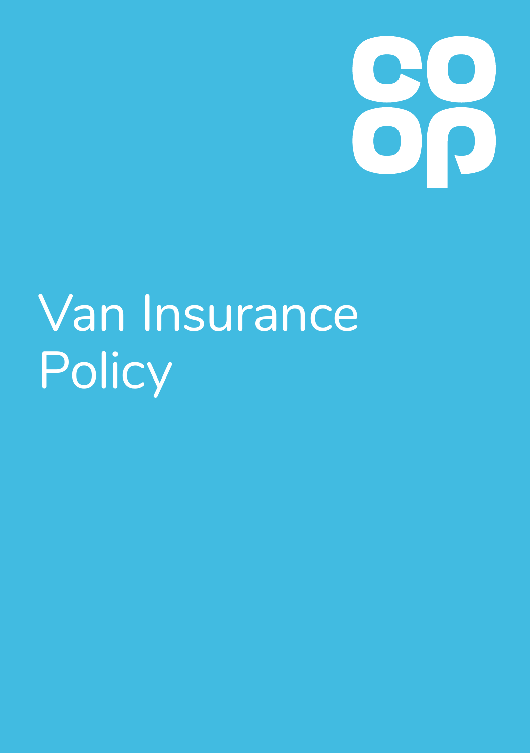# Van Insurance Policy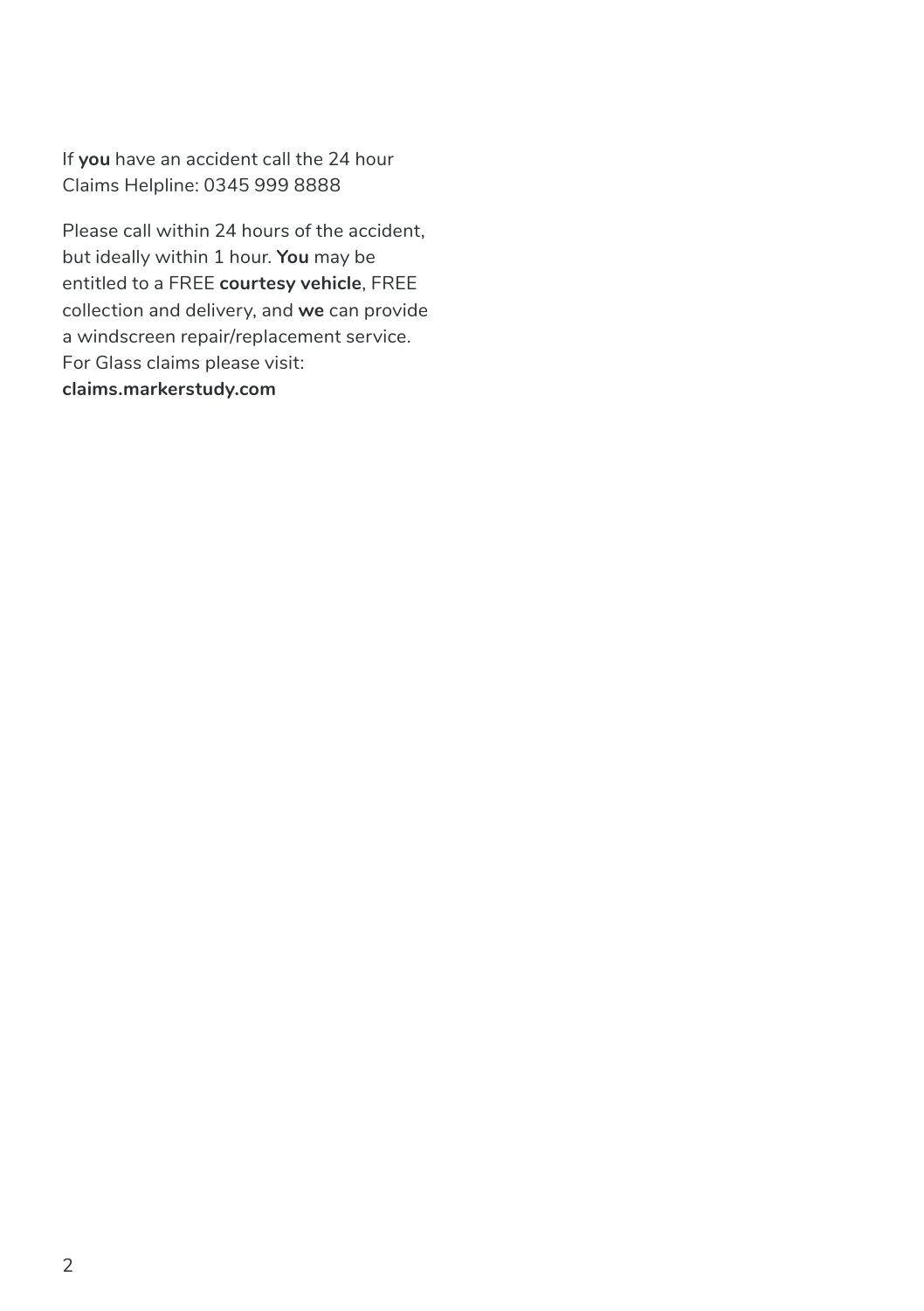If **you** have an accident call the 24 hour Claims Helpline: 0345 999 8888

Please call within 24 hours of the accident, but ideally within 1 hour. **You** may be entitled to a FREE **courtesy vehicle**, FREE collection and delivery, and **we** can provide a windscreen repair/replacement service. For Glass claims please visit: **claims.markerstudy.com**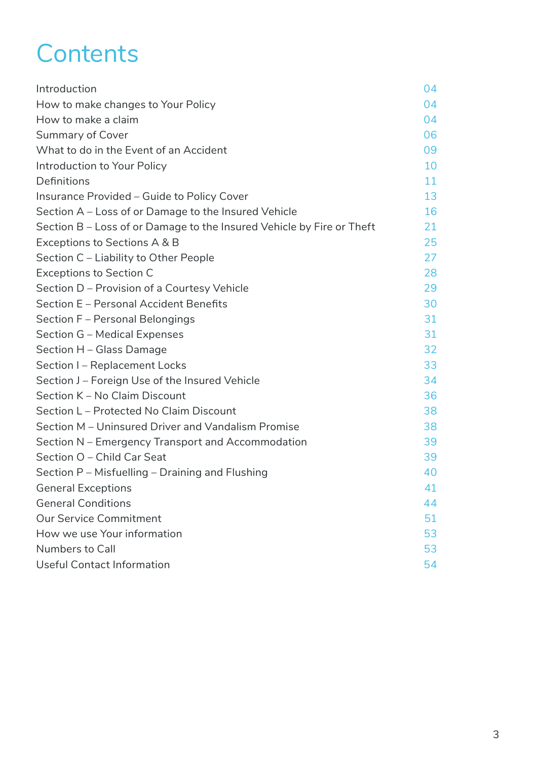# Contents

| | |
|---|---|
| Introduction | 04 |
| How to make changes to Your Policy | 04 |
| How to make a claim | 04 |
| Summary of Cover | 06 |
| What to do in the Event of an Accident | 09 |
| Introduction to Your Policy | 10 |
| Definitions | 11 |
| Insurance Provided – Guide to Policy Cover | 13 |
| Section A – Loss of or Damage to the Insured Vehicle | 16 |
| Section B – Loss of or Damage to the Insured Vehicle by Fire or Theft | 21 |
| Exceptions to Sections A & B | 25 |
| Section C – Liability to Other People | 27 |
| Exceptions to Section C | 28 |
| Section D – Provision of a Courtesy Vehicle | 29 |
| Section E – Personal Accident Benefits | 30 |
| Section F – Personal Belongings | 31 |
| Section G – Medical Expenses | 31 |
| Section H – Glass Damage | 32 |
| Section I – Replacement Locks | 33 |
| Section J – Foreign Use of the Insured Vehicle | 34 |
| Section K – No Claim Discount | 36 |
| Section L – Protected No Claim Discount | 38 |
| Section M – Uninsured Driver and Vandalism Promise | 38 |
| Section N – Emergency Transport and Accommodation | 39 |
| Section O – Child Car Seat | 39 |
| Section P – Misfuelling – Draining and Flushing | 40 |
| General Exceptions | 41 |
| General Conditions | 44 |
| Our Service Commitment | 51 |
| How we use Your information | 53 |
| Numbers to Call | 53 |
| Useful Contact Information | 54 |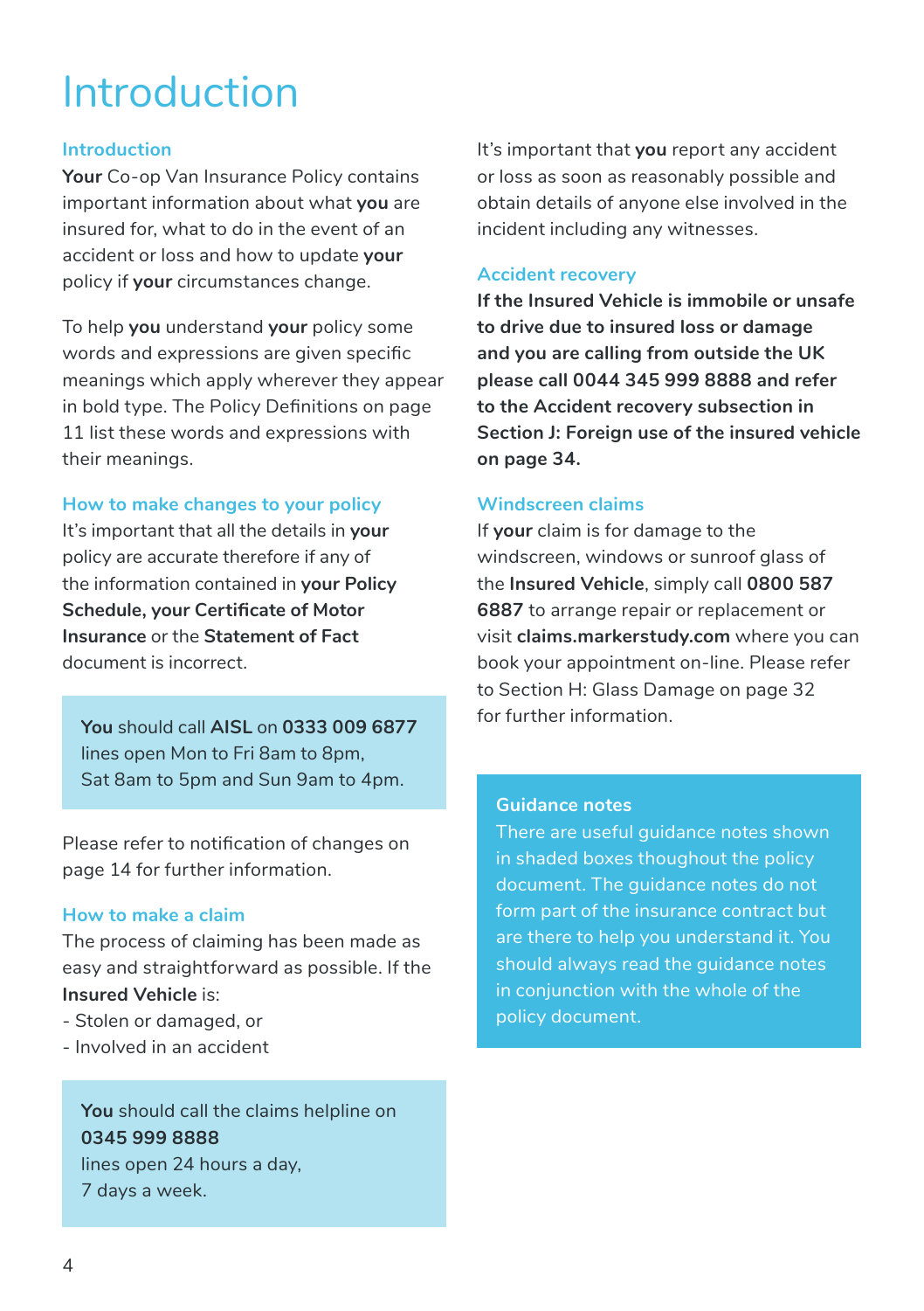# Introduction

## Introduction

**Your** Co-op Van Insurance Policy contains important information about what **you** are insured for, what to do in the event of an accident or loss and how to update **your** policy if **your** circumstances change.

To help **you** understand **your** policy some words and expressions are given specific meanings which apply wherever they appear in bold type. The Policy Definitions on page 11 list these words and expressions with their meanings.

## How to make changes to your policy

It's important that all the details in **your** policy are accurate therefore if any of the information contained in **your Policy Schedule, your Certificate of Motor Insurance** or the **Statement of Fact** document is incorrect.

**You** should call **AISL** on **0333 009 6877** lines open Mon to Fri 8am to 8pm, Sat 8am to 5pm and Sun 9am to 4pm.

Please refer to notification of changes on page 14 for further information.

## How to make a claim

The process of claiming has been made as easy and straightforward as possible. If the **Insured Vehicle** is:

- Stolen or damaged, or
- Involved in an accident

**You** should call the claims helpline on **0345 999 8888** lines open 24 hours a day, 7 days a week.

It's important that **you** report any accident or loss as soon as reasonably possible and obtain details of anyone else involved in the incident including any witnesses.

## Accident recovery

**If the Insured Vehicle is immobile or unsafe to drive due to insured loss or damage and you are calling from outside the UK please call 0044 345 999 8888 and refer to the Accident recovery subsection in Section J: Foreign use of the insured vehicle on page 34.**

## Windscreen claims

If **your** claim is for damage to the windscreen, windows or sunroof glass of the **Insured Vehicle**, simply call **0800 587 6887** to arrange repair or replacement or visit **claims.markerstudy.com** where you can book your appointment on-line. Please refer to Section H: Glass Damage on page 32 for further information.

**Guidance notes**

There are useful guidance notes shown in shaded boxes thoughout the policy document. The guidance notes do not form part of the insurance contract but are there to help you understand it. You should always read the guidance notes in conjunction with the whole of the policy document.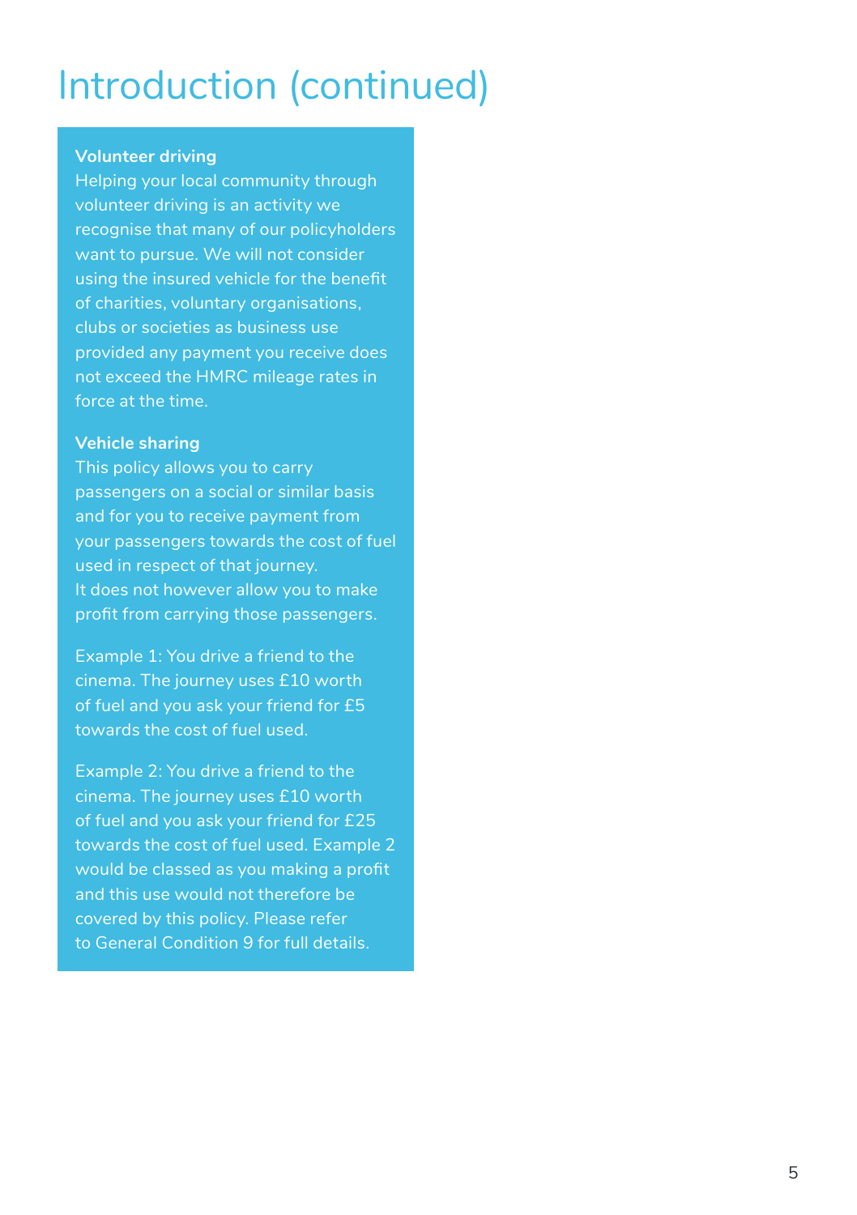# Introduction (continued)

**Volunteer driving**

Helping your local community through volunteer driving is an activity we recognise that many of our policyholders want to pursue. We will not consider using the insured vehicle for the benefit of charities, voluntary organisations, clubs or societies as business use provided any payment you receive does not exceed the HMRC mileage rates in force at the time.

**Vehicle sharing**

This policy allows you to carry passengers on a social or similar basis and for you to receive payment from your passengers towards the cost of fuel used in respect of that journey. It does not however allow you to make profit from carrying those passengers.

Example 1: You drive a friend to the cinema. The journey uses £10 worth of fuel and you ask your friend for £5 towards the cost of fuel used.

Example 2: You drive a friend to the cinema. The journey uses £10 worth of fuel and you ask your friend for £25 towards the cost of fuel used. Example 2 would be classed as you making a profit and this use would not therefore be covered by this policy. Please refer to General Condition 9 for full details.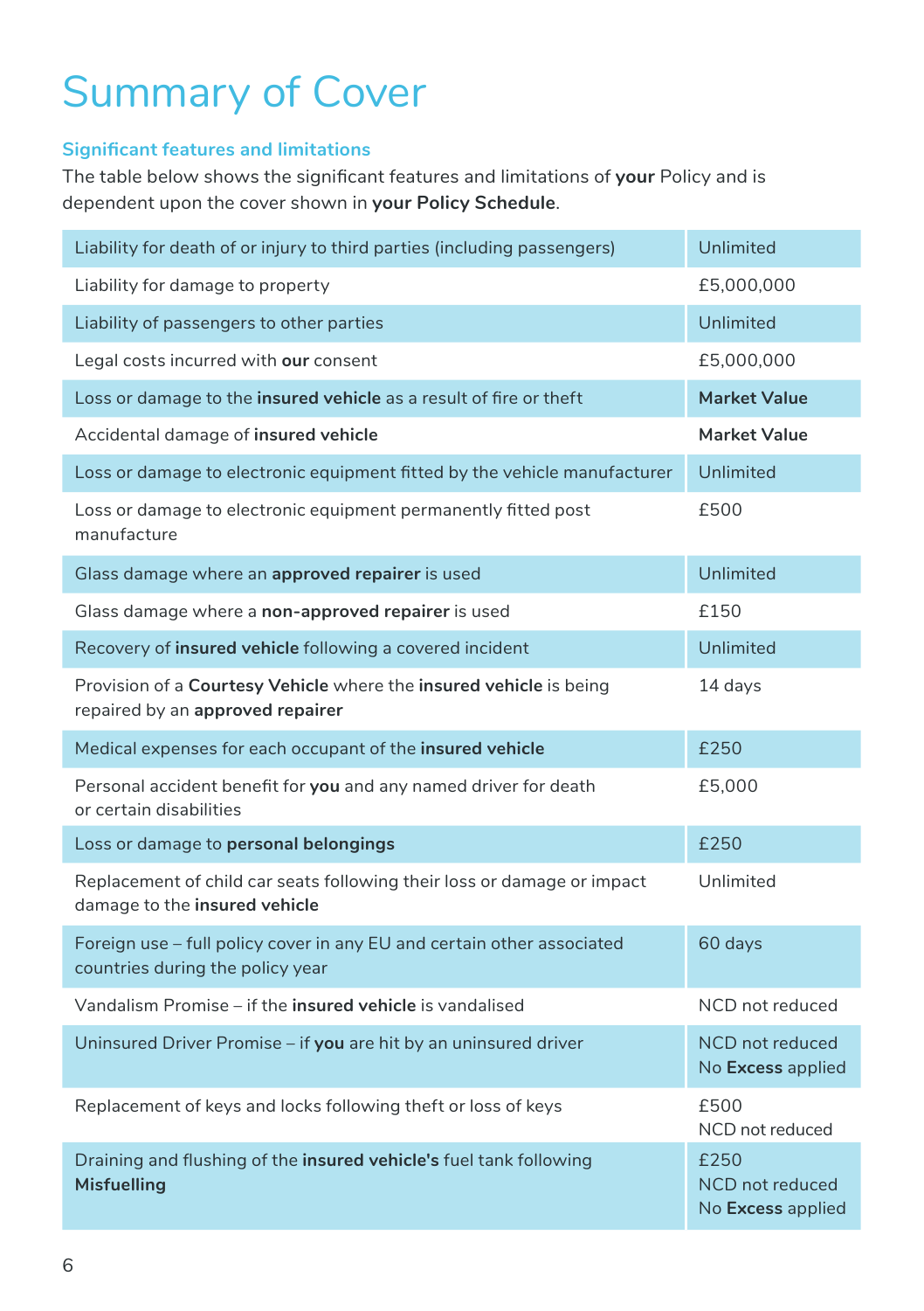# Summary of Cover

### Significant features and limitations

The table below shows the significant features and limitations of **your** Policy and is dependent upon the cover shown in **your Policy Schedule**.

| | |
|---|---|
| Liability for death of or injury to third parties (including passengers) | Unlimited |
| Liability for damage to property | £5,000,000 |
| Liability of passengers to other parties | Unlimited |
| Legal costs incurred with **our** consent | £5,000,000 |
| Loss or damage to the **insured vehicle** as a result of fire or theft | **Market Value** |
| Accidental damage of **insured vehicle** | **Market Value** |
| Loss or damage to electronic equipment fitted by the vehicle manufacturer | Unlimited |
| Loss or damage to electronic equipment permanently fitted post manufacture | £500 |
| Glass damage where an **approved repairer** is used | Unlimited |
| Glass damage where a **non-approved repairer** is used | £150 |
| Recovery of **insured vehicle** following a covered incident | Unlimited |
| Provision of a **Courtesy Vehicle** where the **insured vehicle** is being repaired by an **approved repairer** | 14 days |
| Medical expenses for each occupant of the **insured vehicle** | £250 |
| Personal accident benefit for **you** and any named driver for death or certain disabilities | £5,000 |
| Loss or damage to **personal belongings** | £250 |
| Replacement of child car seats following their loss or damage or impact damage to the **insured vehicle** | Unlimited |
| Foreign use – full policy cover in any EU and certain other associated countries during the policy year | 60 days |
| Vandalism Promise – if the **insured vehicle** is vandalised | NCD not reduced |
| Uninsured Driver Promise – if **you** are hit by an uninsured driver | NCD not reduced<br>No **Excess** applied |
| Replacement of keys and locks following theft or loss of keys | £500<br>NCD not reduced |
| Draining and flushing of the **insured vehicle's** fuel tank following **Misfuelling** | £250<br>NCD not reduced<br>No **Excess** applied |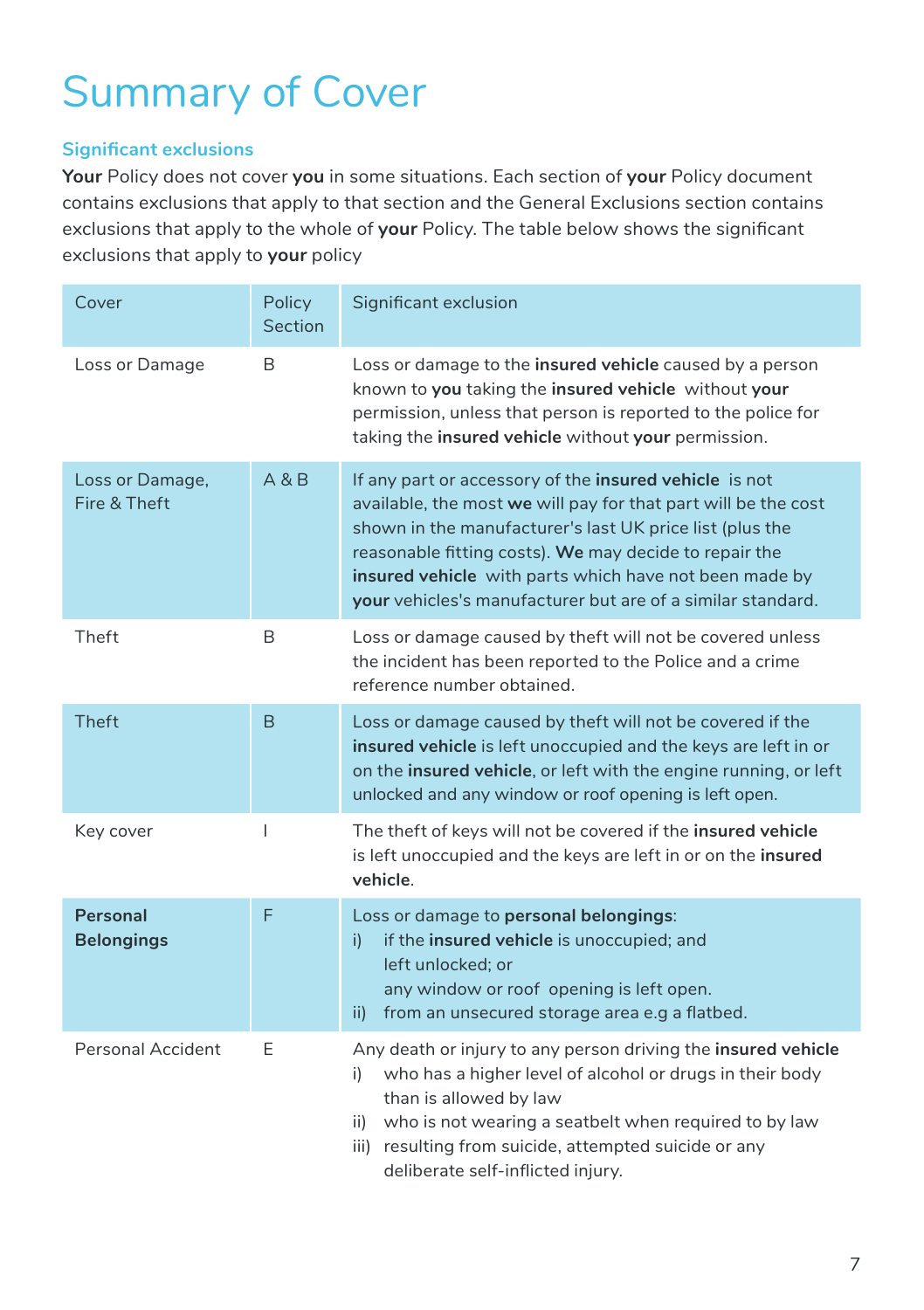# Summary of Cover

## Significant exclusions

**Your** Policy does not cover **you** in some situations. Each section of **your** Policy document contains exclusions that apply to that section and the General Exclusions section contains exclusions that apply to the whole of **your** Policy. The table below shows the significant exclusions that apply to **your** policy

| Cover | Policy Section | Significant exclusion |
|---|---|---|
| Loss or Damage | B | Loss or damage to the **insured vehicle** caused by a person known to **you** taking the **insured vehicle** without **your** permission, unless that person is reported to the police for taking the **insured vehicle** without **your** permission. |
| Loss or Damage, Fire & Theft | A & B | If any part or accessory of the **insured vehicle** is not available, the most **we** will pay for that part will be the cost shown in the manufacturer's last UK price list (plus the reasonable fitting costs). **We** may decide to repair the **insured vehicle** with parts which have not been made by **your** vehicles's manufacturer but are of a similar standard. |
| Theft | B | Loss or damage caused by theft will not be covered unless the incident has been reported to the Police and a crime reference number obtained. |
| Theft | B | Loss or damage caused by theft will not be covered if the **insured vehicle** is left unoccupied and the keys are left in or on the **insured vehicle**, or left with the engine running, or left unlocked and any window or roof opening is left open. |
| Key cover | I | The theft of keys will not be covered if the **insured vehicle** is left unoccupied and the keys are left in or on the **insured vehicle**. |
| **Personal Belongings** | F | Loss or damage to **personal belongings**:<br>i) if the **insured vehicle** is unoccupied; and left unlocked; or any window or roof opening is left open.<br>ii) from an unsecured storage area e.g a flatbed. |
| Personal Accident | E | Any death or injury to any person driving the **insured vehicle**<br>i) who has a higher level of alcohol or drugs in their body than is allowed by law<br>ii) who is not wearing a seatbelt when required to by law<br>iii) resulting from suicide, attempted suicide or any deliberate self-inflicted injury. |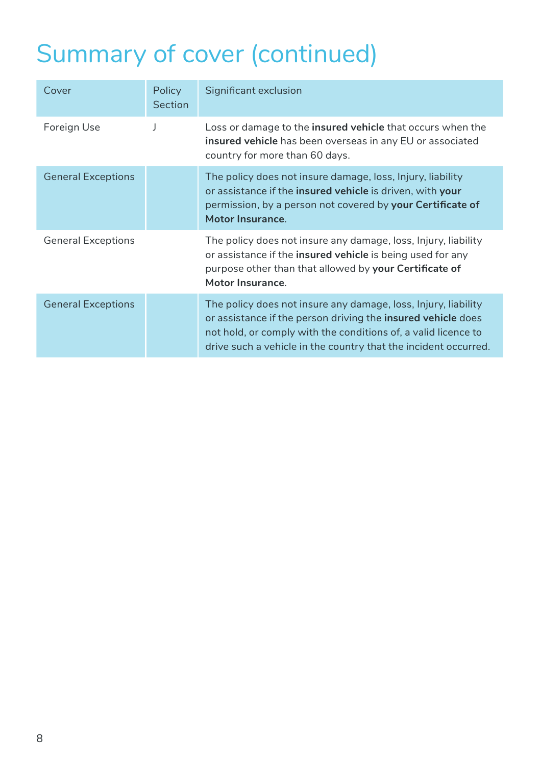# Summary of cover (continued)

| Cover | Policy Section | Significant exclusion |
| --- | --- | --- |
| Foreign Use | J | Loss or damage to the **insured vehicle** that occurs when the **insured vehicle** has been overseas in any EU or associated country for more than 60 days. |
| General Exceptions | | The policy does not insure damage, loss, Injury, liability or assistance if the **insured vehicle** is driven, with **your** permission, by a person not covered by **your Certificate of Motor Insurance**. |
| General Exceptions | | The policy does not insure any damage, loss, Injury, liability or assistance if the **insured vehicle** is being used for any purpose other than that allowed by **your Certificate of Motor Insurance**. |
| General Exceptions | | The policy does not insure any damage, loss, Injury, liability or assistance if the person driving the **insured vehicle** does not hold, or comply with the conditions of, a valid licence to drive such a vehicle in the country that the incident occurred. |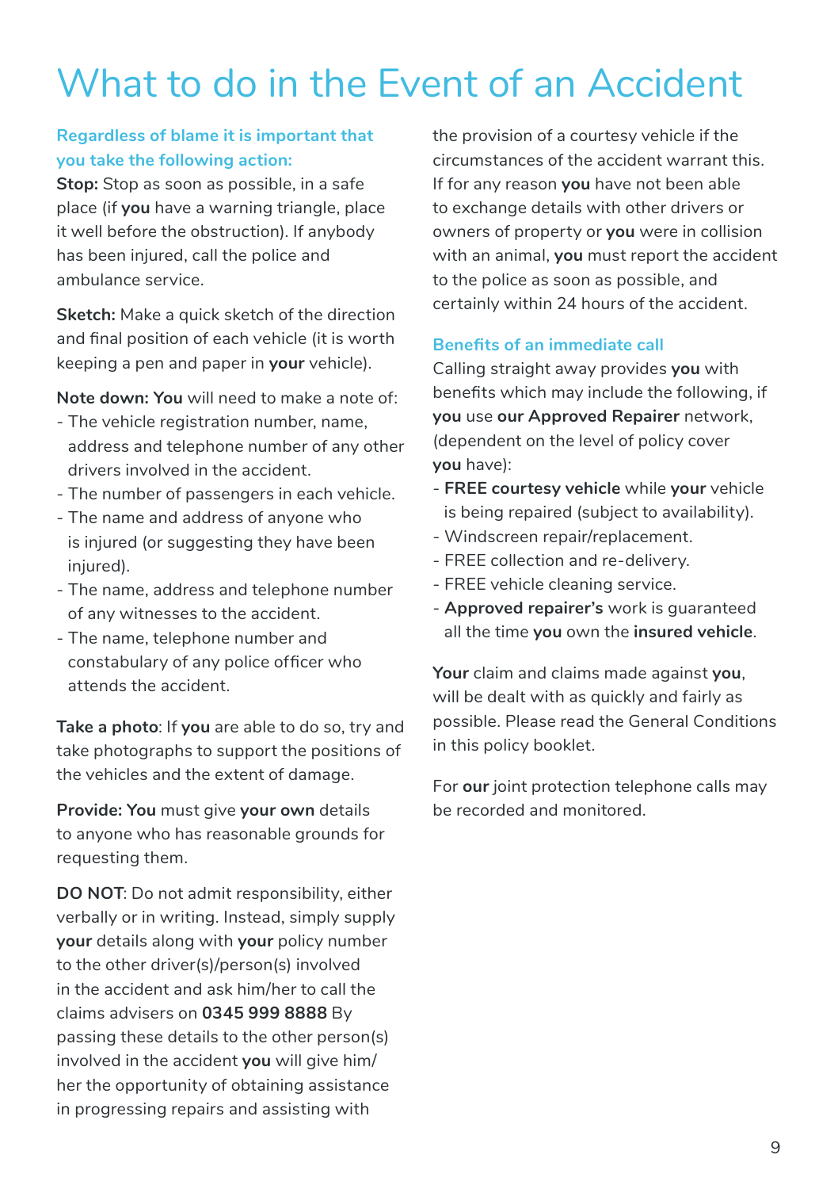# What to do in the Event of an Accident

**Regardless of blame it is important that you take the following action:**

**Stop:** Stop as soon as possible, in a safe place (if **you** have a warning triangle, place it well before the obstruction). If anybody has been injured, call the police and ambulance service.

**Sketch:** Make a quick sketch of the direction and final position of each vehicle (it is worth keeping a pen and paper in **your** vehicle).

**Note down: You** will need to make a note of:

- The vehicle registration number, name, address and telephone number of any other drivers involved in the accident.
- The number of passengers in each vehicle.
- The name and address of anyone who is injured (or suggesting they have been injured).
- The name, address and telephone number of any witnesses to the accident.
- The name, telephone number and constabulary of any police officer who attends the accident.

**Take a photo**: If **you** are able to do so, try and take photographs to support the positions of the vehicles and the extent of damage.

**Provide: You** must give **your own** details to anyone who has reasonable grounds for requesting them.

**DO NOT**: Do not admit responsibility, either verbally or in writing. Instead, simply supply **your** details along with **your** policy number to the other driver(s)/person(s) involved in the accident and ask him/her to call the claims advisers on **0345 999 8888** By passing these details to the other person(s) involved in the accident **you** will give him/her the opportunity of obtaining assistance in progressing repairs and assisting with the provision of a courtesy vehicle if the circumstances of the accident warrant this. If for any reason **you** have not been able to exchange details with other drivers or owners of property or **you** were in collision with an animal, **you** must report the accident to the police as soon as possible, and certainly within 24 hours of the accident.

**Benefits of an immediate call**

Calling straight away provides **you** with benefits which may include the following, if **you** use **our Approved Repairer** network, (dependent on the level of policy cover **you** have):

- **FREE courtesy vehicle** while **your** vehicle is being repaired (subject to availability).
- Windscreen repair/replacement.
- FREE collection and re-delivery.
- FREE vehicle cleaning service.
- **Approved repairer's** work is guaranteed all the time **you** own the **insured vehicle**.

**Your** claim and claims made against **you**, will be dealt with as quickly and fairly as possible. Please read the General Conditions in this policy booklet.

For **our** joint protection telephone calls may be recorded and monitored.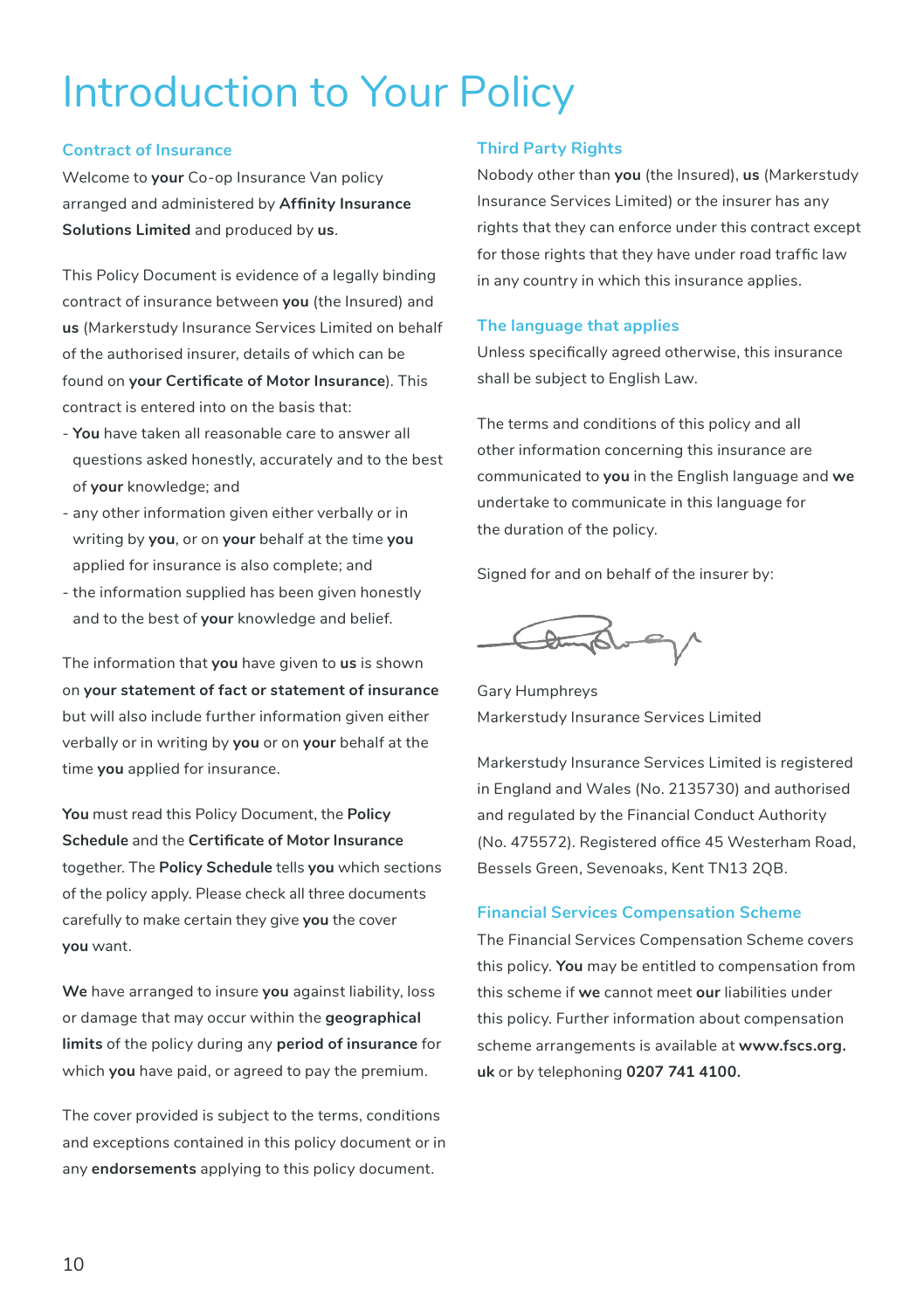# Introduction to Your Policy

## Contract of Insurance

Welcome to **your** Co-op Insurance Van policy arranged and administered by **Affinity Insurance Solutions Limited** and produced by **us**.

This Policy Document is evidence of a legally binding contract of insurance between **you** (the Insured) and **us** (Markerstudy Insurance Services Limited on behalf of the authorised insurer, details of which can be found on **your Certificate of Motor Insurance**). This contract is entered into on the basis that:

- **You** have taken all reasonable care to answer all questions asked honestly, accurately and to the best of **your** knowledge; and
- any other information given either verbally or in writing by **you**, or on **your** behalf at the time **you** applied for insurance is also complete; and
- the information supplied has been given honestly and to the best of **your** knowledge and belief.

The information that **you** have given to **us** is shown on **your statement of fact or statement of insurance** but will also include further information given either verbally or in writing by **you** or on **your** behalf at the time **you** applied for insurance.

**You** must read this Policy Document, the **Policy Schedule** and the **Certificate of Motor Insurance** together. The **Policy Schedule** tells **you** which sections of the policy apply. Please check all three documents carefully to make certain they give **you** the cover **you** want.

**We** have arranged to insure **you** against liability, loss or damage that may occur within the **geographical limits** of the policy during any **period of insurance** for which **you** have paid, or agreed to pay the premium.

The cover provided is subject to the terms, conditions and exceptions contained in this policy document or in any **endorsements** applying to this policy document.

## Third Party Rights

Nobody other than **you** (the Insured), **us** (Markerstudy Insurance Services Limited) or the insurer has any rights that they can enforce under this contract except for those rights that they have under road traffic law in any country in which this insurance applies.

## The language that applies

Unless specifically agreed otherwise, this insurance shall be subject to English Law.

The terms and conditions of this policy and all other information concerning this insurance are communicated to **you** in the English language and **we** undertake to communicate in this language for the duration of the policy.

Signed for and on behalf of the insurer by:

Gary Humphreys
Markerstudy Insurance Services Limited

Markerstudy Insurance Services Limited is registered in England and Wales (No. 2135730) and authorised and regulated by the Financial Conduct Authority (No. 475572). Registered office 45 Westerham Road, Bessels Green, Sevenoaks, Kent TN13 2QB.

## Financial Services Compensation Scheme

The Financial Services Compensation Scheme covers this policy. **You** may be entitled to compensation from this scheme if **we** cannot meet **our** liabilities under this policy. Further information about compensation scheme arrangements is available at **www.fscs.org.uk** or by telephoning **0207 741 4100.**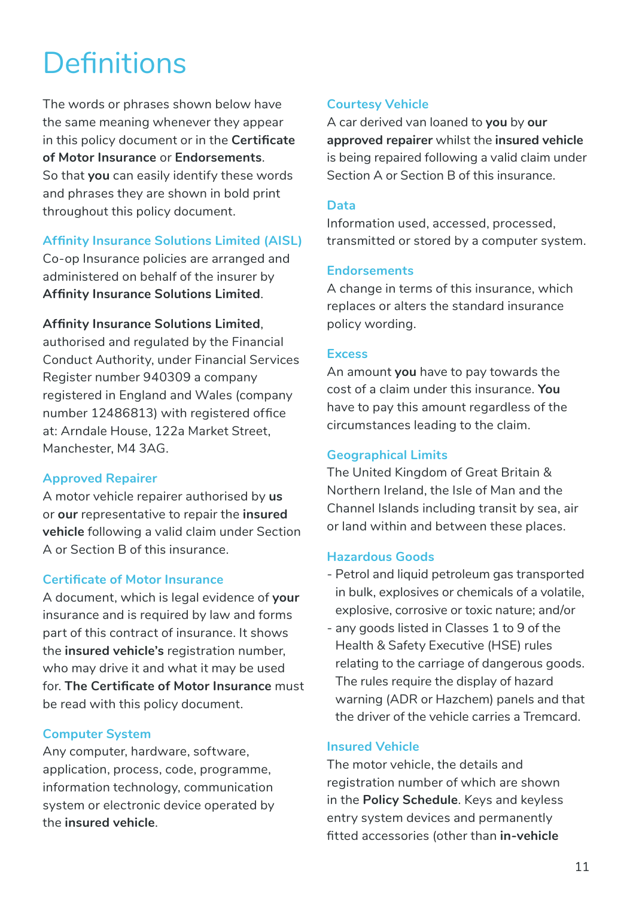# Definitions

The words or phrases shown below have the same meaning whenever they appear in this policy document or in the **Certificate of Motor Insurance** or **Endorsements**. So that **you** can easily identify these words and phrases they are shown in bold print throughout this policy document.

## Affinity Insurance Solutions Limited (AISL)

Co-op Insurance policies are arranged and administered on behalf of the insurer by **Affinity Insurance Solutions Limited**.

**Affinity Insurance Solutions Limited**, authorised and regulated by the Financial Conduct Authority, under Financial Services Register number 940309 a company registered in England and Wales (company number 12486813) with registered office at: Arndale House, 122a Market Street, Manchester, M4 3AG.

## Approved Repairer

A motor vehicle repairer authorised by **us** or **our** representative to repair the **insured vehicle** following a valid claim under Section A or Section B of this insurance.

## Certificate of Motor Insurance

A document, which is legal evidence of **your** insurance and is required by law and forms part of this contract of insurance. It shows the **insured vehicle's** registration number, who may drive it and what it may be used for. **The Certificate of Motor Insurance** must be read with this policy document.

## Computer System

Any computer, hardware, software, application, process, code, programme, information technology, communication system or electronic device operated by the **insured vehicle**.

## Courtesy Vehicle

A car derived van loaned to **you** by **our approved repairer** whilst the **insured vehicle** is being repaired following a valid claim under Section A or Section B of this insurance.

## Data

Information used, accessed, processed, transmitted or stored by a computer system.

## Endorsements

A change in terms of this insurance, which replaces or alters the standard insurance policy wording.

## Excess

An amount **you** have to pay towards the cost of a claim under this insurance. **You** have to pay this amount regardless of the circumstances leading to the claim.

## Geographical Limits

The United Kingdom of Great Britain & Northern Ireland, the Isle of Man and the Channel Islands including transit by sea, air or land within and between these places.

## Hazardous Goods

- Petrol and liquid petroleum gas transported in bulk, explosives or chemicals of a volatile, explosive, corrosive or toxic nature; and/or
- any goods listed in Classes 1 to 9 of the Health & Safety Executive (HSE) rules relating to the carriage of dangerous goods. The rules require the display of hazard warning (ADR or Hazchem) panels and that the driver of the vehicle carries a Tremcard.

## Insured Vehicle

The motor vehicle, the details and registration number of which are shown in the **Policy Schedule**. Keys and keyless entry system devices and permanently fitted accessories (other than **in-vehicle**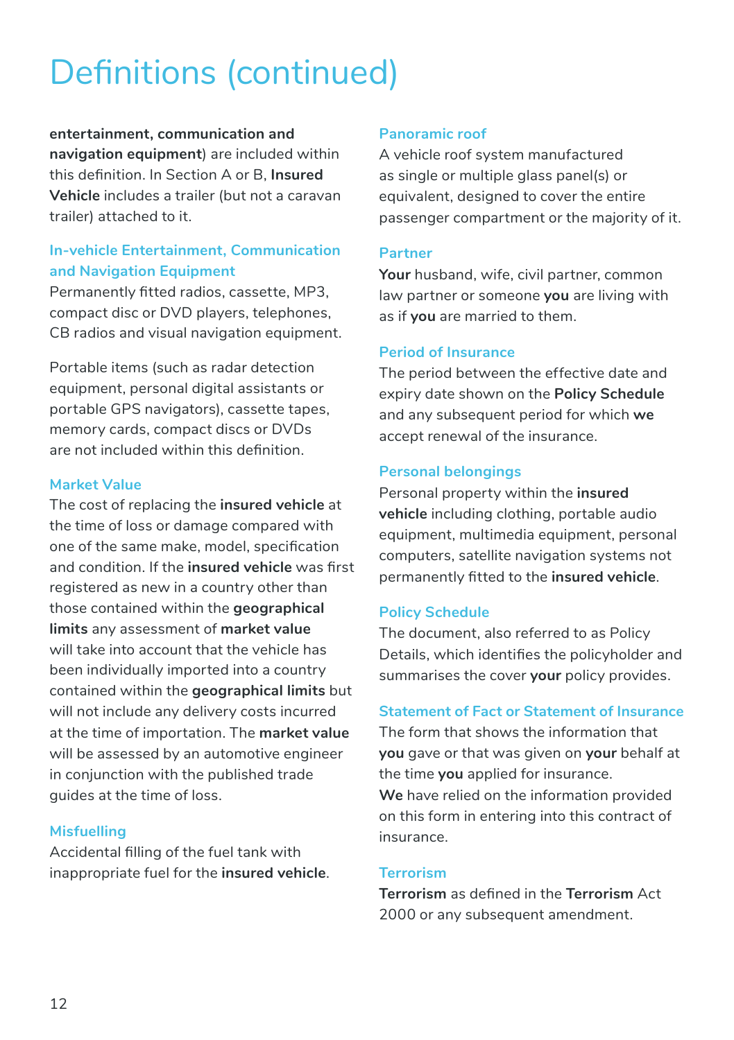# Definitions (continued)

**entertainment, communication and navigation equipment**) are included within this definition. In Section A or B, **Insured Vehicle** includes a trailer (but not a caravan trailer) attached to it.

### In-vehicle Entertainment, Communication and Navigation Equipment

Permanently fitted radios, cassette, MP3, compact disc or DVD players, telephones, CB radios and visual navigation equipment.

Portable items (such as radar detection equipment, personal digital assistants or portable GPS navigators), cassette tapes, memory cards, compact discs or DVDs are not included within this definition.

### Market Value

The cost of replacing the **insured vehicle** at the time of loss or damage compared with one of the same make, model, specification and condition. If the **insured vehicle** was first registered as new in a country other than those contained within the **geographical limits** any assessment of **market value** will take into account that the vehicle has been individually imported into a country contained within the **geographical limits** but will not include any delivery costs incurred at the time of importation. The **market value** will be assessed by an automotive engineer in conjunction with the published trade guides at the time of loss.

### Misfuelling

Accidental filling of the fuel tank with inappropriate fuel for the **insured vehicle**.

### Panoramic roof

A vehicle roof system manufactured as single or multiple glass panel(s) or equivalent, designed to cover the entire passenger compartment or the majority of it.

### Partner

**Your** husband, wife, civil partner, common law partner or someone **you** are living with as if **you** are married to them.

### Period of Insurance

The period between the effective date and expiry date shown on the **Policy Schedule** and any subsequent period for which **we** accept renewal of the insurance.

### Personal belongings

Personal property within the **insured vehicle** including clothing, portable audio equipment, multimedia equipment, personal computers, satellite navigation systems not permanently fitted to the **insured vehicle**.

### Policy Schedule

The document, also referred to as Policy Details, which identifies the policyholder and summarises the cover **your** policy provides.

### Statement of Fact or Statement of Insurance

The form that shows the information that **you** gave or that was given on **your** behalf at the time **you** applied for insurance.
**We** have relied on the information provided on this form in entering into this contract of insurance.

### Terrorism

**Terrorism** as defined in the **Terrorism** Act 2000 or any subsequent amendment.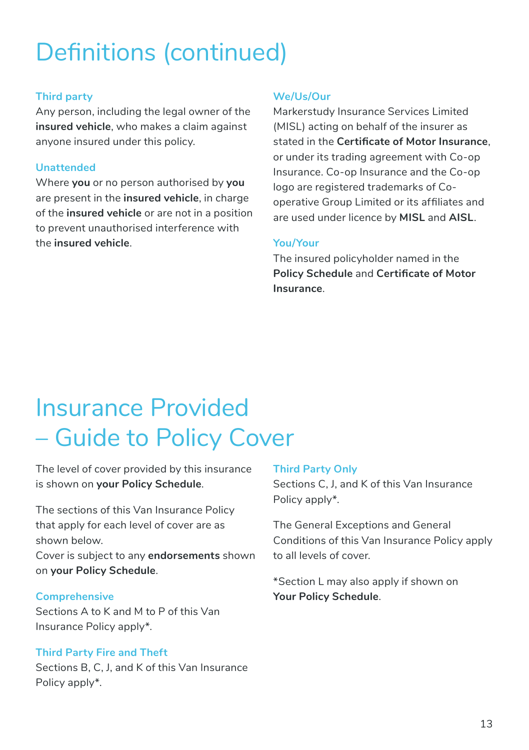# Definitions (continued)

### Third party

Any person, including the legal owner of the **insured vehicle**, who makes a claim against anyone insured under this policy.

### Unattended

Where **you** or no person authorised by **you** are present in the **insured vehicle**, in charge of the **insured vehicle** or are not in a position to prevent unauthorised interference with the **insured vehicle**.

### We/Us/Our

Markerstudy Insurance Services Limited (MISL) acting on behalf of the insurer as stated in the **Certificate of Motor Insurance**, or under its trading agreement with Co-op Insurance. Co-op Insurance and the Co-op logo are registered trademarks of Co-operative Group Limited or its affiliates and are used under licence by **MISL** and **AISL**.

### You/Your

The insured policyholder named in the **Policy Schedule** and **Certificate of Motor Insurance**.

# Insurance Provided – Guide to Policy Cover

The level of cover provided by this insurance is shown on **your Policy Schedule**.

The sections of this Van Insurance Policy that apply for each level of cover are as shown below.
Cover is subject to any **endorsements** shown on **your Policy Schedule**.

### Comprehensive

Sections A to K and M to P of this Van Insurance Policy apply*.

### Third Party Fire and Theft

Sections B, C, J, and K of this Van Insurance Policy apply*.

### Third Party Only

Sections C, J, and K of this Van Insurance Policy apply*.

The General Exceptions and General Conditions of this Van Insurance Policy apply to all levels of cover.

*Section L may also apply if shown on **Your Policy Schedule**.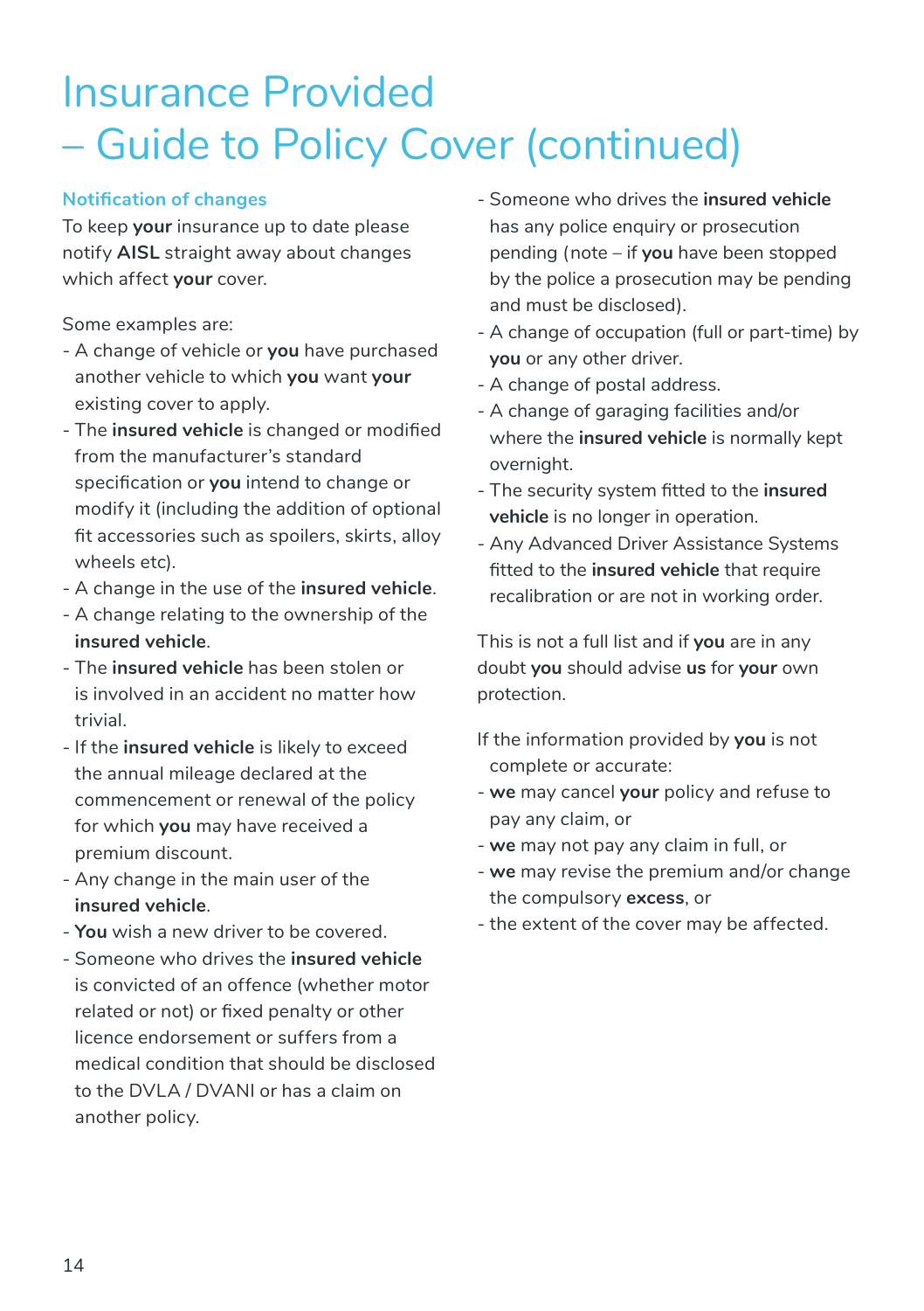# Insurance Provided – Guide to Policy Cover (continued)

## Notification of changes

To keep **your** insurance up to date please notify **AISL** straight away about changes which affect **your** cover.

Some examples are:

- A change of vehicle or **you** have purchased another vehicle to which **you** want **your** existing cover to apply.
- The **insured vehicle** is changed or modified from the manufacturer's standard specification or **you** intend to change or modify it (including the addition of optional fit accessories such as spoilers, skirts, alloy wheels etc).
- A change in the use of the **insured vehicle**.
- A change relating to the ownership of the **insured vehicle**.
- The **insured vehicle** has been stolen or is involved in an accident no matter how trivial.
- If the **insured vehicle** is likely to exceed the annual mileage declared at the commencement or renewal of the policy for which **you** may have received a premium discount.
- Any change in the main user of the **insured vehicle**.
- **You** wish a new driver to be covered.
- Someone who drives the **insured vehicle** is convicted of an offence (whether motor related or not) or fixed penalty or other licence endorsement or suffers from a medical condition that should be disclosed to the DVLA / DVANI or has a claim on another policy.
- Someone who drives the **insured vehicle** has any police enquiry or prosecution pending (note – if **you** have been stopped by the police a prosecution may be pending and must be disclosed).
- A change of occupation (full or part-time) by **you** or any other driver.
- A change of postal address.
- A change of garaging facilities and/or where the **insured vehicle** is normally kept overnight.
- The security system fitted to the **insured vehicle** is no longer in operation.
- Any Advanced Driver Assistance Systems fitted to the **insured vehicle** that require recalibration or are not in working order.

This is not a full list and if **you** are in any doubt **you** should advise **us** for **your** own protection.

If the information provided by **you** is not complete or accurate:

- **we** may cancel **your** policy and refuse to pay any claim, or
- **we** may not pay any claim in full, or
- **we** may revise the premium and/or change the compulsory **excess**, or
- the extent of the cover may be affected.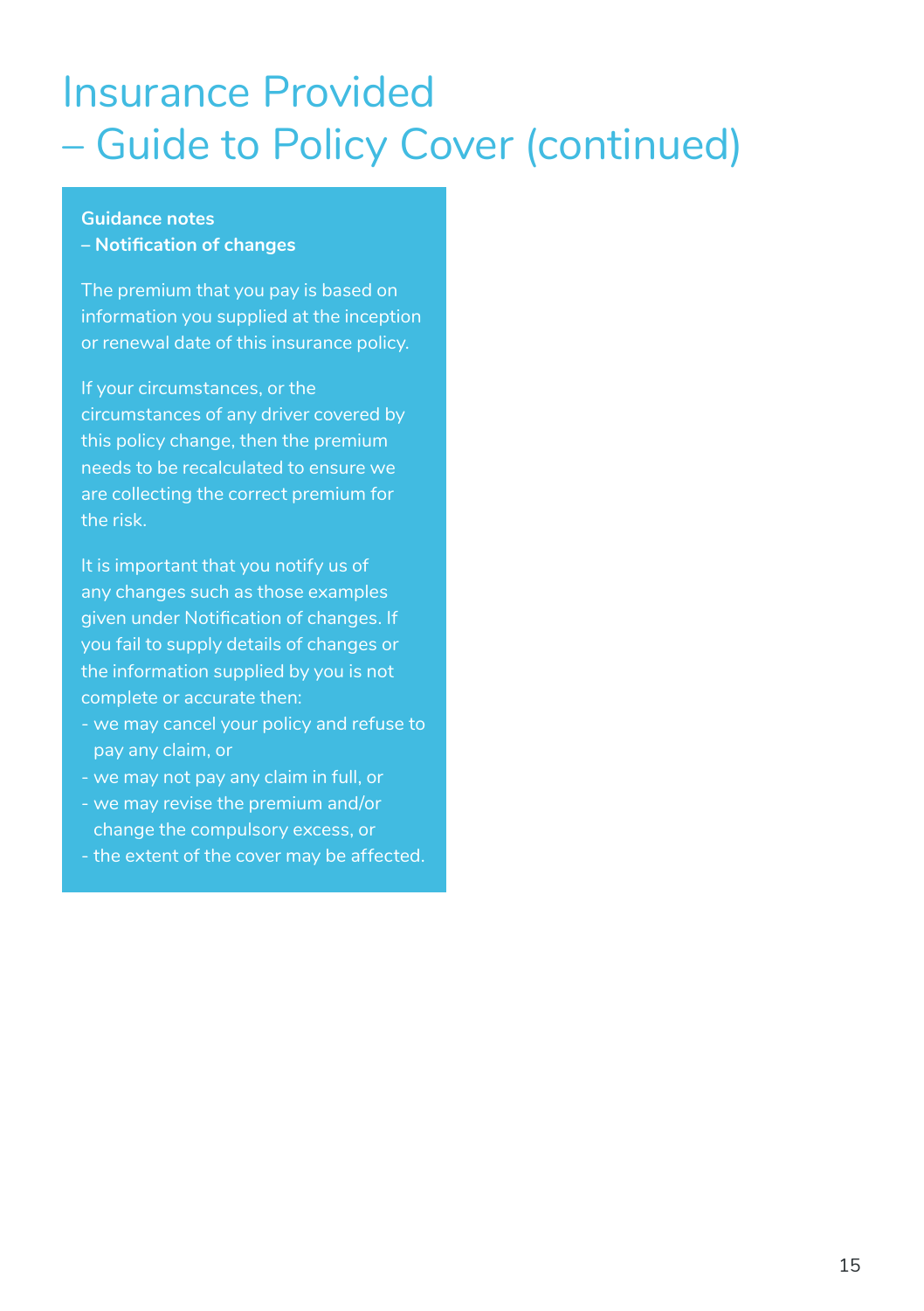# Insurance Provided – Guide to Policy Cover (continued)

**Guidance notes**
**– Notification of changes**

The premium that you pay is based on information you supplied at the inception or renewal date of this insurance policy.

If your circumstances, or the circumstances of any driver covered by this policy change, then the premium needs to be recalculated to ensure we are collecting the correct premium for the risk.

It is important that you notify us of any changes such as those examples given under Notification of changes. If you fail to supply details of changes or the information supplied by you is not complete or accurate then:

- we may cancel your policy and refuse to pay any claim, or
- we may not pay any claim in full, or
- we may revise the premium and/or change the compulsory excess, or
- the extent of the cover may be affected.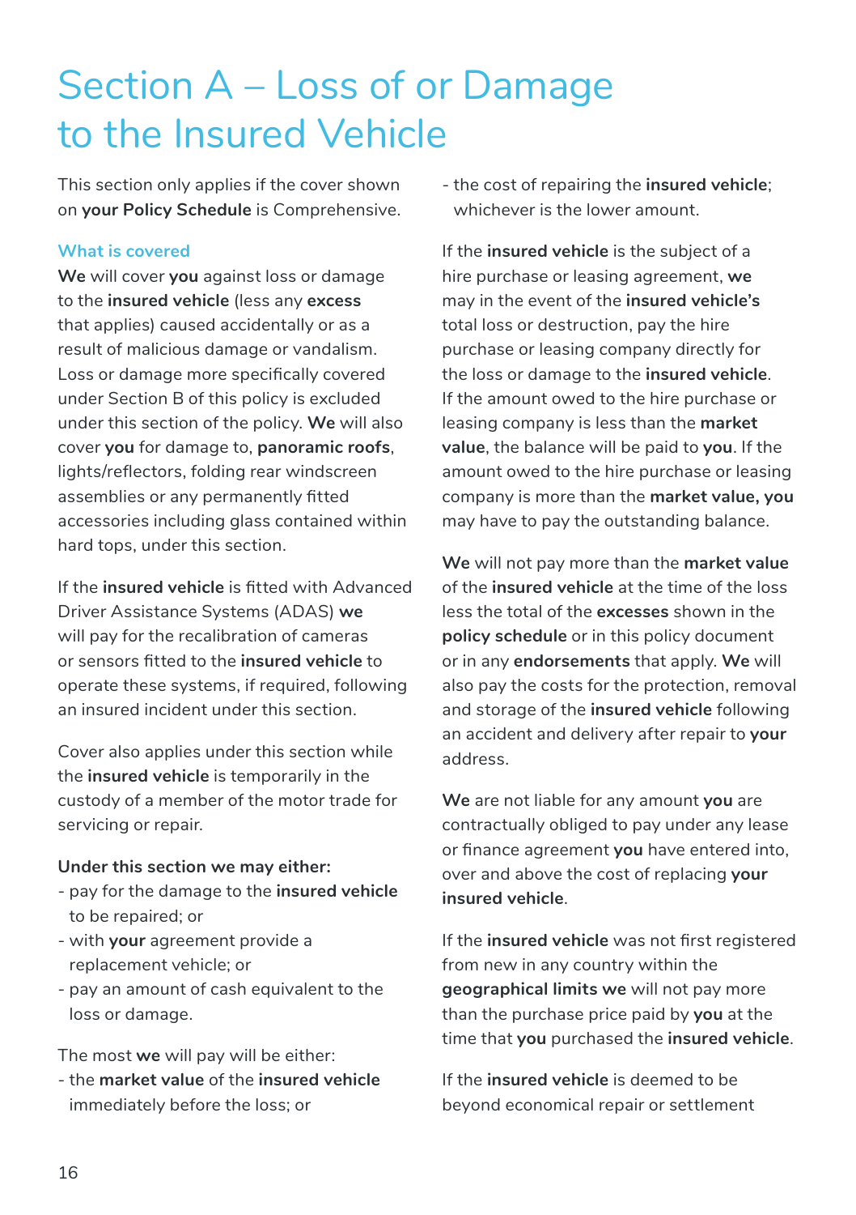# Section A – Loss of or Damage to the Insured Vehicle

This section only applies if the cover shown on **your Policy Schedule** is Comprehensive.

### What is covered

**We** will cover **you** against loss or damage to the **insured vehicle** (less any **excess** that applies) caused accidentally or as a result of malicious damage or vandalism. Loss or damage more specifically covered under Section B of this policy is excluded under this section of the policy. **We** will also cover **you** for damage to, **panoramic roofs**, lights/reflectors, folding rear windscreen assemblies or any permanently fitted accessories including glass contained within hard tops, under this section.

If the **insured vehicle** is fitted with Advanced Driver Assistance Systems (ADAS) **we** will pay for the recalibration of cameras or sensors fitted to the **insured vehicle** to operate these systems, if required, following an insured incident under this section.

Cover also applies under this section while the **insured vehicle** is temporarily in the custody of a member of the motor trade for servicing or repair.

**Under this section we may either:**

- pay for the damage to the **insured vehicle** to be repaired; or
- with **your** agreement provide a replacement vehicle; or
- pay an amount of cash equivalent to the loss or damage.

The most **we** will pay will be either:

- the **market value** of the **insured vehicle** immediately before the loss; or
- the cost of repairing the **insured vehicle**;

whichever is the lower amount.

If the **insured vehicle** is the subject of a hire purchase or leasing agreement, **we** may in the event of the **insured vehicle's** total loss or destruction, pay the hire purchase or leasing company directly for the loss or damage to the **insured vehicle**. If the amount owed to the hire purchase or leasing company is less than the **market value**, the balance will be paid to **you**. If the amount owed to the hire purchase or leasing company is more than the **market value, you** may have to pay the outstanding balance.

**We** will not pay more than the **market value** of the **insured vehicle** at the time of the loss less the total of the **excesses** shown in the **policy schedule** or in this policy document or in any **endorsements** that apply. **We** will also pay the costs for the protection, removal and storage of the **insured vehicle** following an accident and delivery after repair to **your** address.

**We** are not liable for any amount **you** are contractually obliged to pay under any lease or finance agreement **you** have entered into, over and above the cost of replacing **your insured vehicle**.

If the **insured vehicle** was not first registered from new in any country within the **geographical limits we** will not pay more than the purchase price paid by **you** at the time that **you** purchased the **insured vehicle**.

If the **insured vehicle** is deemed to be beyond economical repair or settlement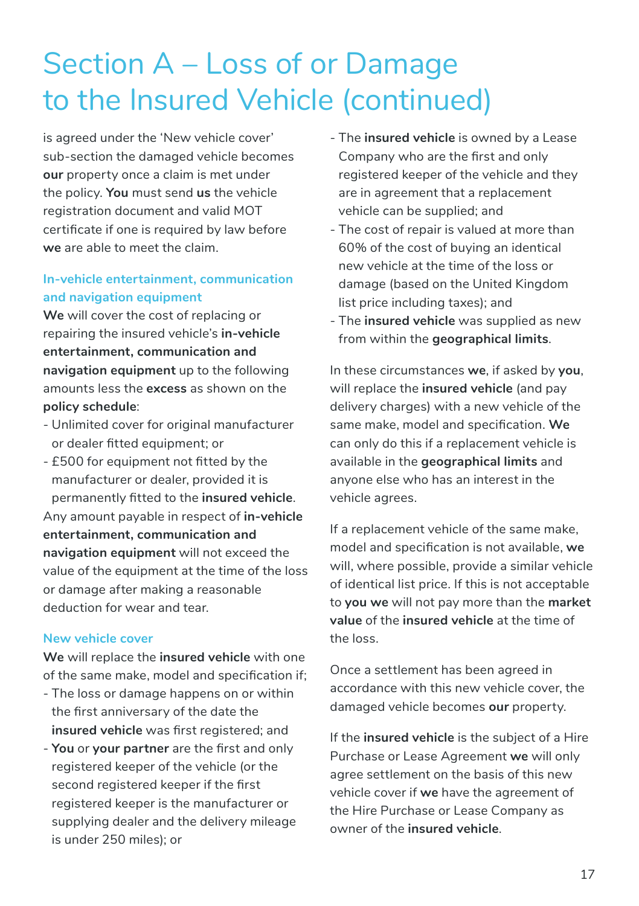# Section A – Loss of or Damage to the Insured Vehicle (continued)

is agreed under the 'New vehicle cover' sub-section the damaged vehicle becomes **our** property once a claim is met under the policy. **You** must send **us** the vehicle registration document and valid MOT certificate if one is required by law before **we** are able to meet the claim.

### In-vehicle entertainment, communication and navigation equipment

**We** will cover the cost of replacing or repairing the insured vehicle's **in-vehicle entertainment, communication and navigation equipment** up to the following amounts less the **excess** as shown on the **policy schedule**:

- Unlimited cover for original manufacturer or dealer fitted equipment; or
- £500 for equipment not fitted by the manufacturer or dealer, provided it is permanently fitted to the **insured vehicle**.

Any amount payable in respect of **in-vehicle entertainment, communication and navigation equipment** will not exceed the value of the equipment at the time of the loss or damage after making a reasonable deduction for wear and tear.

### New vehicle cover

**We** will replace the **insured vehicle** with one of the same make, model and specification if;

- The loss or damage happens on or within the first anniversary of the date the **insured vehicle** was first registered; and
- **You** or **your partner** are the first and only registered keeper of the vehicle (or the second registered keeper if the first registered keeper is the manufacturer or supplying dealer and the delivery mileage is under 250 miles); or
- The **insured vehicle** is owned by a Lease Company who are the first and only registered keeper of the vehicle and they are in agreement that a replacement vehicle can be supplied; and
- The cost of repair is valued at more than 60% of the cost of buying an identical new vehicle at the time of the loss or damage (based on the United Kingdom list price including taxes); and
- The **insured vehicle** was supplied as new from within the **geographical limits**.

In these circumstances **we**, if asked by **you**, will replace the **insured vehicle** (and pay delivery charges) with a new vehicle of the same make, model and specification. **We** can only do this if a replacement vehicle is available in the **geographical limits** and anyone else who has an interest in the vehicle agrees.

If a replacement vehicle of the same make, model and specification is not available, **we** will, where possible, provide a similar vehicle of identical list price. If this is not acceptable to **you we** will not pay more than the **market value** of the **insured vehicle** at the time of the loss.

Once a settlement has been agreed in accordance with this new vehicle cover, the damaged vehicle becomes **our** property.

If the **insured vehicle** is the subject of a Hire Purchase or Lease Agreement **we** will only agree settlement on the basis of this new vehicle cover if **we** have the agreement of the Hire Purchase or Lease Company as owner of the **insured vehicle**.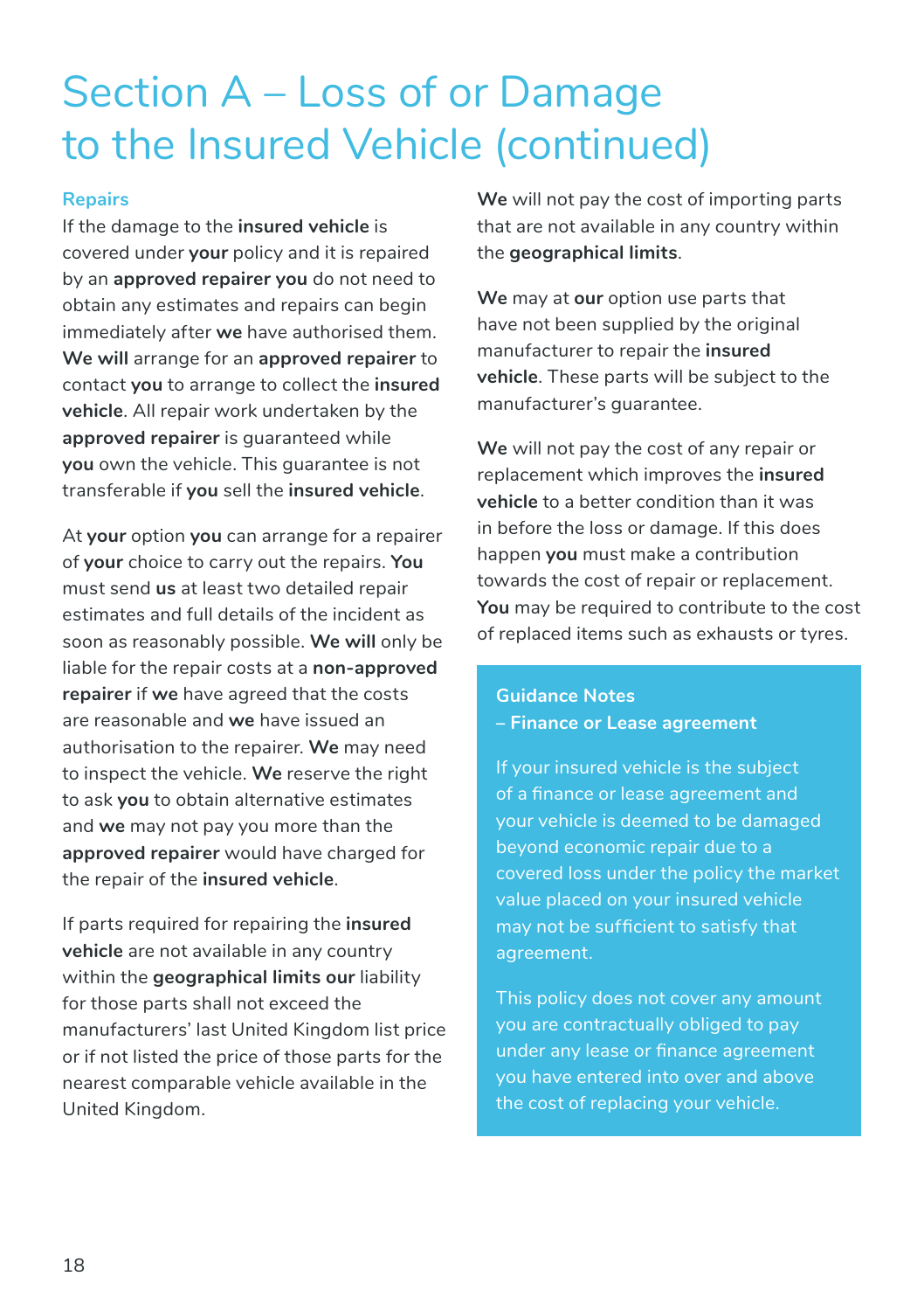# Section A – Loss of or Damage to the Insured Vehicle (continued)

### Repairs

If the damage to the **insured vehicle** is covered under **your** policy and it is repaired by an **approved repairer you** do not need to obtain any estimates and repairs can begin immediately after **we** have authorised them. **We will** arrange for an **approved repairer** to contact **you** to arrange to collect the **insured vehicle**. All repair work undertaken by the **approved repairer** is guaranteed while **you** own the vehicle. This guarantee is not transferable if **you** sell the **insured vehicle**.

At **your** option **you** can arrange for a repairer of **your** choice to carry out the repairs. **You** must send **us** at least two detailed repair estimates and full details of the incident as soon as reasonably possible. **We will** only be liable for the repair costs at a **non-approved repairer** if **we** have agreed that the costs are reasonable and **we** have issued an authorisation to the repairer. **We** may need to inspect the vehicle. **We** reserve the right to ask **you** to obtain alternative estimates and **we** may not pay you more than the **approved repairer** would have charged for the repair of the **insured vehicle**.

If parts required for repairing the **insured vehicle** are not available in any country within the **geographical limits our** liability for those parts shall not exceed the manufacturers' last United Kingdom list price or if not listed the price of those parts for the nearest comparable vehicle available in the United Kingdom.

**We** will not pay the cost of importing parts that are not available in any country within the **geographical limits**.

**We** may at **our** option use parts that have not been supplied by the original manufacturer to repair the **insured vehicle**. These parts will be subject to the manufacturer's guarantee.

**We** will not pay the cost of any repair or replacement which improves the **insured vehicle** to a better condition than it was in before the loss or damage. If this does happen **you** must make a contribution towards the cost of repair or replacement. **You** may be required to contribute to the cost of replaced items such as exhausts or tyres.

**Guidance Notes – Finance or Lease agreement**

If your insured vehicle is the subject of a finance or lease agreement and your vehicle is deemed to be damaged beyond economic repair due to a covered loss under the policy the market value placed on your insured vehicle may not be sufficient to satisfy that agreement.

This policy does not cover any amount you are contractually obliged to pay under any lease or finance agreement you have entered into over and above the cost of replacing your vehicle.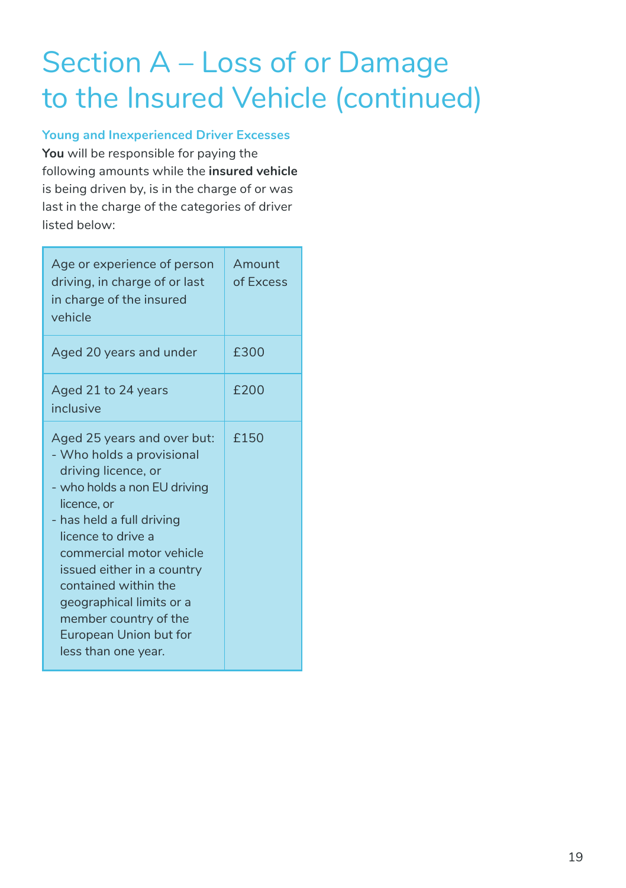# Section A – Loss of or Damage to the Insured Vehicle (continued)

### Young and Inexperienced Driver Excesses

**You** will be responsible for paying the following amounts while the **insured vehicle** is being driven by, is in the charge of or was last in the charge of the categories of driver listed below:

| Age or experience of person driving, in charge of or last in charge of the insured vehicle | Amount of Excess |
|---|---|
| Aged 20 years and under | £300 |
| Aged 21 to 24 years inclusive | £200 |
| Aged 25 years and over but:<br>- Who holds a provisional driving licence, or<br>- who holds a non EU driving licence, or<br>- has held a full driving licence to drive a commercial motor vehicle issued either in a country contained within the geographical limits or a member country of the European Union but for less than one year. | £150 |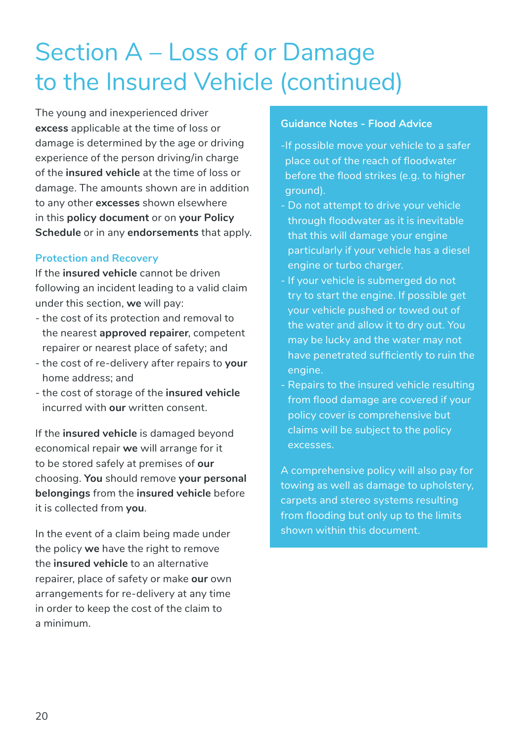# Section A – Loss of or Damage to the Insured Vehicle (continued)

The young and inexperienced driver **excess** applicable at the time of loss or damage is determined by the age or driving experience of the person driving/in charge of the **insured vehicle** at the time of loss or damage. The amounts shown are in addition to any other **excesses** shown elsewhere in this **policy document** or on **your Policy Schedule** or in any **endorsements** that apply.

### Protection and Recovery

If the **insured vehicle** cannot be driven following an incident leading to a valid claim under this section, **we** will pay:

- the cost of its protection and removal to the nearest **approved repairer**, competent repairer or nearest place of safety; and
- the cost of re-delivery after repairs to **your** home address; and
- the cost of storage of the **insured vehicle** incurred with **our** written consent.

If the **insured vehicle** is damaged beyond economical repair **we** will arrange for it to be stored safely at premises of **our** choosing. **You** should remove **your personal belongings** from the **insured vehicle** before it is collected from **you**.

In the event of a claim being made under the policy **we** have the right to remove the **insured vehicle** to an alternative repairer, place of safety or make **our** own arrangements for re-delivery at any time in order to keep the cost of the claim to a minimum.

### Guidance Notes - Flood Advice

- If possible move your vehicle to a safer place out of the reach of floodwater before the flood strikes (e.g. to higher ground).
- Do not attempt to drive your vehicle through floodwater as it is inevitable that this will damage your engine particularly if your vehicle has a diesel engine or turbo charger.
- If your vehicle is submerged do not try to start the engine. If possible get your vehicle pushed or towed out of the water and allow it to dry out. You may be lucky and the water may not have penetrated sufficiently to ruin the engine.
- Repairs to the insured vehicle resulting from flood damage are covered if your policy cover is comprehensive but claims will be subject to the policy excesses.

A comprehensive policy will also pay for towing as well as damage to upholstery, carpets and stereo systems resulting from flooding but only up to the limits shown within this document.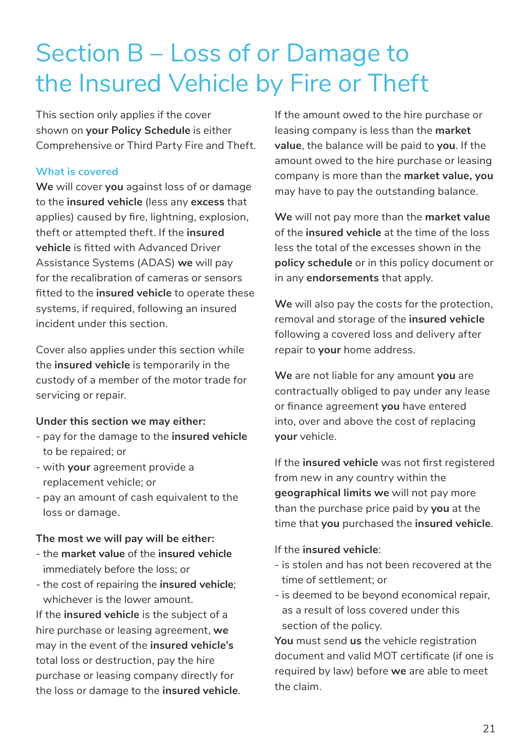# Section B – Loss of or Damage to the Insured Vehicle by Fire or Theft

This section only applies if the cover shown on **your Policy Schedule** is either Comprehensive or Third Party Fire and Theft.

## What is covered

**We** will cover **you** against loss of or damage to the **insured vehicle** (less any **excess** that applies) caused by fire, lightning, explosion, theft or attempted theft. If the **insured vehicle** is fitted with Advanced Driver Assistance Systems (ADAS) **we** will pay for the recalibration of cameras or sensors fitted to the **insured vehicle** to operate these systems, if required, following an insured incident under this section.

Cover also applies under this section while the **insured vehicle** is temporarily in the custody of a member of the motor trade for servicing or repair.

**Under this section we may either:**

- pay for the damage to the **insured vehicle** to be repaired; or
- with **your** agreement provide a replacement vehicle; or
- pay an amount of cash equivalent to the loss or damage.

**The most we will pay will be either:**

- the **market value** of the **insured vehicle** immediately before the loss; or
- the cost of repairing the **insured vehicle**; whichever is the lower amount.

If the **insured vehicle** is the subject of a hire purchase or leasing agreement, **we** may in the event of the **insured vehicle's** total loss or destruction, pay the hire purchase or leasing company directly for the loss or damage to the **insured vehicle**.

If the amount owed to the hire purchase or leasing company is less than the **market value**, the balance will be paid to **you**. If the amount owed to the hire purchase or leasing company is more than the **market value, you** may have to pay the outstanding balance.

**We** will not pay more than the **market value** of the **insured vehicle** at the time of the loss less the total of the excesses shown in the **policy schedule** or in this policy document or in any **endorsements** that apply.

**We** will also pay the costs for the protection, removal and storage of the **insured vehicle** following a covered loss and delivery after repair to **your** home address.

**We** are not liable for any amount **you** are contractually obliged to pay under any lease or finance agreement **you** have entered into, over and above the cost of replacing **your** vehicle.

If the **insured vehicle** was not first registered from new in any country within the **geographical limits we** will not pay more than the purchase price paid by **you** at the time that **you** purchased the **insured vehicle**.

If the **insured vehicle**:

- is stolen and has not been recovered at the time of settlement; or
- is deemed to be beyond economical repair, as a result of loss covered under this section of the policy.

**You** must send **us** the vehicle registration document and valid MOT certificate (if one is required by law) before **we** are able to meet the claim.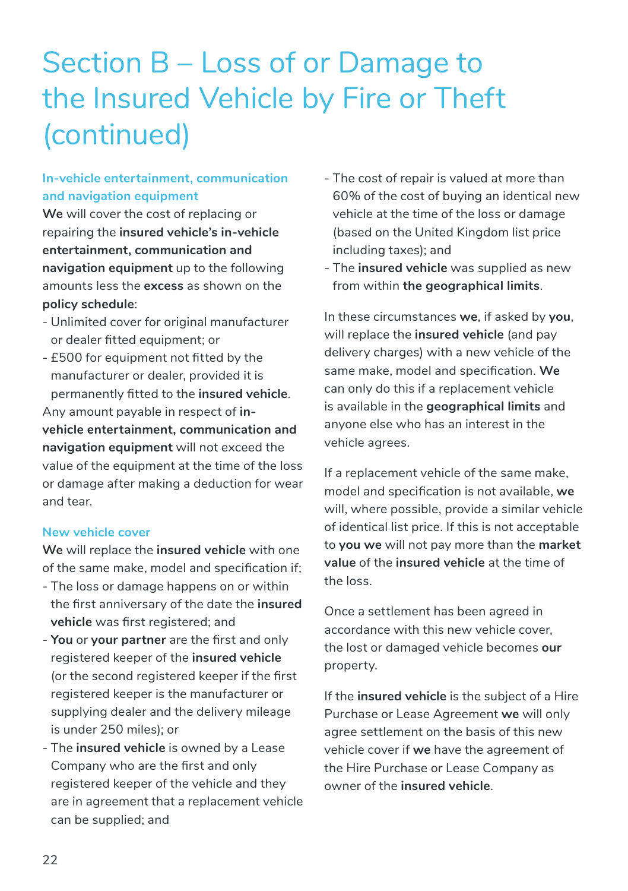# Section B – Loss of or Damage to the Insured Vehicle by Fire or Theft (continued)

### In-vehicle entertainment, communication and navigation equipment

**We** will cover the cost of replacing or repairing the **insured vehicle's in-vehicle entertainment, communication and navigation equipment** up to the following amounts less the **excess** as shown on the **policy schedule**:

- Unlimited cover for original manufacturer or dealer fitted equipment; or
- £500 for equipment not fitted by the manufacturer or dealer, provided it is permanently fitted to the **insured vehicle**.

Any amount payable in respect of **in-vehicle entertainment, communication and navigation equipment** will not exceed the value of the equipment at the time of the loss or damage after making a deduction for wear and tear.

### New vehicle cover

**We** will replace the **insured vehicle** with one of the same make, model and specification if;

- The loss or damage happens on or within the first anniversary of the date the **insured vehicle** was first registered; and
- **You** or **your partner** are the first and only registered keeper of the **insured vehicle** (or the second registered keeper if the first registered keeper is the manufacturer or supplying dealer and the delivery mileage is under 250 miles); or
- The **insured vehicle** is owned by a Lease Company who are the first and only registered keeper of the vehicle and they are in agreement that a replacement vehicle can be supplied; and
- The cost of repair is valued at more than 60% of the cost of buying an identical new vehicle at the time of the loss or damage (based on the United Kingdom list price including taxes); and
- The **insured vehicle** was supplied as new from within **the geographical limits**.

In these circumstances **we**, if asked by **you**, will replace the **insured vehicle** (and pay delivery charges) with a new vehicle of the same make, model and specification. **We** can only do this if a replacement vehicle is available in the **geographical limits** and anyone else who has an interest in the vehicle agrees.

If a replacement vehicle of the same make, model and specification is not available, **we** will, where possible, provide a similar vehicle of identical list price. If this is not acceptable to **you we** will not pay more than the **market value** of the **insured vehicle** at the time of the loss.

Once a settlement has been agreed in accordance with this new vehicle cover, the lost or damaged vehicle becomes **our** property.

If the **insured vehicle** is the subject of a Hire Purchase or Lease Agreement **we** will only agree settlement on the basis of this new vehicle cover if **we** have the agreement of the Hire Purchase or Lease Company as owner of the **insured vehicle**.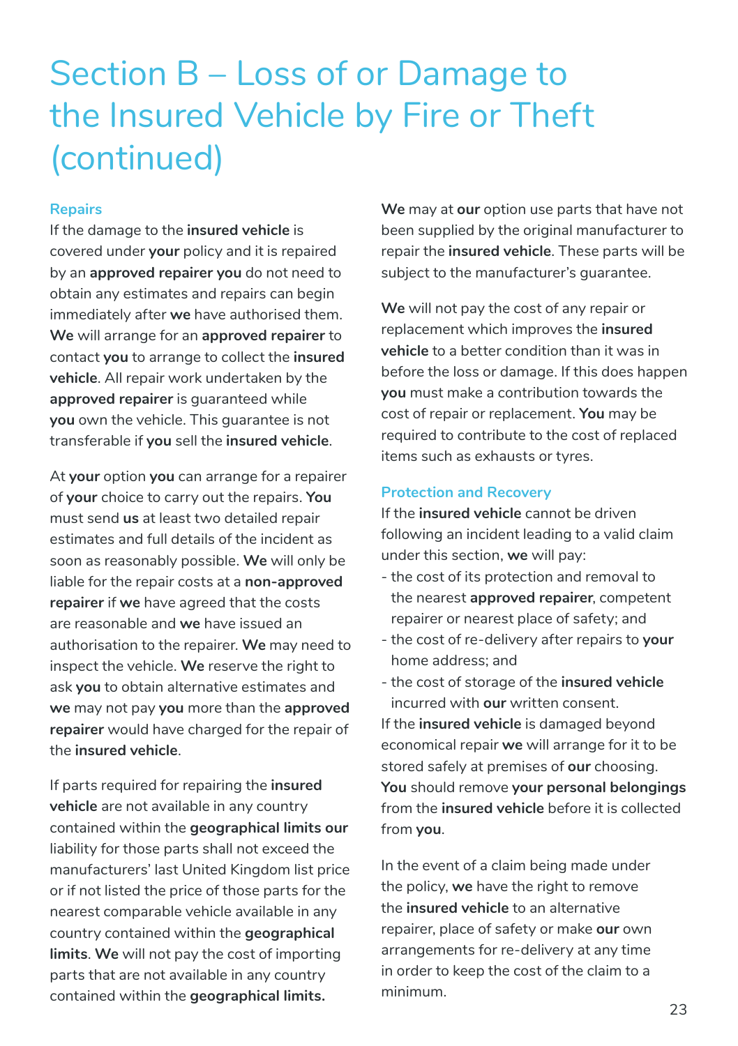# Section B – Loss of or Damage to the Insured Vehicle by Fire or Theft (continued)

### Repairs

If the damage to the **insured vehicle** is covered under **your** policy and it is repaired by an **approved repairer you** do not need to obtain any estimates and repairs can begin immediately after **we** have authorised them. **We** will arrange for an **approved repairer** to contact **you** to arrange to collect the **insured vehicle**. All repair work undertaken by the **approved repairer** is guaranteed while **you** own the vehicle. This guarantee is not transferable if **you** sell the **insured vehicle**.

At **your** option **you** can arrange for a repairer of **your** choice to carry out the repairs. **You** must send **us** at least two detailed repair estimates and full details of the incident as soon as reasonably possible. **We** will only be liable for the repair costs at a **non-approved repairer** if **we** have agreed that the costs are reasonable and **we** have issued an authorisation to the repairer. **We** may need to inspect the vehicle. **We** reserve the right to ask **you** to obtain alternative estimates and **we** may not pay **you** more than the **approved repairer** would have charged for the repair of the **insured vehicle**.

If parts required for repairing the **insured vehicle** are not available in any country contained within the **geographical limits our** liability for those parts shall not exceed the manufacturers' last United Kingdom list price or if not listed the price of those parts for the nearest comparable vehicle available in any country contained within the **geographical limits**. **We** will not pay the cost of importing parts that are not available in any country contained within the **geographical limits.**

**We** may at **our** option use parts that have not been supplied by the original manufacturer to repair the **insured vehicle**. These parts will be subject to the manufacturer's guarantee.

**We** will not pay the cost of any repair or replacement which improves the **insured vehicle** to a better condition than it was in before the loss or damage. If this does happen **you** must make a contribution towards the cost of repair or replacement. **You** may be required to contribute to the cost of replaced items such as exhausts or tyres.

### Protection and Recovery

If the **insured vehicle** cannot be driven following an incident leading to a valid claim under this section, **we** will pay:

- the cost of its protection and removal to the nearest **approved repairer**, competent repairer or nearest place of safety; and
- the cost of re-delivery after repairs to **your** home address; and
- the cost of storage of the **insured vehicle** incurred with **our** written consent.

If the **insured vehicle** is damaged beyond economical repair **we** will arrange for it to be stored safely at premises of **our** choosing. **You** should remove **your personal belongings** from the **insured vehicle** before it is collected from **you**.

In the event of a claim being made under the policy, **we** have the right to remove the **insured vehicle** to an alternative repairer, place of safety or make **our** own arrangements for re-delivery at any time in order to keep the cost of the claim to a minimum.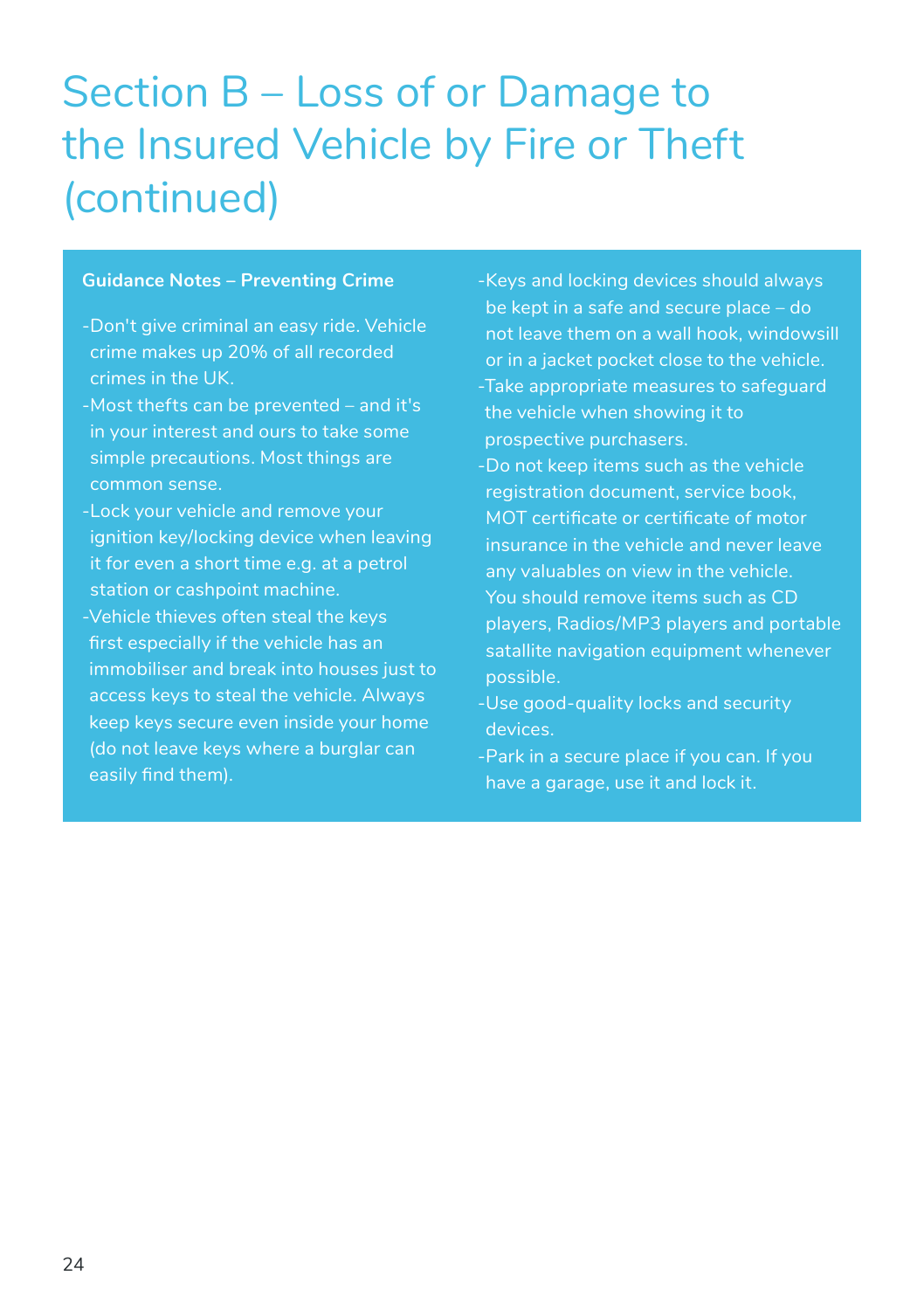# Section B – Loss of or Damage to the Insured Vehicle by Fire or Theft (continued)

**Guidance Notes – Preventing Crime**

- Don't give criminal an easy ride. Vehicle crime makes up 20% of all recorded crimes in the UK.
- Most thefts can be prevented – and it's in your interest and ours to take some simple precautions. Most things are common sense.
- Lock your vehicle and remove your ignition key/locking device when leaving it for even a short time e.g. at a petrol station or cashpoint machine.
- Vehicle thieves often steal the keys first especially if the vehicle has an immobiliser and break into houses just to access keys to steal the vehicle. Always keep keys secure even inside your home (do not leave keys where a burglar can easily find them).
- Keys and locking devices should always be kept in a safe and secure place – do not leave them on a wall hook, windowsill or in a jacket pocket close to the vehicle.
- Take appropriate measures to safeguard the vehicle when showing it to prospective purchasers.
- Do not keep items such as the vehicle registration document, service book, MOT certificate or certificate of motor insurance in the vehicle and never leave any valuables on view in the vehicle. You should remove items such as CD players, Radios/MP3 players and portable satallite navigation equipment whenever possible.
- Use good-quality locks and security devices.
- Park in a secure place if you can. If you have a garage, use it and lock it.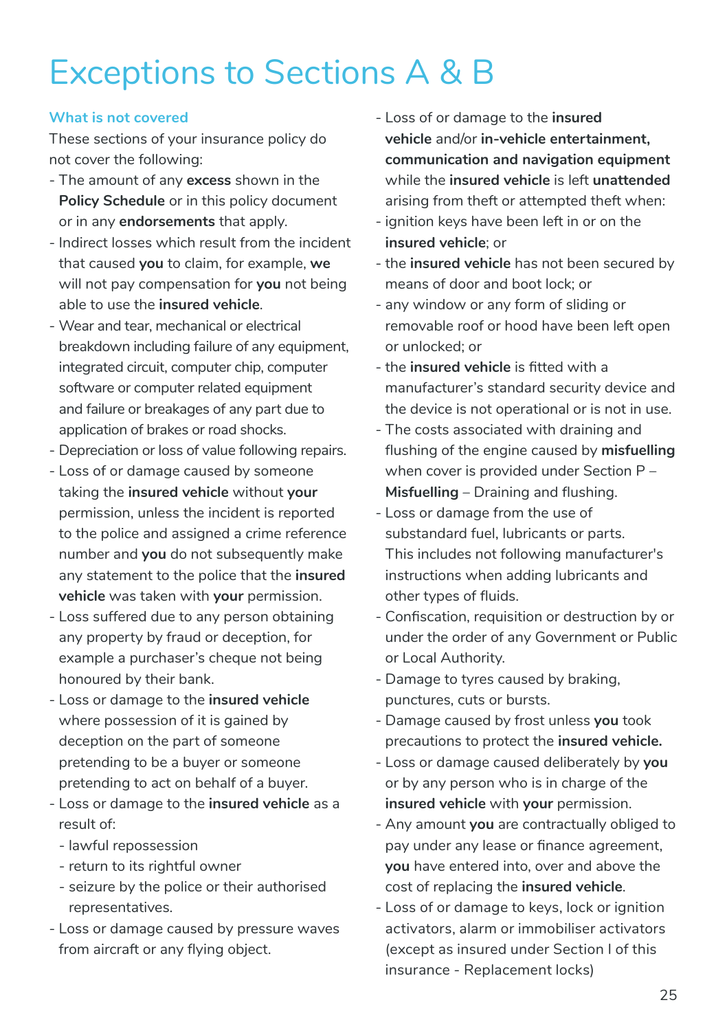# Exceptions to Sections A & B

### What is not covered

These sections of your insurance policy do not cover the following:

- The amount of any **excess** shown in the **Policy Schedule** or in this policy document or in any **endorsements** that apply.
- Indirect losses which result from the incident that caused **you** to claim, for example, **we** will not pay compensation for **you** not being able to use the **insured vehicle**.
- Wear and tear, mechanical or electrical breakdown including failure of any equipment, integrated circuit, computer chip, computer software or computer related equipment and failure or breakages of any part due to application of brakes or road shocks.
- Depreciation or loss of value following repairs.
- Loss of or damage caused by someone taking the **insured vehicle** without **your** permission, unless the incident is reported to the police and assigned a crime reference number and **you** do not subsequently make any statement to the police that the **insured vehicle** was taken with **your** permission.
- Loss suffered due to any person obtaining any property by fraud or deception, for example a purchaser's cheque not being honoured by their bank.
- Loss or damage to the **insured vehicle** where possession of it is gained by deception on the part of someone pretending to be a buyer or someone pretending to act on behalf of a buyer.
- Loss or damage to the **insured vehicle** as a result of:
  - lawful repossession
  - return to its rightful owner
  - seizure by the police or their authorised representatives.
- Loss or damage caused by pressure waves from aircraft or any flying object.
- Loss of or damage to the **insured vehicle** and/or **in-vehicle entertainment, communication and navigation equipment** while the **insured vehicle** is left **unattended** arising from theft or attempted theft when:
  - ignition keys have been left in or on the **insured vehicle**; or
  - the **insured vehicle** has not been secured by means of door and boot lock; or
  - any window or any form of sliding or removable roof or hood have been left open or unlocked; or
  - the **insured vehicle** is fitted with a manufacturer's standard security device and the device is not operational or is not in use.
- The costs associated with draining and flushing of the engine caused by **misfuelling** when cover is provided under Section P – **Misfuelling** – Draining and flushing.
- Loss or damage from the use of substandard fuel, lubricants or parts. This includes not following manufacturer's instructions when adding lubricants and other types of fluids.
- Confiscation, requisition or destruction by or under the order of any Government or Public or Local Authority.
- Damage to tyres caused by braking, punctures, cuts or bursts.
- Damage caused by frost unless **you** took precautions to protect the **insured vehicle.**
- Loss or damage caused deliberately by **you** or by any person who is in charge of the **insured vehicle** with **your** permission.
- Any amount **you** are contractually obliged to pay under any lease or finance agreement, **you** have entered into, over and above the cost of replacing the **insured vehicle**.
- Loss of or damage to keys, lock or ignition activators, alarm or immobiliser activators (except as insured under Section I of this insurance - Replacement locks)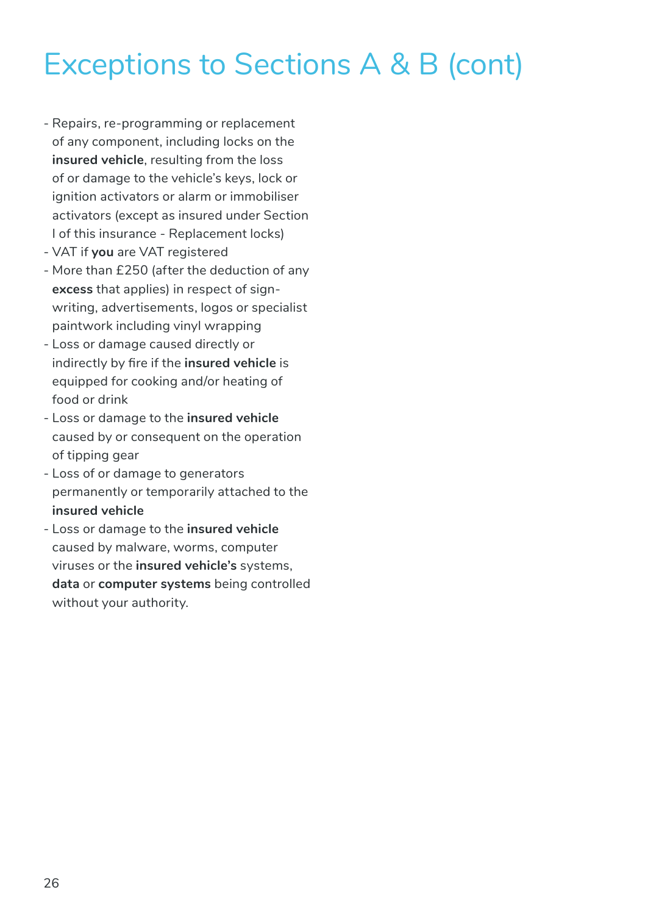# Exceptions to Sections A & B (cont)

- Repairs, re-programming or replacement of any component, including locks on the **insured vehicle**, resulting from the loss of or damage to the vehicle's keys, lock or ignition activators or alarm or immobiliser activators (except as insured under Section I of this insurance - Replacement locks)
- VAT if **you** are VAT registered
- More than £250 (after the deduction of any **excess** that applies) in respect of sign-writing, advertisements, logos or specialist paintwork including vinyl wrapping
- Loss or damage caused directly or indirectly by fire if the **insured vehicle** is equipped for cooking and/or heating of food or drink
- Loss or damage to the **insured vehicle** caused by or consequent on the operation of tipping gear
- Loss of or damage to generators permanently or temporarily attached to the **insured vehicle**
- Loss or damage to the **insured vehicle** caused by malware, worms, computer viruses or the **insured vehicle's** systems, **data** or **computer systems** being controlled without your authority.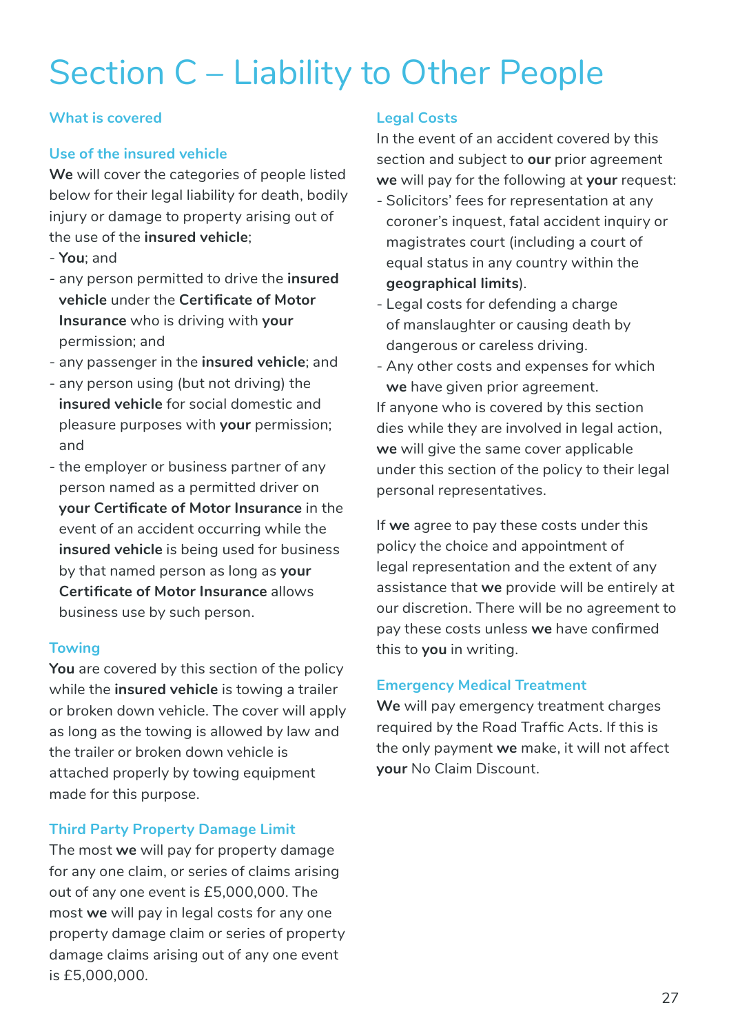# Section C – Liability to Other People

## What is covered

### Use of the insured vehicle

**We** will cover the categories of people listed below for their legal liability for death, bodily injury or damage to property arising out of the use of the **insured vehicle**;

- **You**; and
- any person permitted to drive the **insured vehicle** under the **Certificate of Motor Insurance** who is driving with **your** permission; and
- any passenger in the **insured vehicle**; and
- any person using (but not driving) the **insured vehicle** for social domestic and pleasure purposes with **your** permission; and
- the employer or business partner of any person named as a permitted driver on **your Certificate of Motor Insurance** in the event of an accident occurring while the **insured vehicle** is being used for business by that named person as long as **your Certificate of Motor Insurance** allows business use by such person.

### Towing

**You** are covered by this section of the policy while the **insured vehicle** is towing a trailer or broken down vehicle. The cover will apply as long as the towing is allowed by law and the trailer or broken down vehicle is attached properly by towing equipment made for this purpose.

### Third Party Property Damage Limit

The most **we** will pay for property damage for any one claim, or series of claims arising out of any one event is £5,000,000. The most **we** will pay in legal costs for any one property damage claim or series of property damage claims arising out of any one event is £5,000,000.

### Legal Costs

In the event of an accident covered by this section and subject to **our** prior agreement **we** will pay for the following at **your** request:

- Solicitors' fees for representation at any coroner's inquest, fatal accident inquiry or magistrates court (including a court of equal status in any country within the **geographical limits**).
- Legal costs for defending a charge of manslaughter or causing death by dangerous or careless driving.
- Any other costs and expenses for which **we** have given prior agreement.

If anyone who is covered by this section dies while they are involved in legal action, **we** will give the same cover applicable under this section of the policy to their legal personal representatives.

If **we** agree to pay these costs under this policy the choice and appointment of legal representation and the extent of any assistance that **we** provide will be entirely at our discretion. There will be no agreement to pay these costs unless **we** have confirmed this to **you** in writing.

### Emergency Medical Treatment

**We** will pay emergency treatment charges required by the Road Traffic Acts. If this is the only payment **we** make, it will not affect **your** No Claim Discount.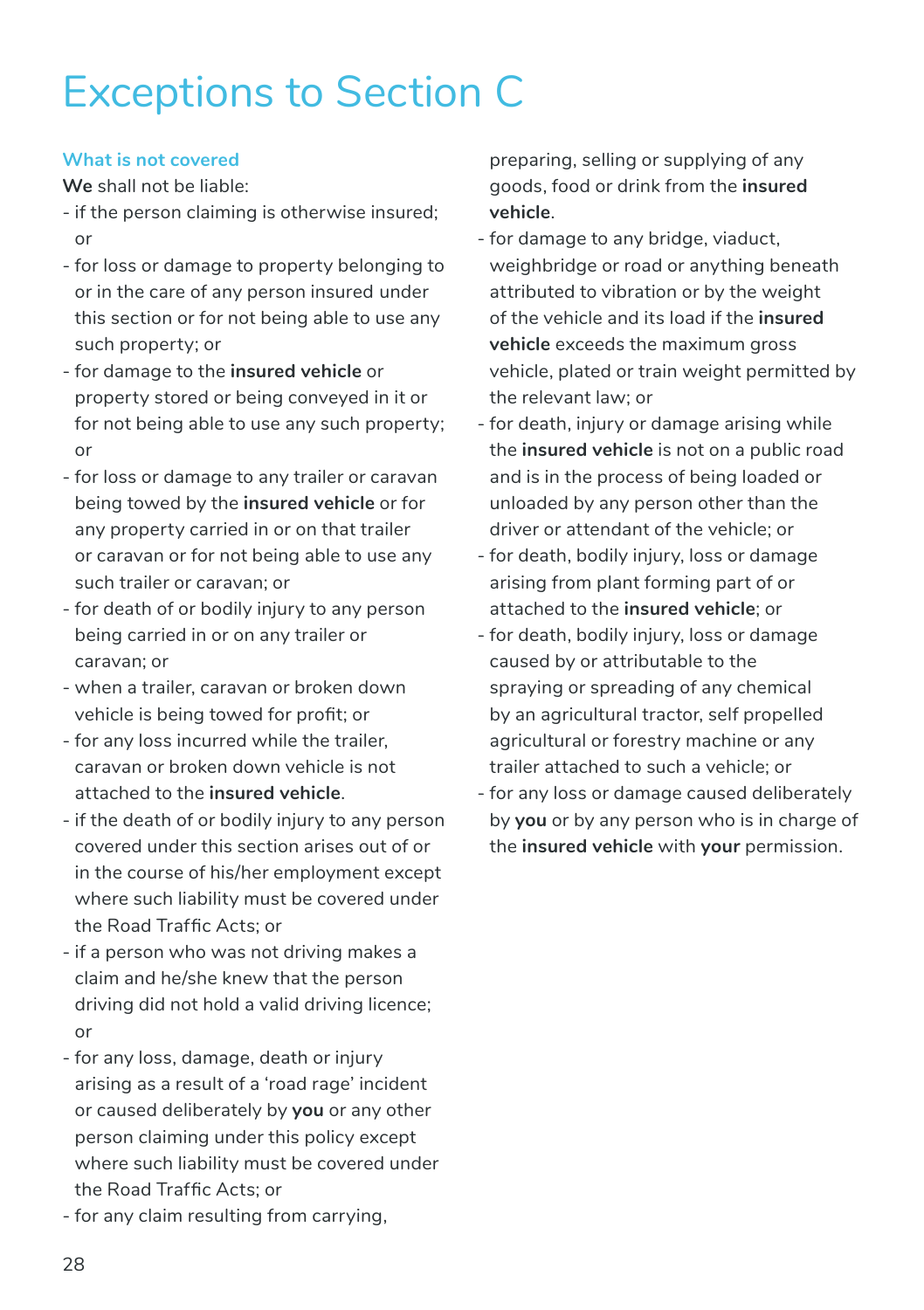# Exceptions to Section C

### What is not covered

**We** shall not be liable:

- if the person claiming is otherwise insured; or
- for loss or damage to property belonging to or in the care of any person insured under this section or for not being able to use any such property; or
- for damage to the **insured vehicle** or property stored or being conveyed in it or for not being able to use any such property; or
- for loss or damage to any trailer or caravan being towed by the **insured vehicle** or for any property carried in or on that trailer or caravan or for not being able to use any such trailer or caravan; or
- for death of or bodily injury to any person being carried in or on any trailer or caravan; or
- when a trailer, caravan or broken down vehicle is being towed for profit; or
- for any loss incurred while the trailer, caravan or broken down vehicle is not attached to the **insured vehicle**.
- if the death of or bodily injury to any person covered under this section arises out of or in the course of his/her employment except where such liability must be covered under the Road Traffic Acts; or
- if a person who was not driving makes a claim and he/she knew that the person driving did not hold a valid driving licence; or
- for any loss, damage, death or injury arising as a result of a 'road rage' incident or caused deliberately by **you** or any other person claiming under this policy except where such liability must be covered under the Road Traffic Acts; or
- for any claim resulting from carrying, preparing, selling or supplying of any goods, food or drink from the **insured vehicle**.
- for damage to any bridge, viaduct, weighbridge or road or anything beneath attributed to vibration or by the weight of the vehicle and its load if the **insured vehicle** exceeds the maximum gross vehicle, plated or train weight permitted by the relevant law; or
- for death, injury or damage arising while the **insured vehicle** is not on a public road and is in the process of being loaded or unloaded by any person other than the driver or attendant of the vehicle; or
- for death, bodily injury, loss or damage arising from plant forming part of or attached to the **insured vehicle**; or
- for death, bodily injury, loss or damage caused by or attributable to the spraying or spreading of any chemical by an agricultural tractor, self propelled agricultural or forestry machine or any trailer attached to such a vehicle; or
- for any loss or damage caused deliberately by **you** or by any person who is in charge of the **insured vehicle** with **your** permission.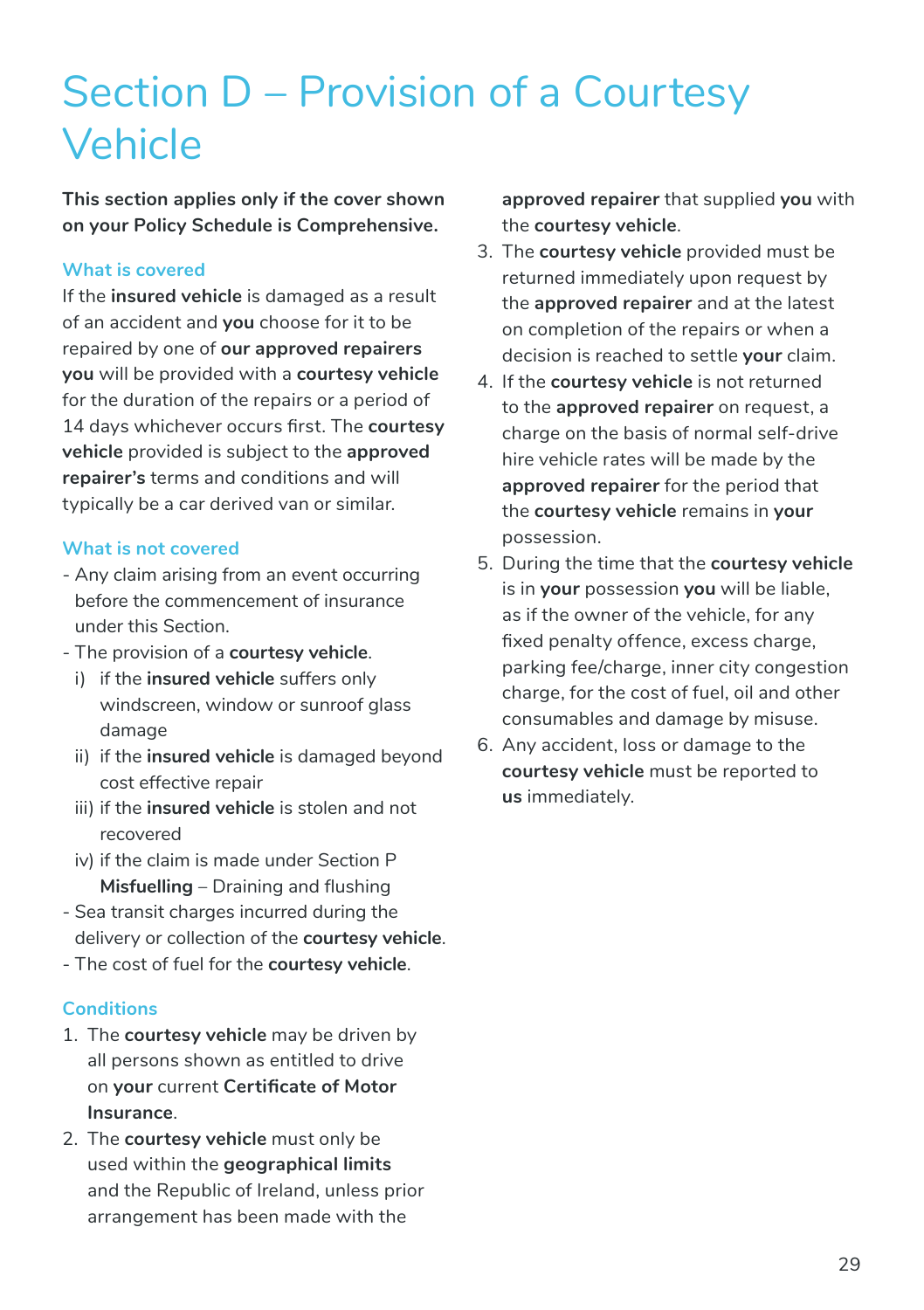# Section D – Provision of a Courtesy Vehicle

**This section applies only if the cover shown on your Policy Schedule is Comprehensive.**

## What is covered

If the **insured vehicle** is damaged as a result of an accident and **you** choose for it to be repaired by one of **our approved repairers you** will be provided with a **courtesy vehicle** for the duration of the repairs or a period of 14 days whichever occurs first. The **courtesy vehicle** provided is subject to the **approved repairer's** terms and conditions and will typically be a car derived van or similar.

## What is not covered

- Any claim arising from an event occurring before the commencement of insurance under this Section.
- The provision of a **courtesy vehicle**.
  - i) if the **insured vehicle** suffers only windscreen, window or sunroof glass damage
  - ii) if the **insured vehicle** is damaged beyond cost effective repair
  - iii) if the **insured vehicle** is stolen and not recovered
  - iv) if the claim is made under Section P **Misfuelling** – Draining and flushing
- Sea transit charges incurred during the delivery or collection of the **courtesy vehicle**.
- The cost of fuel for the **courtesy vehicle**.

## Conditions

1. The **courtesy vehicle** may be driven by all persons shown as entitled to drive on **your** current **Certificate of Motor Insurance**.
2. The **courtesy vehicle** must only be used within the **geographical limits** and the Republic of Ireland, unless prior arrangement has been made with the **approved repairer** that supplied **you** with the **courtesy vehicle**.
3. The **courtesy vehicle** provided must be returned immediately upon request by the **approved repairer** and at the latest on completion of the repairs or when a decision is reached to settle **your** claim.
4. If the **courtesy vehicle** is not returned to the **approved repairer** on request, a charge on the basis of normal self-drive hire vehicle rates will be made by the **approved repairer** for the period that the **courtesy vehicle** remains in **your** possession.
5. During the time that the **courtesy vehicle** is in **your** possession **you** will be liable, as if the owner of the vehicle, for any fixed penalty offence, excess charge, parking fee/charge, inner city congestion charge, for the cost of fuel, oil and other consumables and damage by misuse.
6. Any accident, loss or damage to the **courtesy vehicle** must be reported to **us** immediately.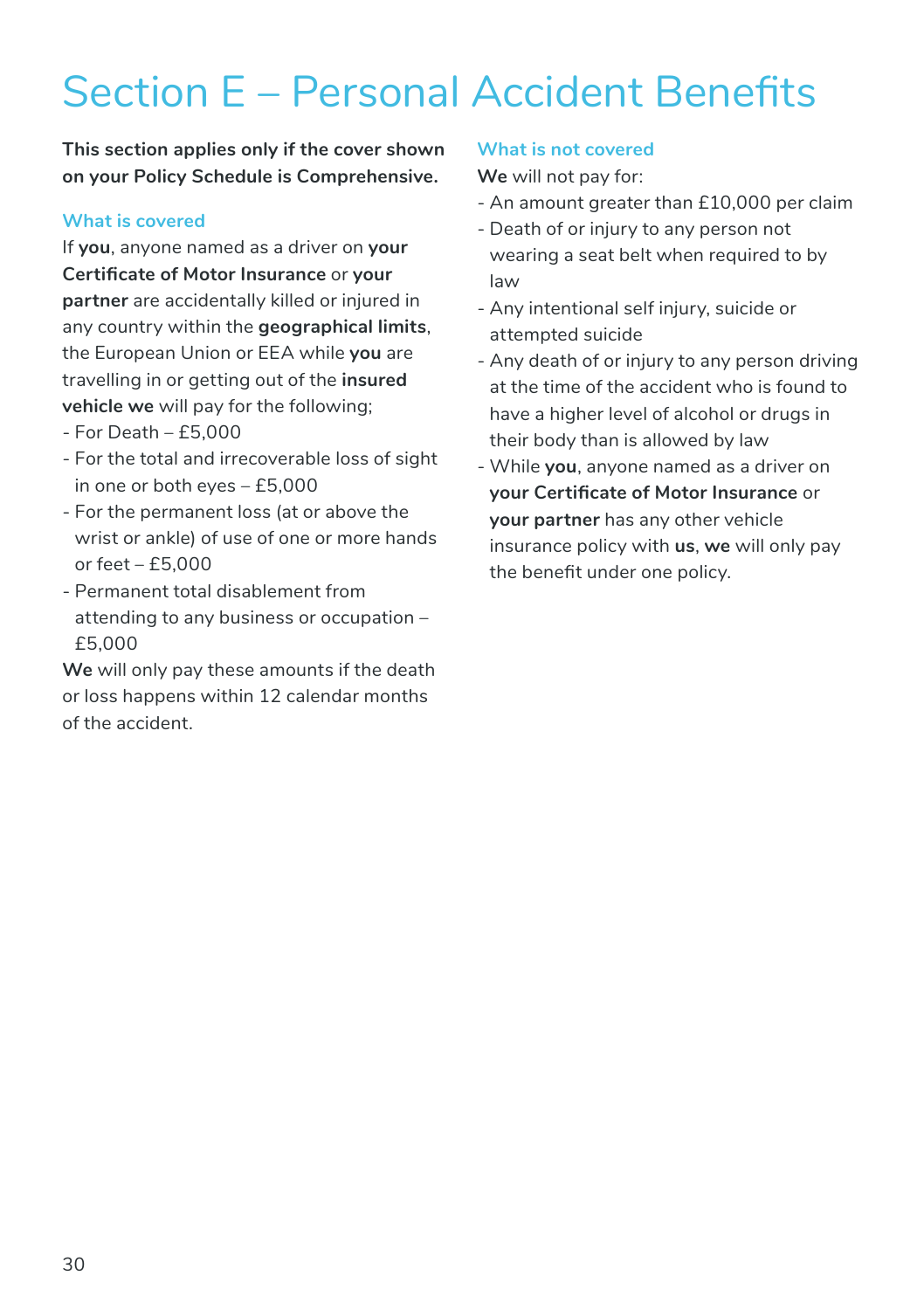# Section E – Personal Accident Benefits

**This section applies only if the cover shown on your Policy Schedule is Comprehensive.**

## What is covered

If **you**, anyone named as a driver on **your Certificate of Motor Insurance** or **your partner** are accidentally killed or injured in any country within the **geographical limits**, the European Union or EEA while **you** are travelling in or getting out of the **insured vehicle we** will pay for the following;

- For Death – £5,000
- For the total and irrecoverable loss of sight in one or both eyes – £5,000
- For the permanent loss (at or above the wrist or ankle) of use of one or more hands or feet – £5,000
- Permanent total disablement from attending to any business or occupation – £5,000

**We** will only pay these amounts if the death or loss happens within 12 calendar months of the accident.

## What is not covered

**We** will not pay for:

- An amount greater than £10,000 per claim
- Death of or injury to any person not wearing a seat belt when required to by law
- Any intentional self injury, suicide or attempted suicide
- Any death of or injury to any person driving at the time of the accident who is found to have a higher level of alcohol or drugs in their body than is allowed by law
- While **you**, anyone named as a driver on **your Certificate of Motor Insurance** or **your partner** has any other vehicle insurance policy with **us**, **we** will only pay the benefit under one policy.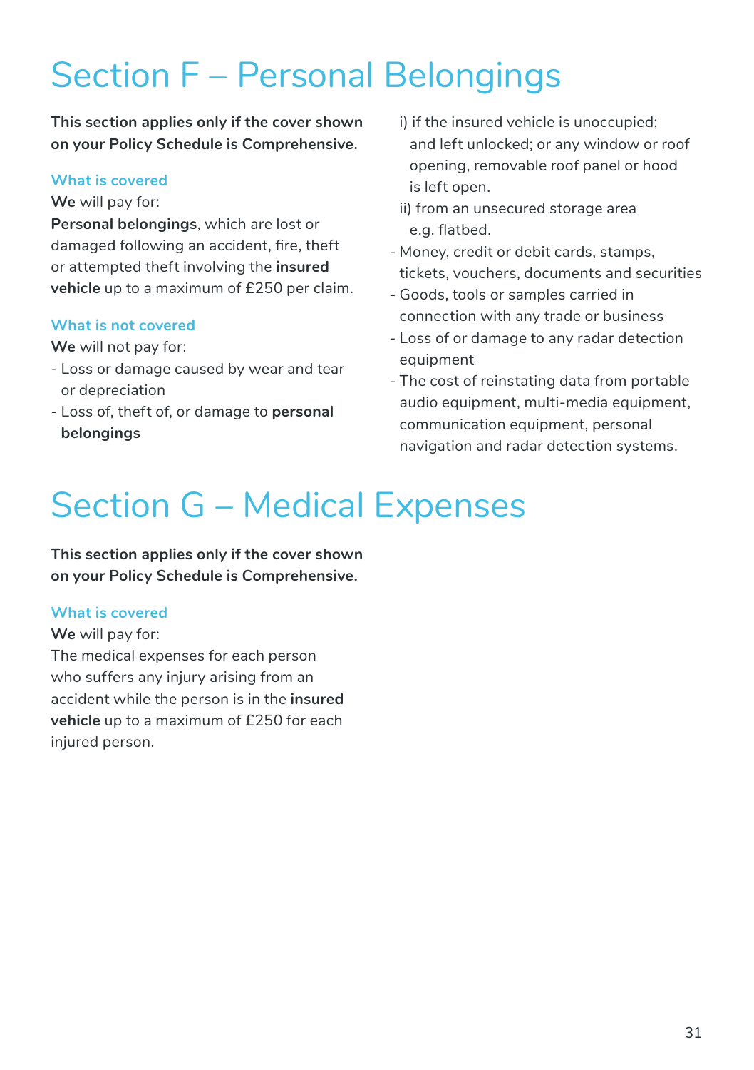# Section F – Personal Belongings

**This section applies only if the cover shown on your Policy Schedule is Comprehensive.**

### What is covered

**We** will pay for:

**Personal belongings**, which are lost or damaged following an accident, fire, theft or attempted theft involving the **insured vehicle** up to a maximum of £250 per claim.

### What is not covered

**We** will not pay for:

- Loss or damage caused by wear and tear or depreciation
- Loss of, theft of, or damage to **personal belongings**
  - i) if the insured vehicle is unoccupied; and left unlocked; or any window or roof opening, removable roof panel or hood is left open.
  - ii) from an unsecured storage area e.g. flatbed.
- Money, credit or debit cards, stamps, tickets, vouchers, documents and securities
- Goods, tools or samples carried in connection with any trade or business
- Loss of or damage to any radar detection equipment
- The cost of reinstating data from portable audio equipment, multi-media equipment, communication equipment, personal navigation and radar detection systems.

# Section G – Medical Expenses

**This section applies only if the cover shown on your Policy Schedule is Comprehensive.**

### What is covered

**We** will pay for:

The medical expenses for each person who suffers any injury arising from an accident while the person is in the **insured vehicle** up to a maximum of £250 for each injured person.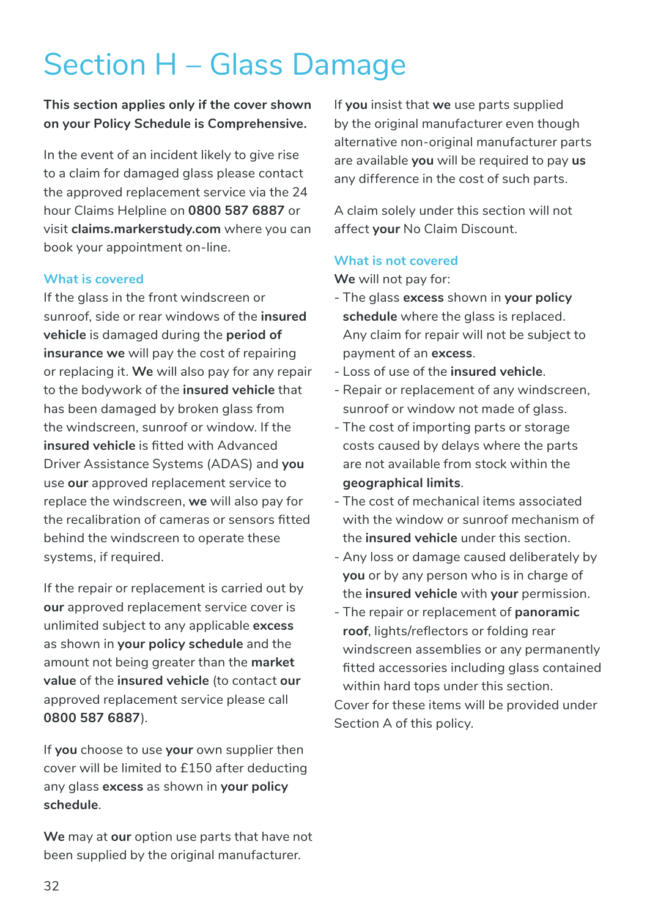# Section H – Glass Damage

**This section applies only if the cover shown on your Policy Schedule is Comprehensive.**

In the event of an incident likely to give rise to a claim for damaged glass please contact the approved replacement service via the 24 hour Claims Helpline on **0800 587 6887** or visit **claims.markerstudy.com** where you can book your appointment on-line.

### What is covered

If the glass in the front windscreen or sunroof, side or rear windows of the **insured vehicle** is damaged during the **period of insurance we** will pay the cost of repairing or replacing it. **We** will also pay for any repair to the bodywork of the **insured vehicle** that has been damaged by broken glass from the windscreen, sunroof or window. If the **insured vehicle** is fitted with Advanced Driver Assistance Systems (ADAS) and **you** use **our** approved replacement service to replace the windscreen, **we** will also pay for the recalibration of cameras or sensors fitted behind the windscreen to operate these systems, if required.

If the repair or replacement is carried out by **our** approved replacement service cover is unlimited subject to any applicable **excess** as shown in **your policy schedule** and the amount not being greater than the **market value** of the **insured vehicle** (to contact **our** approved replacement service please call **0800 587 6887**).

If **you** choose to use **your** own supplier then cover will be limited to £150 after deducting any glass **excess** as shown in **your policy schedule**.

**We** may at **our** option use parts that have not been supplied by the original manufacturer.

If **you** insist that **we** use parts supplied by the original manufacturer even though alternative non-original manufacturer parts are available **you** will be required to pay **us** any difference in the cost of such parts.

A claim solely under this section will not affect **your** No Claim Discount.

### What is not covered

**We** will not pay for:

- The glass **excess** shown in **your policy schedule** where the glass is replaced. Any claim for repair will not be subject to payment of an **excess**.
- Loss of use of the **insured vehicle**.
- Repair or replacement of any windscreen, sunroof or window not made of glass.
- The cost of importing parts or storage costs caused by delays where the parts are not available from stock within the **geographical limits**.
- The cost of mechanical items associated with the window or sunroof mechanism of the **insured vehicle** under this section.
- Any loss or damage caused deliberately by **you** or by any person who is in charge of the **insured vehicle** with **your** permission.
- The repair or replacement of **panoramic roof**, lights/reflectors or folding rear windscreen assemblies or any permanently fitted accessories including glass contained within hard tops under this section.

Cover for these items will be provided under Section A of this policy.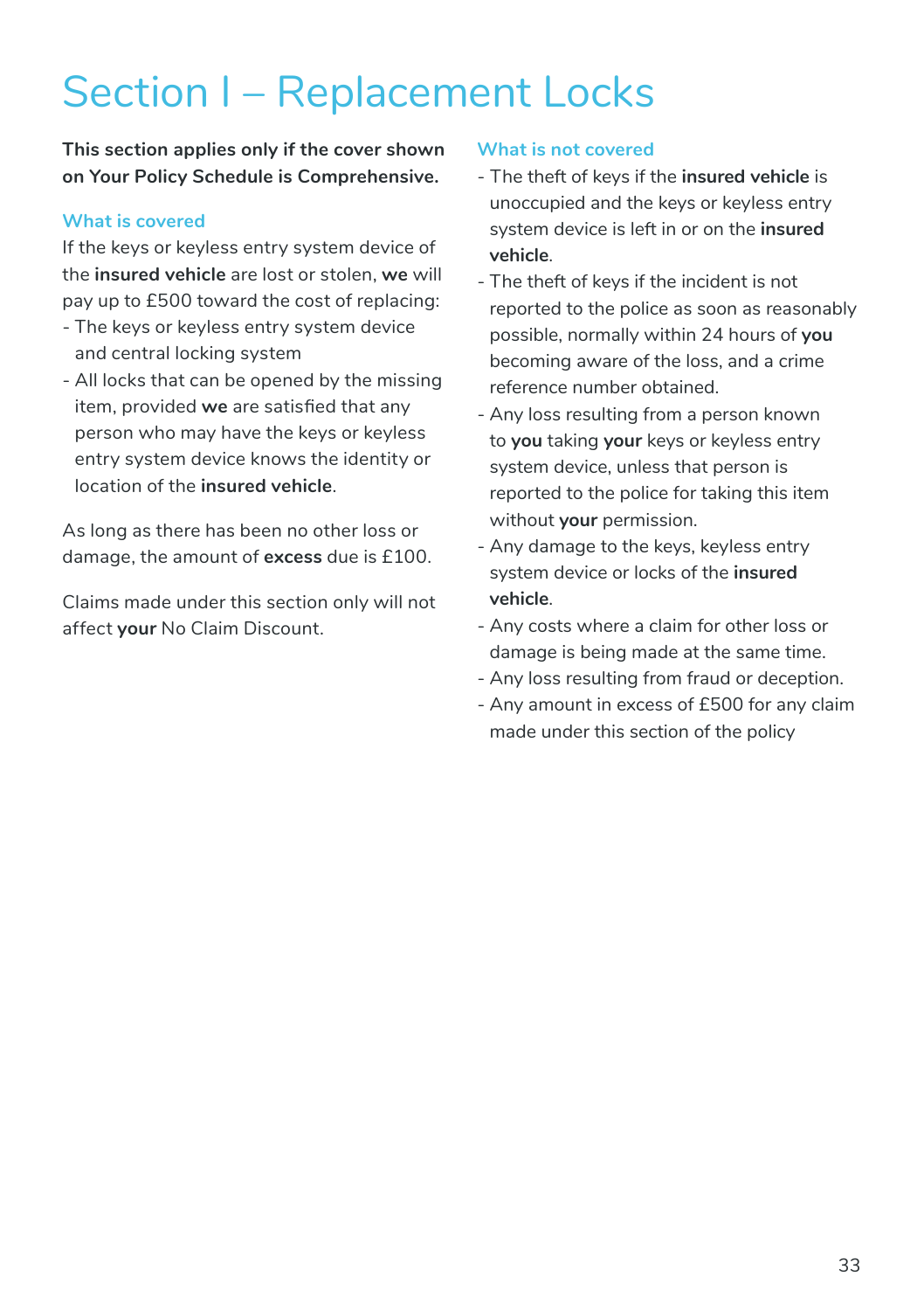# Section I – Replacement Locks

**This section applies only if the cover shown on Your Policy Schedule is Comprehensive.**

## What is covered

If the keys or keyless entry system device of the **insured vehicle** are lost or stolen, **we** will pay up to £500 toward the cost of replacing:

- The keys or keyless entry system device and central locking system
- All locks that can be opened by the missing item, provided **we** are satisfied that any person who may have the keys or keyless entry system device knows the identity or location of the **insured vehicle**.

As long as there has been no other loss or damage, the amount of **excess** due is £100.

Claims made under this section only will not affect **your** No Claim Discount.

## What is not covered

- The theft of keys if the **insured vehicle** is unoccupied and the keys or keyless entry system device is left in or on the **insured vehicle**.
- The theft of keys if the incident is not reported to the police as soon as reasonably possible, normally within 24 hours of **you** becoming aware of the loss, and a crime reference number obtained.
- Any loss resulting from a person known to **you** taking **your** keys or keyless entry system device, unless that person is reported to the police for taking this item without **your** permission.
- Any damage to the keys, keyless entry system device or locks of the **insured vehicle**.
- Any costs where a claim for other loss or damage is being made at the same time.
- Any loss resulting from fraud or deception.
- Any amount in excess of £500 for any claim made under this section of the policy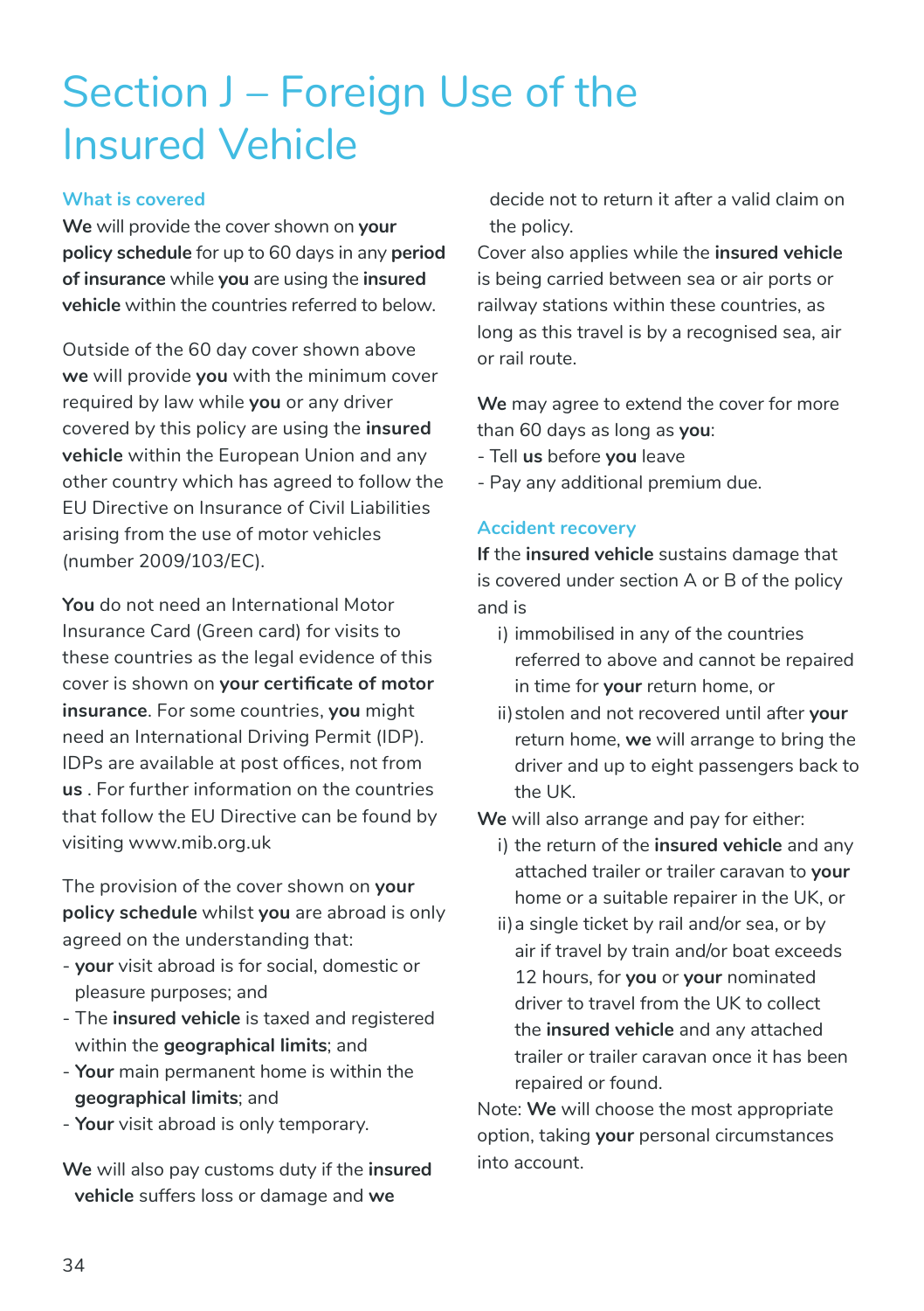# Section J – Foreign Use of the Insured Vehicle

## What is covered

**We** will provide the cover shown on **your policy schedule** for up to 60 days in any **period of insurance** while **you** are using the **insured vehicle** within the countries referred to below.

Outside of the 60 day cover shown above **we** will provide **you** with the minimum cover required by law while **you** or any driver covered by this policy are using the **insured vehicle** within the European Union and any other country which has agreed to follow the EU Directive on Insurance of Civil Liabilities arising from the use of motor vehicles (number 2009/103/EC).

**You** do not need an International Motor Insurance Card (Green card) for visits to these countries as the legal evidence of this cover is shown on **your certificate of motor insurance**. For some countries, **you** might need an International Driving Permit (IDP). IDPs are available at post offices, not from **us** . For further information on the countries that follow the EU Directive can be found by visiting www.mib.org.uk

The provision of the cover shown on **your policy schedule** whilst **you** are abroad is only agreed on the understanding that:

- **your** visit abroad is for social, domestic or pleasure purposes; and
- The **insured vehicle** is taxed and registered within the **geographical limits**; and
- **Your** main permanent home is within the **geographical limits**; and
- **Your** visit abroad is only temporary.

**We** will also pay customs duty if the **insured vehicle** suffers loss or damage and **we** decide not to return it after a valid claim on the policy.

Cover also applies while the **insured vehicle** is being carried between sea or air ports or railway stations within these countries, as long as this travel is by a recognised sea, air or rail route.

**We** may agree to extend the cover for more than 60 days as long as **you**:

- Tell **us** before **you** leave
- Pay any additional premium due.

## Accident recovery

**If** the **insured vehicle** sustains damage that is covered under section A or B of the policy and is

i) immobilised in any of the countries referred to above and cannot be repaired in time for **your** return home, or

ii) stolen and not recovered until after **your** return home, **we** will arrange to bring the driver and up to eight passengers back to the UK.

**We** will also arrange and pay for either:

i) the return of the **insured vehicle** and any attached trailer or trailer caravan to **your** home or a suitable repairer in the UK, or

ii) a single ticket by rail and/or sea, or by air if travel by train and/or boat exceeds 12 hours, for **you** or **your** nominated driver to travel from the UK to collect the **insured vehicle** and any attached trailer or trailer caravan once it has been repaired or found.

Note: **We** will choose the most appropriate option, taking **your** personal circumstances into account.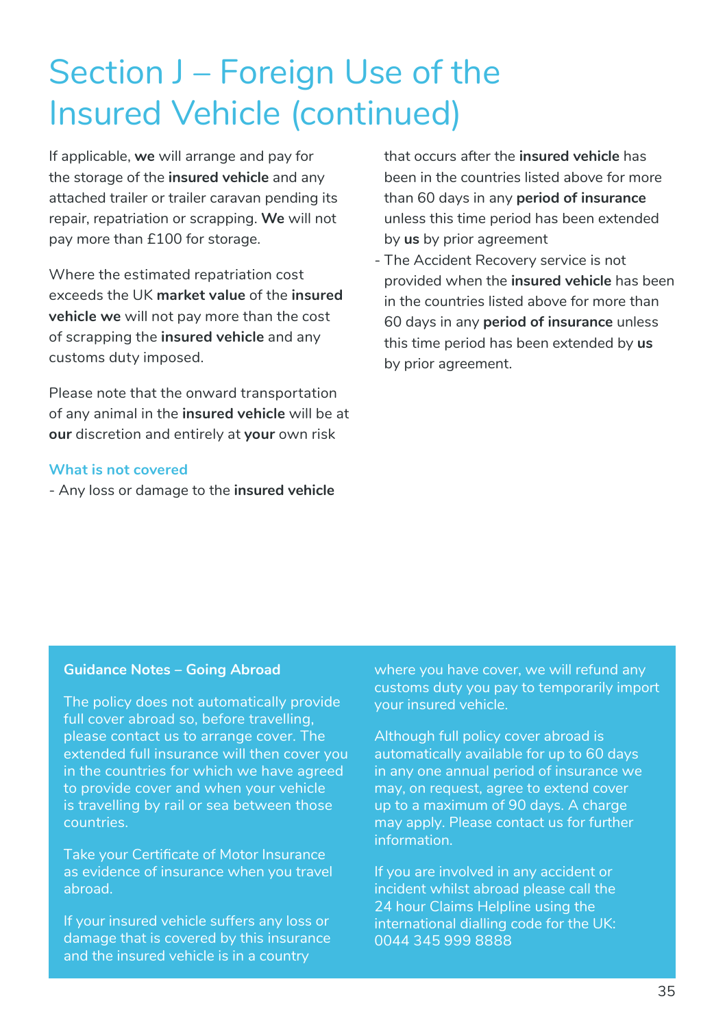# Section J – Foreign Use of the Insured Vehicle (continued)

If applicable, **we** will arrange and pay for the storage of the **insured vehicle** and any attached trailer or trailer caravan pending its repair, repatriation or scrapping. **We** will not pay more than £100 for storage.

Where the estimated repatriation cost exceeds the UK **market value** of the **insured vehicle we** will not pay more than the cost of scrapping the **insured vehicle** and any customs duty imposed.

Please note that the onward transportation of any animal in the **insured vehicle** will be at **our** discretion and entirely at **your** own risk

### What is not covered

- Any loss or damage to the **insured vehicle** that occurs after the **insured vehicle** has been in the countries listed above for more than 60 days in any **period of insurance** unless this time period has been extended by **us** by prior agreement
- The Accident Recovery service is not provided when the **insured vehicle** has been in the countries listed above for more than 60 days in any **period of insurance** unless this time period has been extended by **us** by prior agreement.

**Guidance Notes – Going Abroad**

The policy does not automatically provide full cover abroad so, before travelling, please contact us to arrange cover. The extended full insurance will then cover you in the countries for which we have agreed to provide cover and when your vehicle is travelling by rail or sea between those countries.

Take your Certificate of Motor Insurance as evidence of insurance when you travel abroad.

If your insured vehicle suffers any loss or damage that is covered by this insurance and the insured vehicle is in a country where you have cover, we will refund any customs duty you pay to temporarily import your insured vehicle.

Although full policy cover abroad is automatically available for up to 60 days in any one annual period of insurance we may, on request, agree to extend cover up to a maximum of 90 days. A charge may apply. Please contact us for further information.

If you are involved in any accident or incident whilst abroad please call the 24 hour Claims Helpline using the international dialling code for the UK: 0044 345 999 8888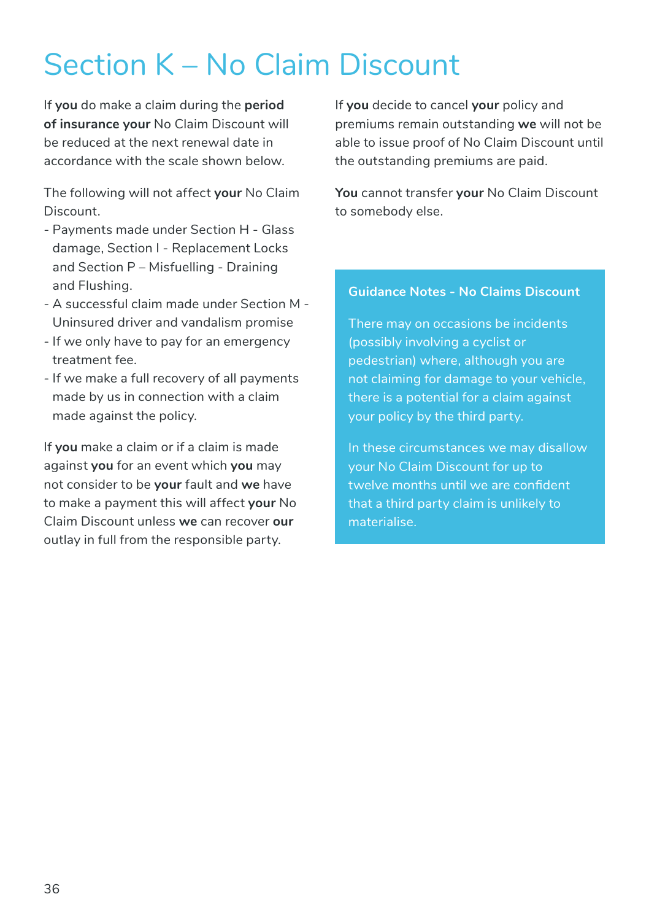# Section K – No Claim Discount

If **you** do make a claim during the **period of insurance your** No Claim Discount will be reduced at the next renewal date in accordance with the scale shown below.

The following will not affect **your** No Claim Discount.

- Payments made under Section H - Glass damage, Section I - Replacement Locks and Section P – Misfuelling - Draining and Flushing.
- A successful claim made under Section M - Uninsured driver and vandalism promise
- If we only have to pay for an emergency treatment fee.
- If we make a full recovery of all payments made by us in connection with a claim made against the policy.

If **you** make a claim or if a claim is made against **you** for an event which **you** may not consider to be **your** fault and **we** have to make a payment this will affect **your** No Claim Discount unless **we** can recover **our** outlay in full from the responsible party.

If **you** decide to cancel **your** policy and premiums remain outstanding **we** will not be able to issue proof of No Claim Discount until the outstanding premiums are paid.

**You** cannot transfer **your** No Claim Discount to somebody else.

**Guidance Notes - No Claims Discount**

There may on occasions be incidents (possibly involving a cyclist or pedestrian) where, although you are not claiming for damage to your vehicle, there is a potential for a claim against your policy by the third party.

In these circumstances we may disallow your No Claim Discount for up to twelve months until we are confident that a third party claim is unlikely to materialise.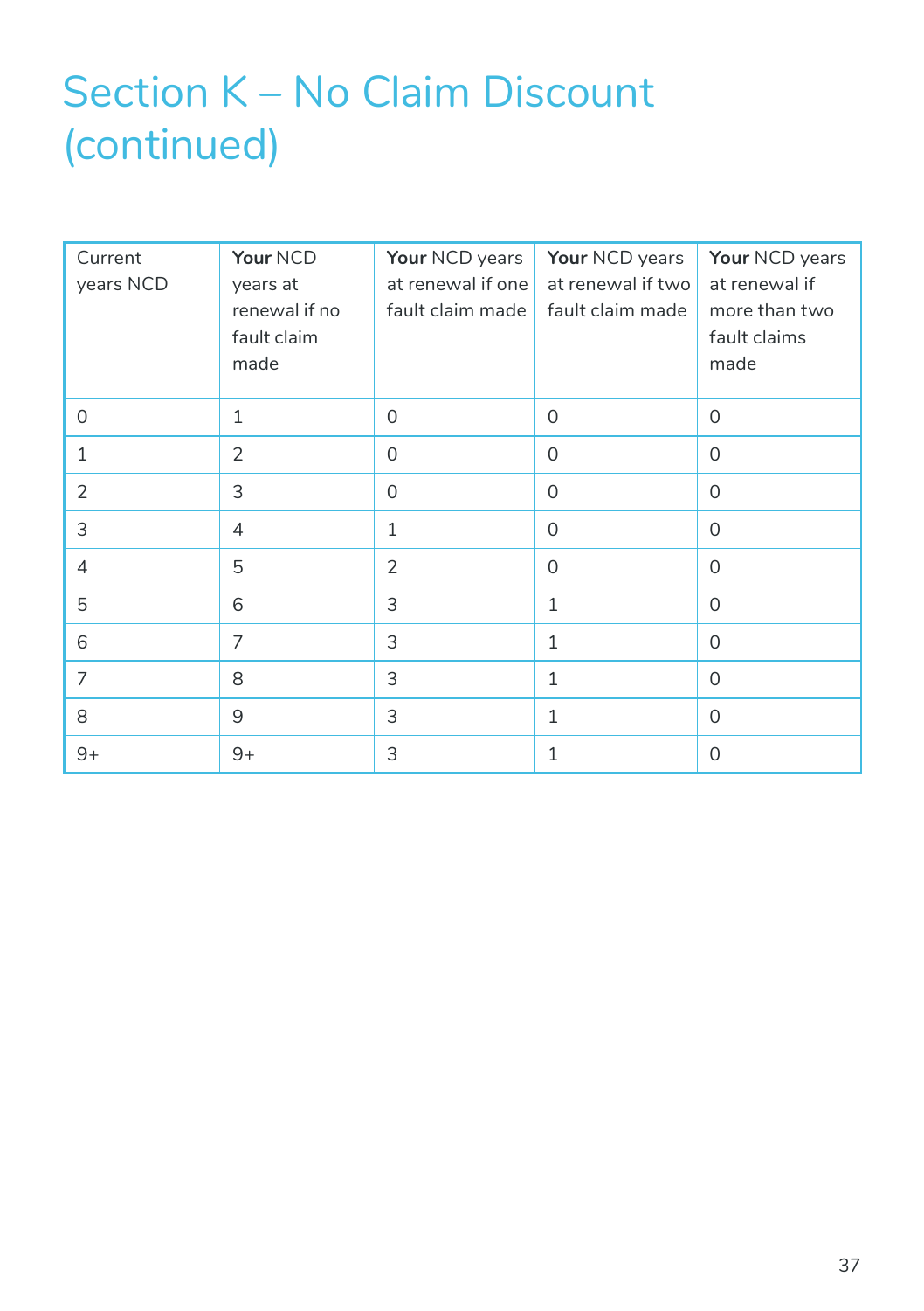# Section K – No Claim Discount (continued)

| Current years NCD | **Your** NCD years at renewal if no fault claim made | **Your** NCD years at renewal if one fault claim made | **Your** NCD years at renewal if two fault claim made | **Your** NCD years at renewal if more than two fault claims made |
|---|---|---|---|---|
| 0 | 1 | 0 | 0 | 0 |
| 1 | 2 | 0 | 0 | 0 |
| 2 | 3 | 0 | 0 | 0 |
| 3 | 4 | 1 | 0 | 0 |
| 4 | 5 | 2 | 0 | 0 |
| 5 | 6 | 3 | 1 | 0 |
| 6 | 7 | 3 | 1 | 0 |
| 7 | 8 | 3 | 1 | 0 |
| 8 | 9 | 3 | 1 | 0 |
| 9+ | 9+ | 3 | 1 | 0 |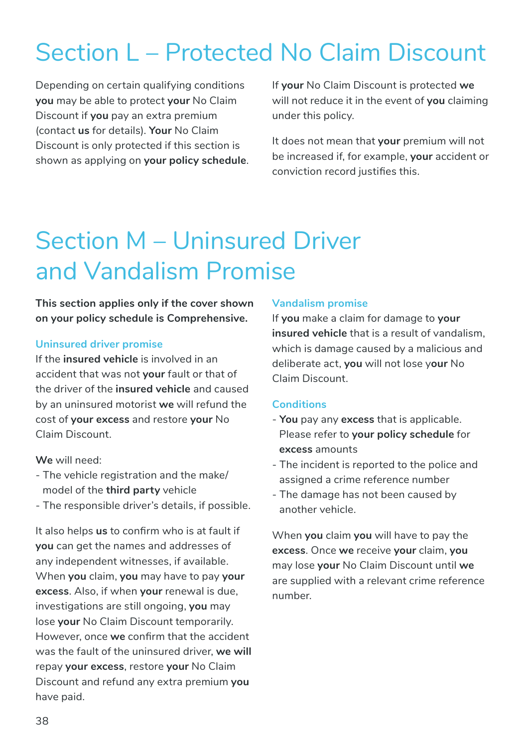# Section L – Protected No Claim Discount

Depending on certain qualifying conditions **you** may be able to protect **your** No Claim Discount if **you** pay an extra premium (contact **us** for details). **Your** No Claim Discount is only protected if this section is shown as applying on **your policy schedule**.

If **your** No Claim Discount is protected **we** will not reduce it in the event of **you** claiming under this policy.

It does not mean that **your** premium will not be increased if, for example, **your** accident or conviction record justifies this.

# Section M – Uninsured Driver and Vandalism Promise

**This section applies only if the cover shown on your policy schedule is Comprehensive.**

### Uninsured driver promise

If the **insured vehicle** is involved in an accident that was not **your** fault or that of the driver of the **insured vehicle** and caused by an uninsured motorist **we** will refund the cost of **your excess** and restore **your** No Claim Discount.

**We** will need:

- The vehicle registration and the make/model of the **third party** vehicle
- The responsible driver's details, if possible.

It also helps **us** to confirm who is at fault if **you** can get the names and addresses of any independent witnesses, if available. When **you** claim, **you** may have to pay **your excess**. Also, if when **your** renewal is due, investigations are still ongoing, **you** may lose **your** No Claim Discount temporarily. However, once **we** confirm that the accident was the fault of the uninsured driver, **we will** repay **your excess**, restore **your** No Claim Discount and refund any extra premium **you** have paid.

### Vandalism promise

If **you** make a claim for damage to **your insured vehicle** that is a result of vandalism, which is damage caused by a malicious and deliberate act, **you** will not lose y**our** No Claim Discount.

### Conditions

- **You** pay any **excess** that is applicable. Please refer to **your policy schedule** for **excess** amounts
- The incident is reported to the police and assigned a crime reference number
- The damage has not been caused by another vehicle.

When **you** claim **you** will have to pay the **excess**. Once **we** receive **your** claim, **you** may lose **your** No Claim Discount until **we** are supplied with a relevant crime reference number.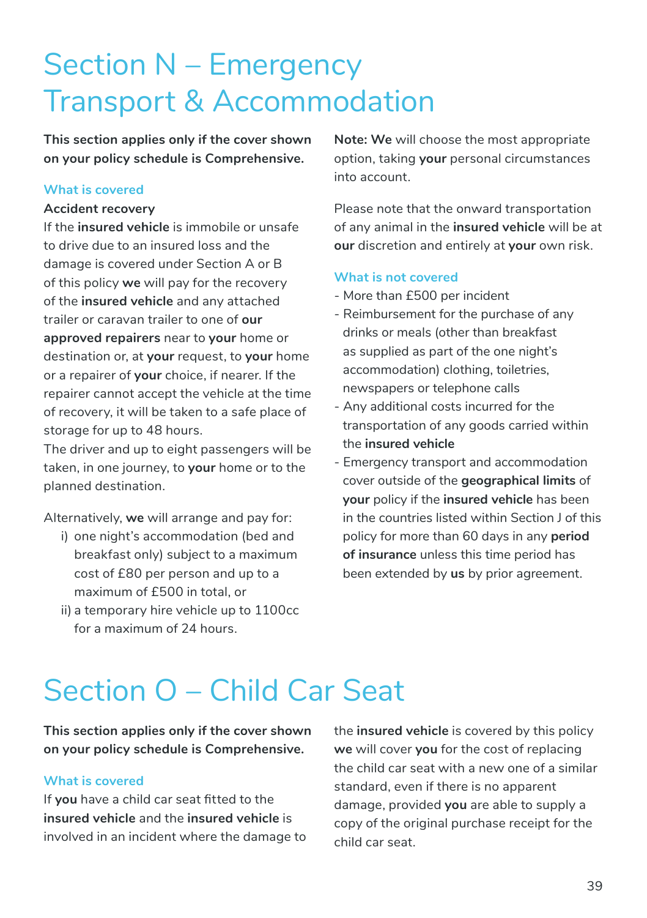# Section N – Emergency Transport & Accommodation

**This section applies only if the cover shown on your policy schedule is Comprehensive.**

### What is covered

**Accident recovery**

If the **insured vehicle** is immobile or unsafe to drive due to an insured loss and the damage is covered under Section A or B of this policy **we** will pay for the recovery of the **insured vehicle** and any attached trailer or caravan trailer to one of **our approved repairers** near to **your** home or destination or, at **your** request, to **your** home or a repairer of **your** choice, if nearer. If the repairer cannot accept the vehicle at the time of recovery, it will be taken to a safe place of storage for up to 48 hours.

The driver and up to eight passengers will be taken, in one journey, to **your** home or to the planned destination.

Alternatively, **we** will arrange and pay for:

i) one night's accommodation (bed and breakfast only) subject to a maximum cost of £80 per person and up to a maximum of £500 in total, or

ii) a temporary hire vehicle up to 1100cc for a maximum of 24 hours.

**Note: We** will choose the most appropriate option, taking **your** personal circumstances into account.

Please note that the onward transportation of any animal in the **insured vehicle** will be at **our** discretion and entirely at **your** own risk.

### What is not covered

- More than £500 per incident
- Reimbursement for the purchase of any drinks or meals (other than breakfast as supplied as part of the one night's accommodation) clothing, toiletries, newspapers or telephone calls
- Any additional costs incurred for the transportation of any goods carried within the **insured vehicle**
- Emergency transport and accommodation cover outside of the **geographical limits** of **your** policy if the **insured vehicle** has been in the countries listed within Section J of this policy for more than 60 days in any **period of insurance** unless this time period has been extended by **us** by prior agreement.

# Section O – Child Car Seat

**This section applies only if the cover shown on your policy schedule is Comprehensive.**

### What is covered

If **you** have a child car seat fitted to the **insured vehicle** and the **insured vehicle** is involved in an incident where the damage to the **insured vehicle** is covered by this policy **we** will cover **you** for the cost of replacing the child car seat with a new one of a similar standard, even if there is no apparent damage, provided **you** are able to supply a copy of the original purchase receipt for the child car seat.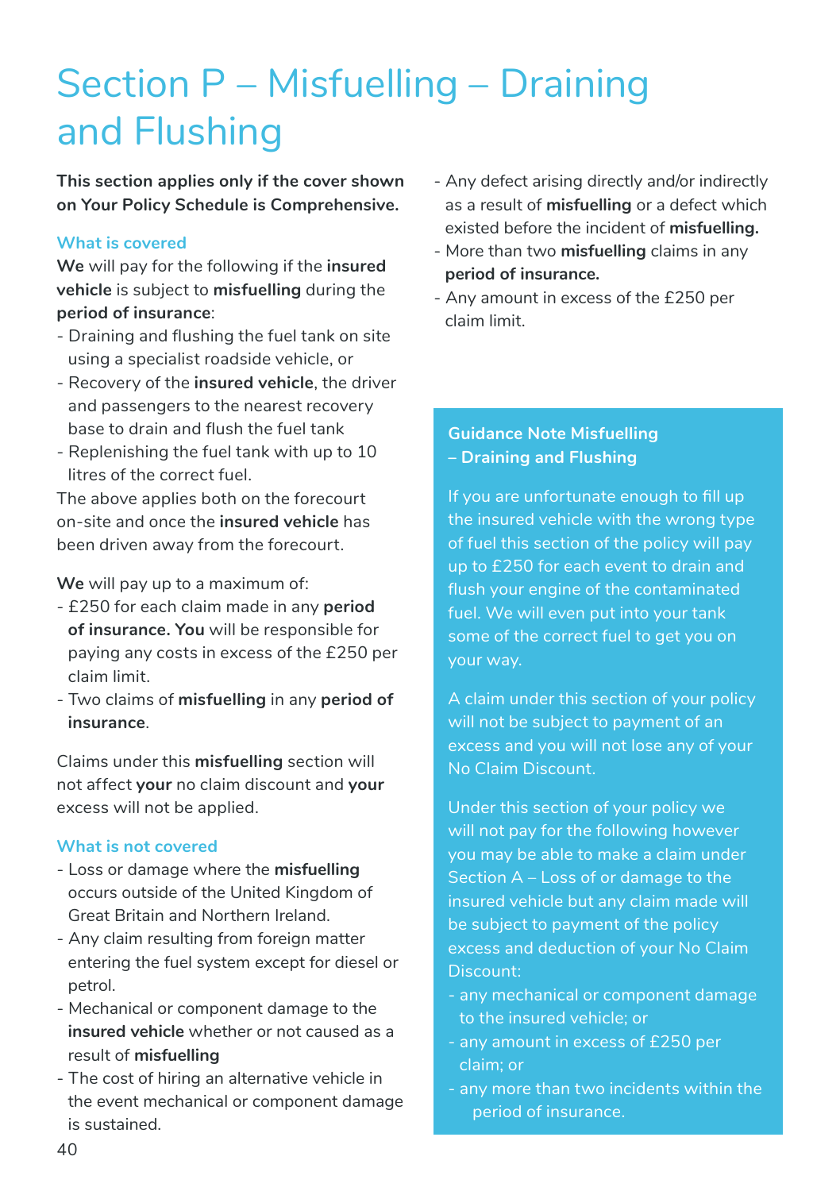# Section P – Misfuelling – Draining and Flushing

**This section applies only if the cover shown on Your Policy Schedule is Comprehensive.**

### What is covered

**We** will pay for the following if the **insured vehicle** is subject to **misfuelling** during the **period of insurance**:

- Draining and flushing the fuel tank on site using a specialist roadside vehicle, or
- Recovery of the **insured vehicle**, the driver and passengers to the nearest recovery base to drain and flush the fuel tank
- Replenishing the fuel tank with up to 10 litres of the correct fuel.

The above applies both on the forecourt on-site and once the **insured vehicle** has been driven away from the forecourt.

**We** will pay up to a maximum of:

- £250 for each claim made in any **period of insurance. You** will be responsible for paying any costs in excess of the £250 per claim limit.
- Two claims of **misfuelling** in any **period of insurance**.

Claims under this **misfuelling** section will not affect **your** no claim discount and **your** excess will not be applied.

### What is not covered

- Loss or damage where the **misfuelling** occurs outside of the United Kingdom of Great Britain and Northern Ireland.
- Any claim resulting from foreign matter entering the fuel system except for diesel or petrol.
- Mechanical or component damage to the **insured vehicle** whether or not caused as a result of **misfuelling**
- The cost of hiring an alternative vehicle in the event mechanical or component damage is sustained.
- Any defect arising directly and/or indirectly as a result of **misfuelling** or a defect which existed before the incident of **misfuelling.**
- More than two **misfuelling** claims in any **period of insurance.**
- Any amount in excess of the £250 per claim limit.

**Guidance Note Misfuelling – Draining and Flushing**

If you are unfortunate enough to fill up the insured vehicle with the wrong type of fuel this section of the policy will pay up to £250 for each event to drain and flush your engine of the contaminated fuel. We will even put into your tank some of the correct fuel to get you on your way.

A claim under this section of your policy will not be subject to payment of an excess and you will not lose any of your No Claim Discount.

Under this section of your policy we will not pay for the following however you may be able to make a claim under Section A – Loss of or damage to the insured vehicle but any claim made will be subject to payment of the policy excess and deduction of your No Claim Discount:

- any mechanical or component damage to the insured vehicle; or
- any amount in excess of £250 per claim; or
- any more than two incidents within the period of insurance.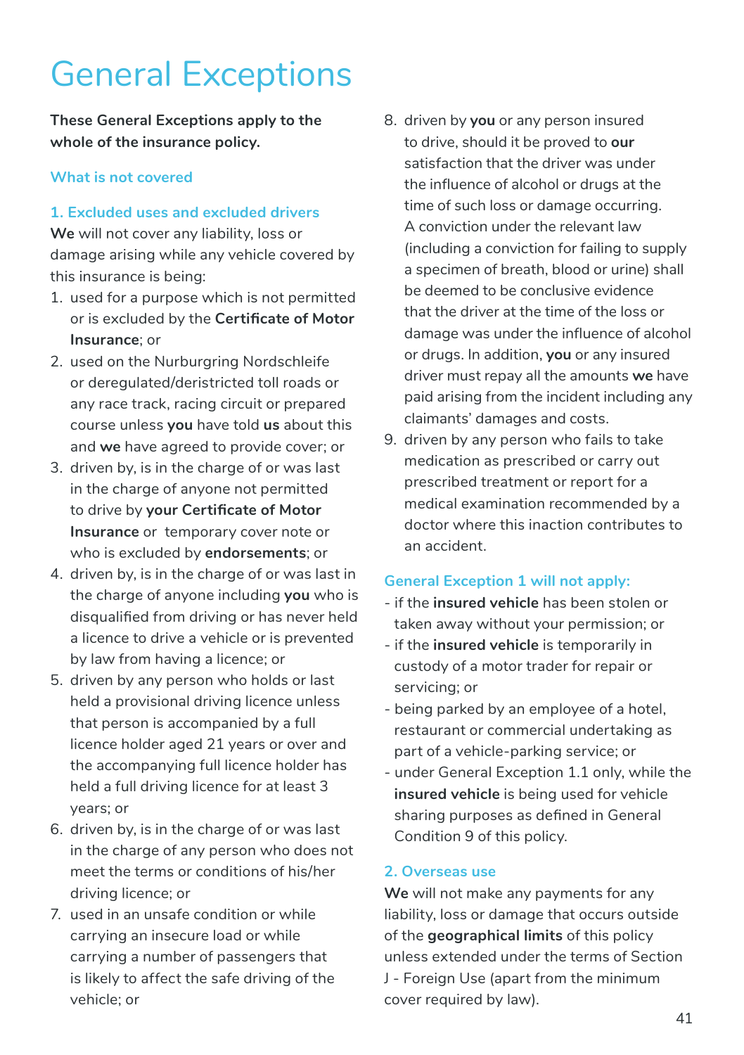# General Exceptions

**These General Exceptions apply to the whole of the insurance policy.**

## What is not covered

### 1. Excluded uses and excluded drivers

**We** will not cover any liability, loss or damage arising while any vehicle covered by this insurance is being:

1. used for a purpose which is not permitted or is excluded by the **Certificate of Motor Insurance**; or
2. used on the Nurburgring Nordschleife or deregulated/deristricted toll roads or any race track, racing circuit or prepared course unless **you** have told **us** about this and **we** have agreed to provide cover; or
3. driven by, is in the charge of or was last in the charge of anyone not permitted to drive by **your Certificate of Motor Insurance** or temporary cover note or who is excluded by **endorsements**; or
4. driven by, is in the charge of or was last in the charge of anyone including **you** who is disqualified from driving or has never held a licence to drive a vehicle or is prevented by law from having a licence; or
5. driven by any person who holds or last held a provisional driving licence unless that person is accompanied by a full licence holder aged 21 years or over and the accompanying full licence holder has held a full driving licence for at least 3 years; or
6. driven by, is in the charge of or was last in the charge of any person who does not meet the terms or conditions of his/her driving licence; or
7. used in an unsafe condition or while carrying an insecure load or while carrying a number of passengers that is likely to affect the safe driving of the vehicle; or
8. driven by **you** or any person insured to drive, should it be proved to **our** satisfaction that the driver was under the influence of alcohol or drugs at the time of such loss or damage occurring. A conviction under the relevant law (including a conviction for failing to supply a specimen of breath, blood or urine) shall be deemed to be conclusive evidence that the driver at the time of the loss or damage was under the influence of alcohol or drugs. In addition, **you** or any insured driver must repay all the amounts **we** have paid arising from the incident including any claimants' damages and costs.
9. driven by any person who fails to take medication as prescribed or carry out prescribed treatment or report for a medical examination recommended by a doctor where this inaction contributes to an accident.

### General Exception 1 will not apply:

- if the **insured vehicle** has been stolen or taken away without your permission; or
- if the **insured vehicle** is temporarily in custody of a motor trader for repair or servicing; or
- being parked by an employee of a hotel, restaurant or commercial undertaking as part of a vehicle-parking service; or
- under General Exception 1.1 only, while the **insured vehicle** is being used for vehicle sharing purposes as defined in General Condition 9 of this policy.

### 2. Overseas use

**We** will not make any payments for any liability, loss or damage that occurs outside of the **geographical limits** of this policy unless extended under the terms of Section J - Foreign Use (apart from the minimum cover required by law).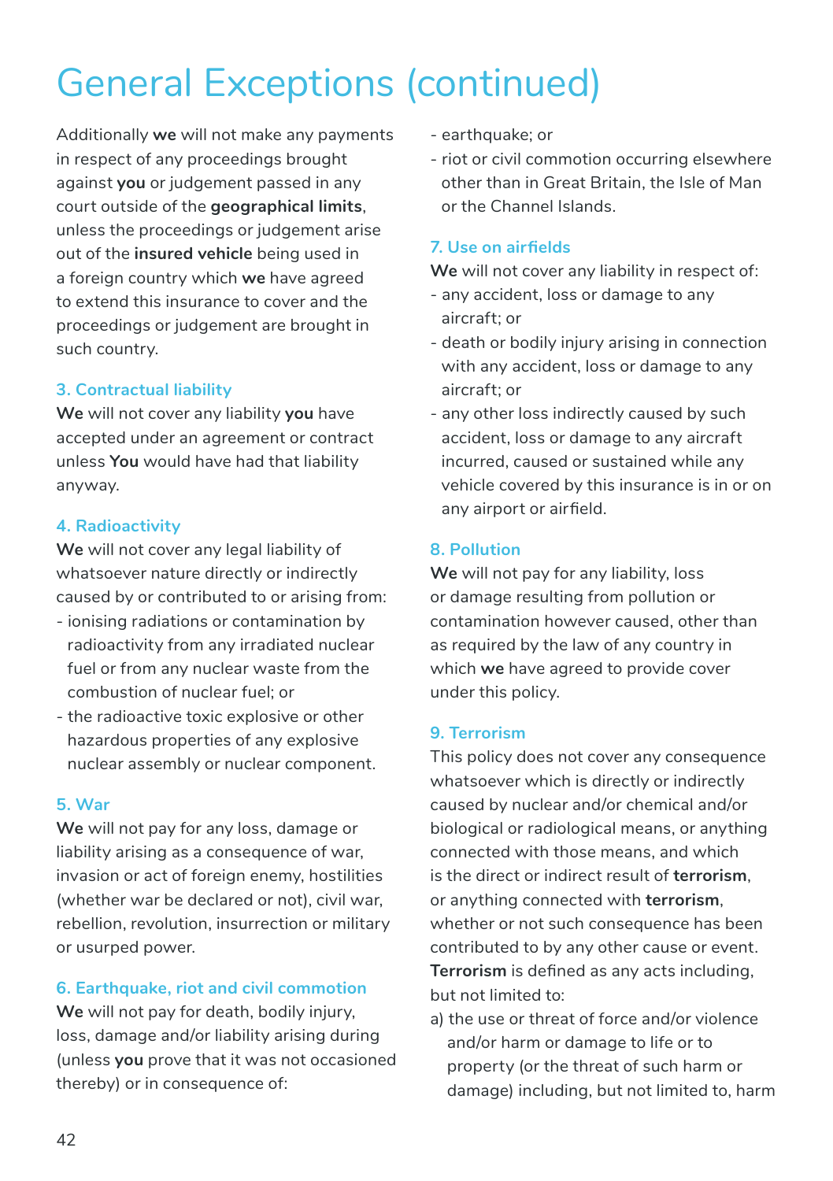# General Exceptions (continued)

Additionally **we** will not make any payments in respect of any proceedings brought against **you** or judgement passed in any court outside of the **geographical limits**, unless the proceedings or judgement arise out of the **insured vehicle** being used in a foreign country which **we** have agreed to extend this insurance to cover and the proceedings or judgement are brought in such country.

### 3. Contractual liability

**We** will not cover any liability **you** have accepted under an agreement or contract unless **You** would have had that liability anyway.

### 4. Radioactivity

**We** will not cover any legal liability of whatsoever nature directly or indirectly caused by or contributed to or arising from:

- ionising radiations or contamination by radioactivity from any irradiated nuclear fuel or from any nuclear waste from the combustion of nuclear fuel; or
- the radioactive toxic explosive or other hazardous properties of any explosive nuclear assembly or nuclear component.

### 5. War

**We** will not pay for any loss, damage or liability arising as a consequence of war, invasion or act of foreign enemy, hostilities (whether war be declared or not), civil war, rebellion, revolution, insurrection or military or usurped power.

### 6. Earthquake, riot and civil commotion

**We** will not pay for death, bodily injury, loss, damage and/or liability arising during (unless **you** prove that it was not occasioned thereby) or in consequence of:

- earthquake; or
- riot or civil commotion occurring elsewhere other than in Great Britain, the Isle of Man or the Channel Islands.

### 7. Use on airfields

**We** will not cover any liability in respect of:

- any accident, loss or damage to any aircraft; or
- death or bodily injury arising in connection with any accident, loss or damage to any aircraft; or
- any other loss indirectly caused by such accident, loss or damage to any aircraft incurred, caused or sustained while any vehicle covered by this insurance is in or on any airport or airfield.

### 8. Pollution

**We** will not pay for any liability, loss or damage resulting from pollution or contamination however caused, other than as required by the law of any country in which **we** have agreed to provide cover under this policy.

### 9. Terrorism

This policy does not cover any consequence whatsoever which is directly or indirectly caused by nuclear and/or chemical and/or biological or radiological means, or anything connected with those means, and which is the direct or indirect result of **terrorism**, or anything connected with **terrorism**, whether or not such consequence has been contributed to by any other cause or event.

**Terrorism** is defined as any acts including, but not limited to:

a) the use or threat of force and/or violence and/or harm or damage to life or to property (or the threat of such harm or damage) including, but not limited to, harm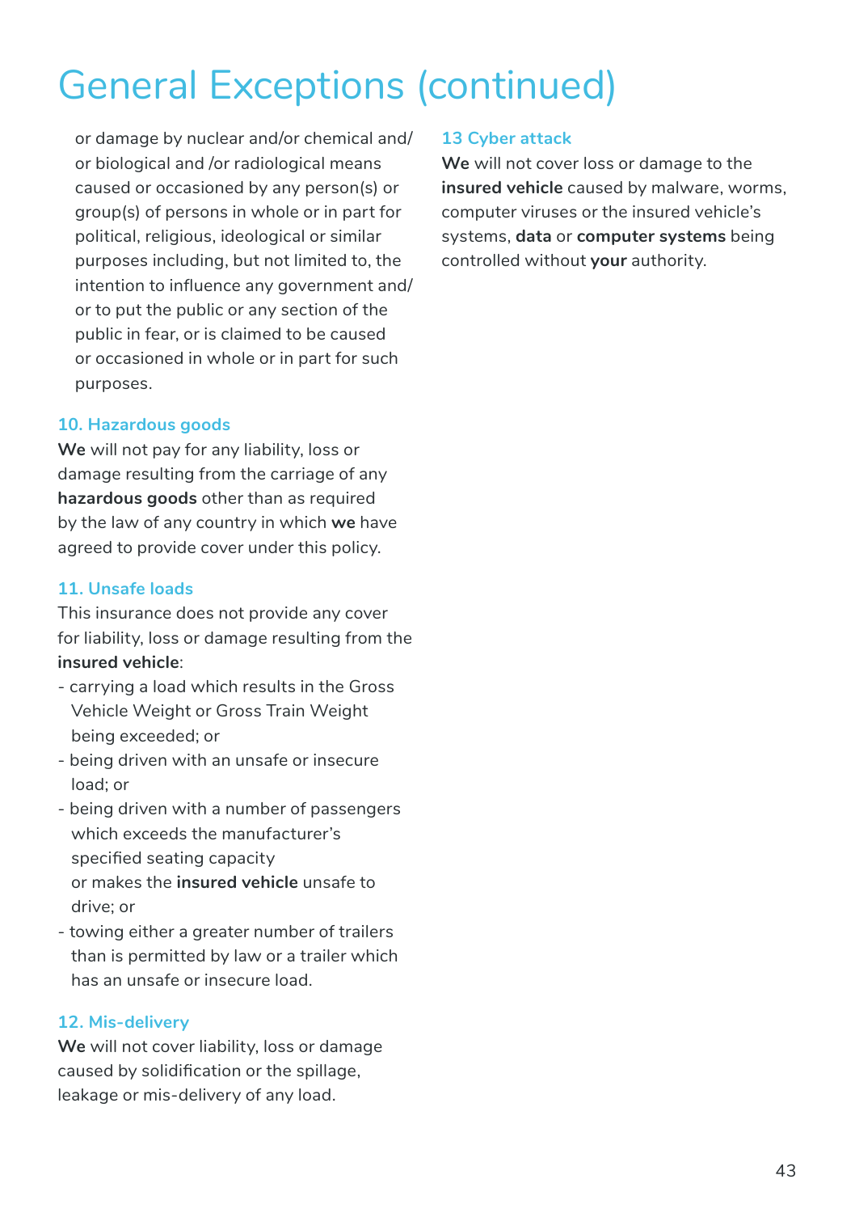# General Exceptions (continued)

or damage by nuclear and/or chemical and/or biological and /or radiological means caused or occasioned by any person(s) or group(s) of persons in whole or in part for political, religious, ideological or similar purposes including, but not limited to, the intention to influence any government and/or to put the public or any section of the public in fear, or is claimed to be caused or occasioned in whole or in part for such purposes.

### 10. Hazardous goods

**We** will not pay for any liability, loss or damage resulting from the carriage of any **hazardous goods** other than as required by the law of any country in which **we** have agreed to provide cover under this policy.

### 11. Unsafe loads

This insurance does not provide any cover for liability, loss or damage resulting from the **insured vehicle**:

- carrying a load which results in the Gross Vehicle Weight or Gross Train Weight being exceeded; or
- being driven with an unsafe or insecure load; or
- being driven with a number of passengers which exceeds the manufacturer's specified seating capacity or makes the **insured vehicle** unsafe to drive; or
- towing either a greater number of trailers than is permitted by law or a trailer which has an unsafe or insecure load.

### 12. Mis-delivery

**We** will not cover liability, loss or damage caused by solidification or the spillage, leakage or mis-delivery of any load.

### 13 Cyber attack

**We** will not cover loss or damage to the **insured vehicle** caused by malware, worms, computer viruses or the insured vehicle's systems, **data** or **computer systems** being controlled without **your** authority.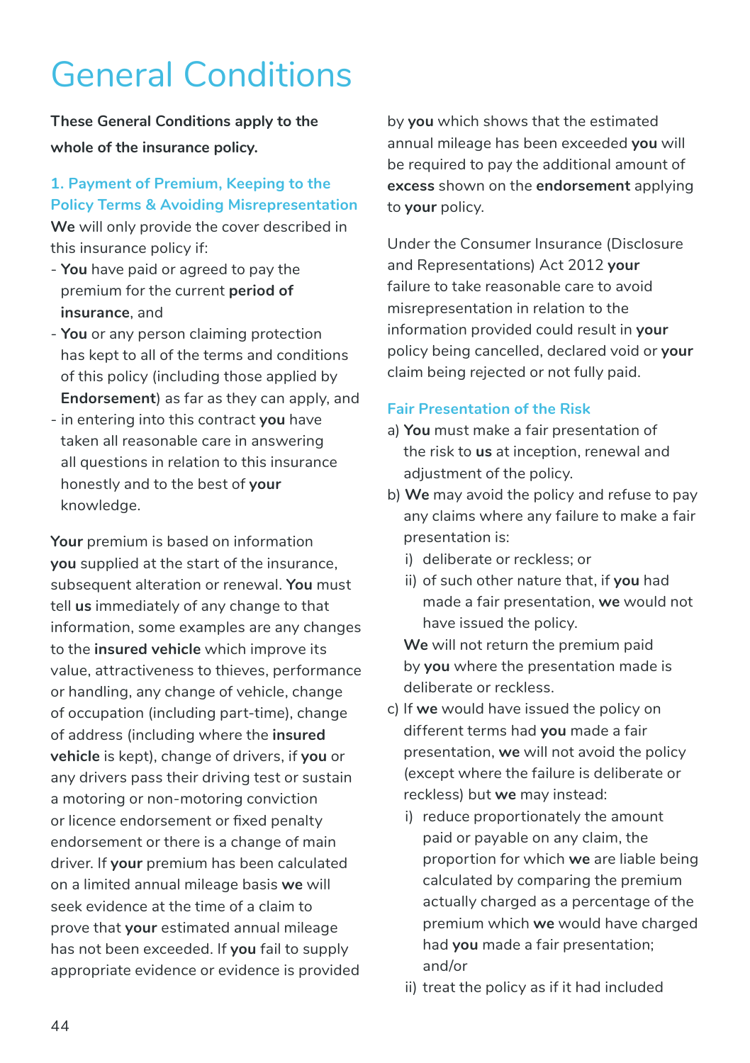# General Conditions

**These General Conditions apply to the whole of the insurance policy.**

## 1. Payment of Premium, Keeping to the Policy Terms & Avoiding Misrepresentation

**We** will only provide the cover described in this insurance policy if:

- **You** have paid or agreed to pay the premium for the current **period of insurance**, and
- **You** or any person claiming protection has kept to all of the terms and conditions of this policy (including those applied by **Endorsement**) as far as they can apply, and
- in entering into this contract **you** have taken all reasonable care in answering all questions in relation to this insurance honestly and to the best of **your** knowledge.

**Your** premium is based on information **you** supplied at the start of the insurance, subsequent alteration or renewal. **You** must tell **us** immediately of any change to that information, some examples are any changes to the **insured vehicle** which improve its value, attractiveness to thieves, performance or handling, any change of vehicle, change of occupation (including part-time), change of address (including where the **insured vehicle** is kept), change of drivers, if **you** or any drivers pass their driving test or sustain a motoring or non-motoring conviction or licence endorsement or fixed penalty endorsement or there is a change of main driver. If **your** premium has been calculated on a limited annual mileage basis **we** will seek evidence at the time of a claim to prove that **your** estimated annual mileage has not been exceeded. If **you** fail to supply appropriate evidence or evidence is provided by **you** which shows that the estimated annual mileage has been exceeded **you** will be required to pay the additional amount of **excess** shown on the **endorsement** applying to **your** policy.

Under the Consumer Insurance (Disclosure and Representations) Act 2012 **your** failure to take reasonable care to avoid misrepresentation in relation to the information provided could result in **your** policy being cancelled, declared void or **your** claim being rejected or not fully paid.

### Fair Presentation of the Risk

a) **You** must make a fair presentation of the risk to **us** at inception, renewal and adjustment of the policy.

b) **We** may avoid the policy and refuse to pay any claims where any failure to make a fair presentation is:

   i) deliberate or reckless; or

   ii) of such other nature that, if **you** had made a fair presentation, **we** would not have issued the policy.

   **We** will not return the premium paid by **you** where the presentation made is deliberate or reckless.

c) If **we** would have issued the policy on different terms had **you** made a fair presentation, **we** will not avoid the policy (except where the failure is deliberate or reckless) but **we** may instead:

   i) reduce proportionately the amount paid or payable on any claim, the proportion for which **we** are liable being calculated by comparing the premium actually charged as a percentage of the premium which **we** would have charged had **you** made a fair presentation; and/or

   ii) treat the policy as if it had included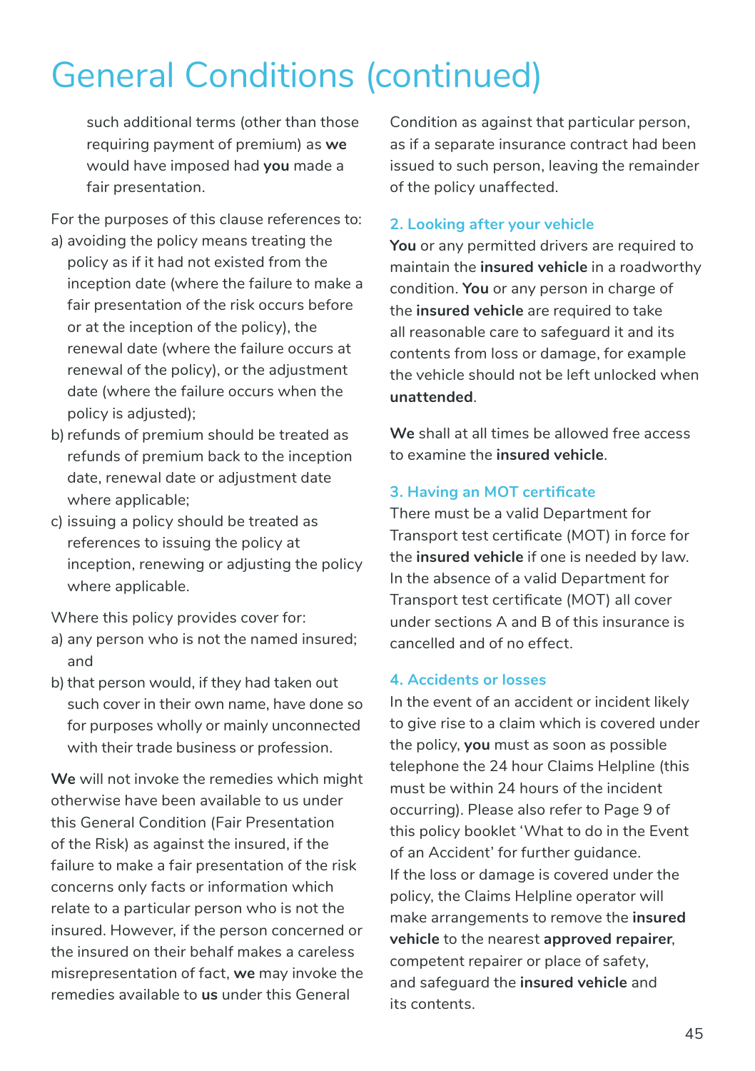# General Conditions (continued)

such additional terms (other than those requiring payment of premium) as **we** would have imposed had **you** made a fair presentation.

For the purposes of this clause references to:

a) avoiding the policy means treating the policy as if it had not existed from the inception date (where the failure to make a fair presentation of the risk occurs before or at the inception of the policy), the renewal date (where the failure occurs at renewal of the policy), or the adjustment date (where the failure occurs when the policy is adjusted);

b) refunds of premium should be treated as refunds of premium back to the inception date, renewal date or adjustment date where applicable;

c) issuing a policy should be treated as references to issuing the policy at inception, renewing or adjusting the policy where applicable.

Where this policy provides cover for:

a) any person who is not the named insured; and

b) that person would, if they had taken out such cover in their own name, have done so for purposes wholly or mainly unconnected with their trade business or profession.

**We** will not invoke the remedies which might otherwise have been available to us under this General Condition (Fair Presentation of the Risk) as against the insured, if the failure to make a fair presentation of the risk concerns only facts or information which relate to a particular person who is not the insured. However, if the person concerned or the insured on their behalf makes a careless misrepresentation of fact, **we** may invoke the remedies available to **us** under this General Condition as against that particular person, as if a separate insurance contract had been issued to such person, leaving the remainder of the policy unaffected.

### 2. Looking after your vehicle

**You** or any permitted drivers are required to maintain the **insured vehicle** in a roadworthy condition. **You** or any person in charge of the **insured vehicle** are required to take all reasonable care to safeguard it and its contents from loss or damage, for example the vehicle should not be left unlocked when **unattended**.

**We** shall at all times be allowed free access to examine the **insured vehicle**.

### 3. Having an MOT certificate

There must be a valid Department for Transport test certificate (MOT) in force for the **insured vehicle** if one is needed by law. In the absence of a valid Department for Transport test certificate (MOT) all cover under sections A and B of this insurance is cancelled and of no effect.

### 4. Accidents or losses

In the event of an accident or incident likely to give rise to a claim which is covered under the policy, **you** must as soon as possible telephone the 24 hour Claims Helpline (this must be within 24 hours of the incident occurring). Please also refer to Page 9 of this policy booklet 'What to do in the Event of an Accident' for further guidance.

If the loss or damage is covered under the policy, the Claims Helpline operator will make arrangements to remove the **insured vehicle** to the nearest **approved repairer**, competent repairer or place of safety, and safeguard the **insured vehicle** and its contents.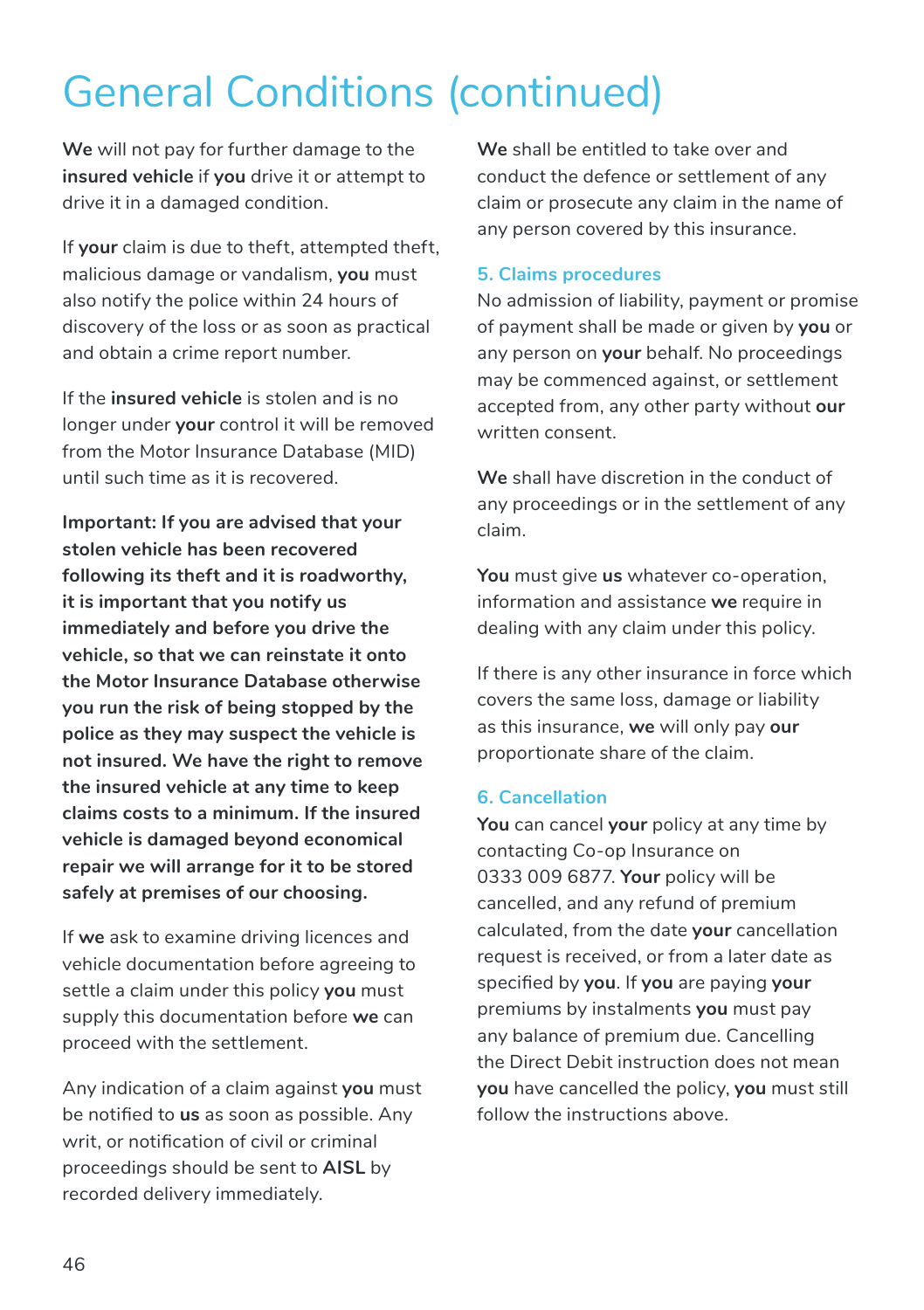# General Conditions (continued)

**We** will not pay for further damage to the **insured vehicle** if **you** drive it or attempt to drive it in a damaged condition.

If **your** claim is due to theft, attempted theft, malicious damage or vandalism, **you** must also notify the police within 24 hours of discovery of the loss or as soon as practical and obtain a crime report number.

If the **insured vehicle** is stolen and is no longer under **your** control it will be removed from the Motor Insurance Database (MID) until such time as it is recovered.

**Important: If you are advised that your stolen vehicle has been recovered following its theft and it is roadworthy, it is important that you notify us immediately and before you drive the vehicle, so that we can reinstate it onto the Motor Insurance Database otherwise you run the risk of being stopped by the police as they may suspect the vehicle is not insured. We have the right to remove the insured vehicle at any time to keep claims costs to a minimum. If the insured vehicle is damaged beyond economical repair we will arrange for it to be stored safely at premises of our choosing.**

If **we** ask to examine driving licences and vehicle documentation before agreeing to settle a claim under this policy **you** must supply this documentation before **we** can proceed with the settlement.

Any indication of a claim against **you** must be notified to **us** as soon as possible. Any writ, or notification of civil or criminal proceedings should be sent to **AISL** by recorded delivery immediately.

**We** shall be entitled to take over and conduct the defence or settlement of any claim or prosecute any claim in the name of any person covered by this insurance.

### 5. Claims procedures

No admission of liability, payment or promise of payment shall be made or given by **you** or any person on **your** behalf. No proceedings may be commenced against, or settlement accepted from, any other party without **our** written consent.

**We** shall have discretion in the conduct of any proceedings or in the settlement of any claim.

**You** must give **us** whatever co-operation, information and assistance **we** require in dealing with any claim under this policy.

If there is any other insurance in force which covers the same loss, damage or liability as this insurance, **we** will only pay **our** proportionate share of the claim.

### 6. Cancellation

**You** can cancel **your** policy at any time by contacting Co-op Insurance on 0333 009 6877. **Your** policy will be cancelled, and any refund of premium calculated, from the date **your** cancellation request is received, or from a later date as specified by **you**. If **you** are paying **your** premiums by instalments **you** must pay any balance of premium due. Cancelling the Direct Debit instruction does not mean **you** have cancelled the policy, **you** must still follow the instructions above.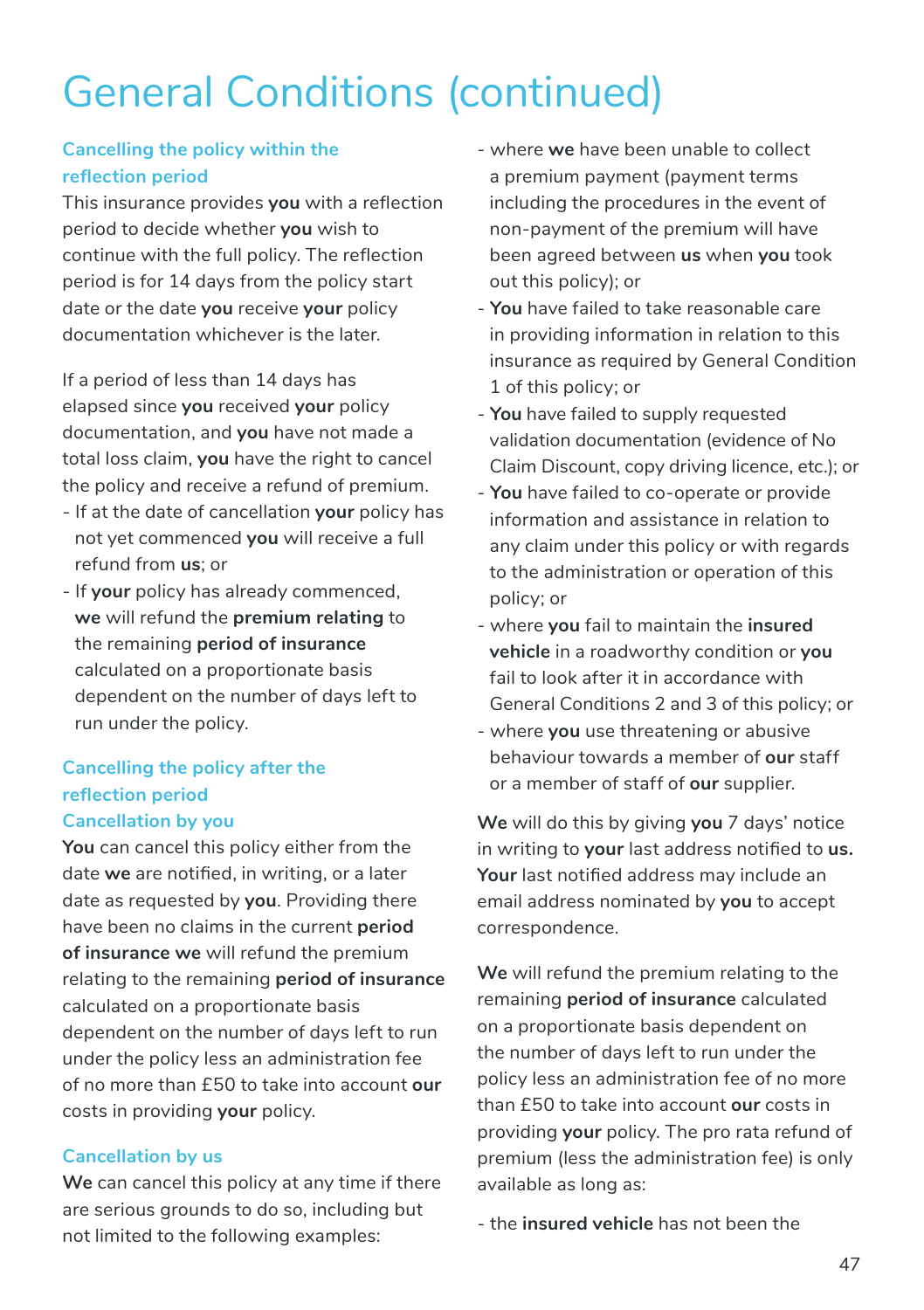# General Conditions (continued)

### Cancelling the policy within the reflection period

This insurance provides **you** with a reflection period to decide whether **you** wish to continue with the full policy. The reflection period is for 14 days from the policy start date or the date **you** receive **your** policy documentation whichever is the later.

If a period of less than 14 days has elapsed since **you** received **your** policy documentation, and **you** have not made a total loss claim, **you** have the right to cancel the policy and receive a refund of premium.

- If at the date of cancellation **your** policy has not yet commenced **you** will receive a full refund from **us**; or
- If **your** policy has already commenced, **we** will refund the **premium relating** to the remaining **period of insurance** calculated on a proportionate basis dependent on the number of days left to run under the policy.

### Cancelling the policy after the reflection period

### Cancellation by you

**You** can cancel this policy either from the date **we** are notified, in writing, or a later date as requested by **you**. Providing there have been no claims in the current **period of insurance we** will refund the premium relating to the remaining **period of insurance** calculated on a proportionate basis dependent on the number of days left to run under the policy less an administration fee of no more than £50 to take into account **our** costs in providing **your** policy.

### Cancellation by us

**We** can cancel this policy at any time if there are serious grounds to do so, including but not limited to the following examples:

- where **we** have been unable to collect a premium payment (payment terms including the procedures in the event of non-payment of the premium will have been agreed between **us** when **you** took out this policy); or
- **You** have failed to take reasonable care in providing information in relation to this insurance as required by General Condition 1 of this policy; or
- **You** have failed to supply requested validation documentation (evidence of No Claim Discount, copy driving licence, etc.); or
- **You** have failed to co-operate or provide information and assistance in relation to any claim under this policy or with regards to the administration or operation of this policy; or
- where **you** fail to maintain the **insured vehicle** in a roadworthy condition or **you** fail to look after it in accordance with General Conditions 2 and 3 of this policy; or
- where **you** use threatening or abusive behaviour towards a member of **our** staff or a member of staff of **our** supplier.

**We** will do this by giving **you** 7 days' notice in writing to **your** last address notified to **us. Your** last notified address may include an email address nominated by **you** to accept correspondence.

**We** will refund the premium relating to the remaining **period of insurance** calculated on a proportionate basis dependent on the number of days left to run under the policy less an administration fee of no more than £50 to take into account **our** costs in providing **your** policy. The pro rata refund of premium (less the administration fee) is only available as long as:

- the **insured vehicle** has not been the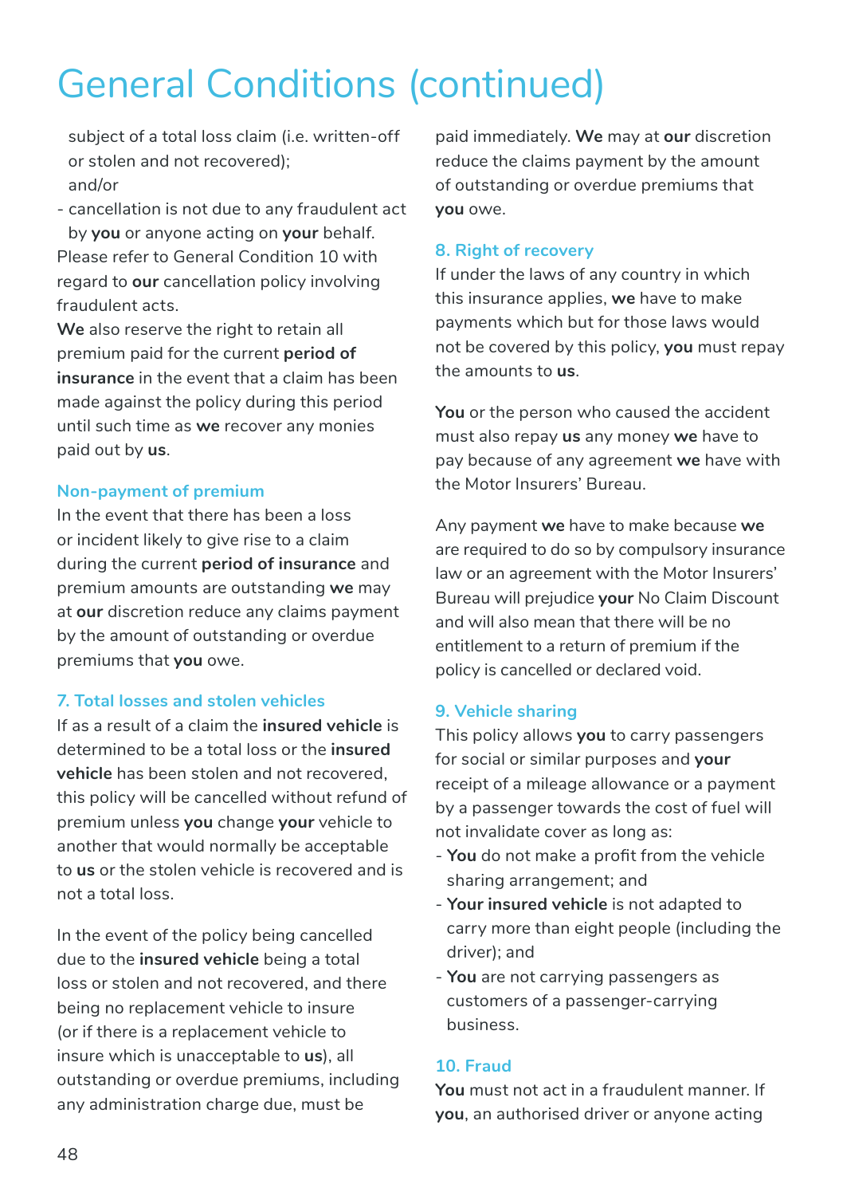# General Conditions (continued)

subject of a total loss claim (i.e. written-off or stolen and not recovered);
and/or

- cancellation is not due to any fraudulent act by **you** or anyone acting on **your** behalf.

Please refer to General Condition 10 with regard to **our** cancellation policy involving fraudulent acts.

**We** also reserve the right to retain all premium paid for the current **period of insurance** in the event that a claim has been made against the policy during this period until such time as **we** recover any monies paid out by **us**.

### Non-payment of premium

In the event that there has been a loss or incident likely to give rise to a claim during the current **period of insurance** and premium amounts are outstanding **we** may at **our** discretion reduce any claims payment by the amount of outstanding or overdue premiums that **you** owe.

### 7. Total losses and stolen vehicles

If as a result of a claim the **insured vehicle** is determined to be a total loss or the **insured vehicle** has been stolen and not recovered, this policy will be cancelled without refund of premium unless **you** change **your** vehicle to another that would normally be acceptable to **us** or the stolen vehicle is recovered and is not a total loss.

In the event of the policy being cancelled due to the **insured vehicle** being a total loss or stolen and not recovered, and there being no replacement vehicle to insure (or if there is a replacement vehicle to insure which is unacceptable to **us**), all outstanding or overdue premiums, including any administration charge due, must be paid immediately. **We** may at **our** discretion reduce the claims payment by the amount of outstanding or overdue premiums that **you** owe.

### 8. Right of recovery

If under the laws of any country in which this insurance applies, **we** have to make payments which but for those laws would not be covered by this policy, **you** must repay the amounts to **us**.

**You** or the person who caused the accident must also repay **us** any money **we** have to pay because of any agreement **we** have with the Motor Insurers' Bureau.

Any payment **we** have to make because **we** are required to do so by compulsory insurance law or an agreement with the Motor Insurers' Bureau will prejudice **your** No Claim Discount and will also mean that there will be no entitlement to a return of premium if the policy is cancelled or declared void.

### 9. Vehicle sharing

This policy allows **you** to carry passengers for social or similar purposes and **your** receipt of a mileage allowance or a payment by a passenger towards the cost of fuel will not invalidate cover as long as:

- **You** do not make a profit from the vehicle sharing arrangement; and
- **Your insured vehicle** is not adapted to carry more than eight people (including the driver); and
- **You** are not carrying passengers as customers of a passenger-carrying business.

### 10. Fraud

**You** must not act in a fraudulent manner. If **you**, an authorised driver or anyone acting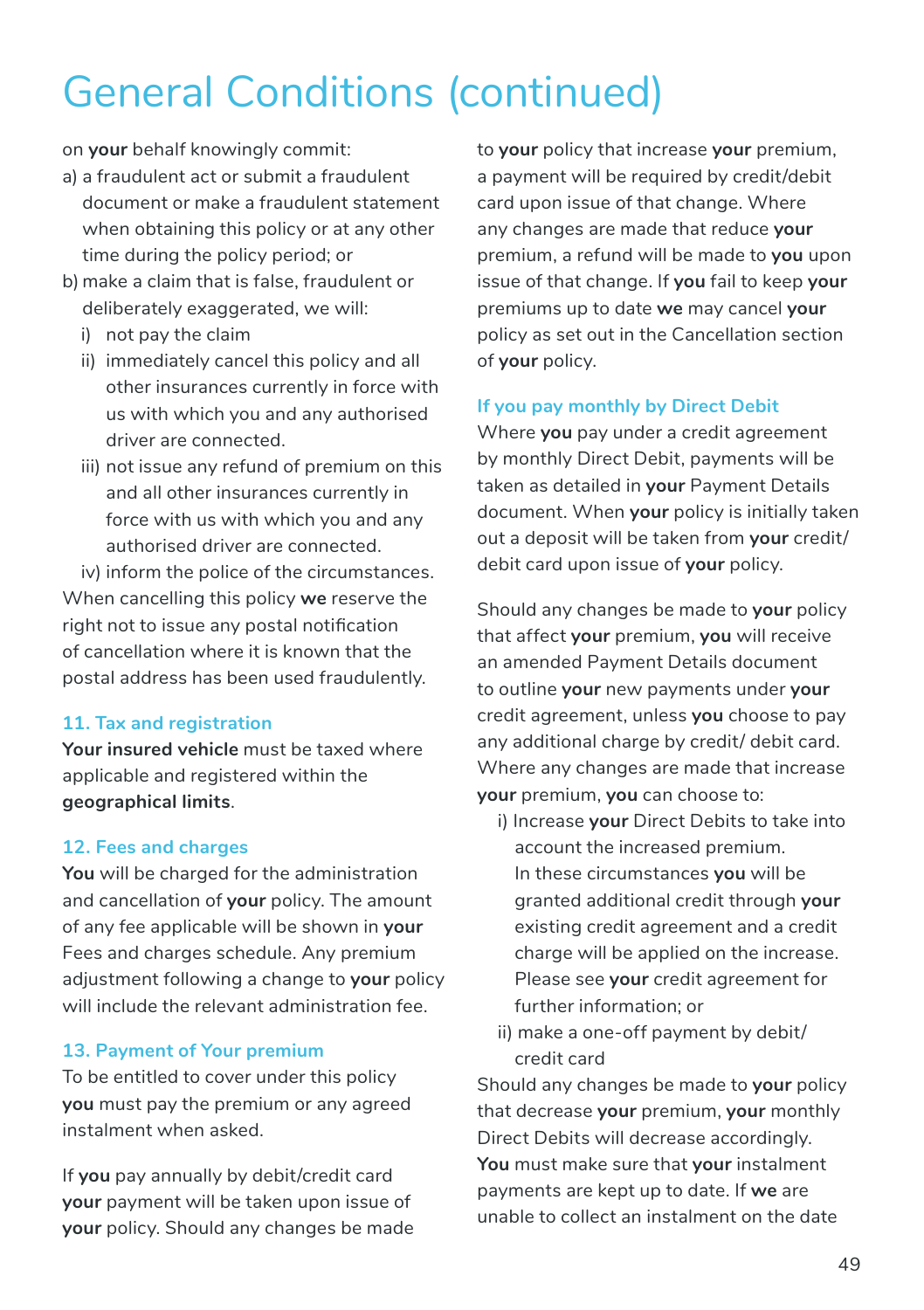# General Conditions (continued)

on **your** behalf knowingly commit:

a) a fraudulent act or submit a fraudulent document or make a fraudulent statement when obtaining this policy or at any other time during the policy period; or

b) make a claim that is false, fraudulent or deliberately exaggerated, we will:

   i) not pay the claim

   ii) immediately cancel this policy and all other insurances currently in force with us with which you and any authorised driver are connected.

   iii) not issue any refund of premium on this and all other insurances currently in force with us with which you and any authorised driver are connected.

   iv) inform the police of the circumstances.

When cancelling this policy **we** reserve the right not to issue any postal notification of cancellation where it is known that the postal address has been used fraudulently.

### 11. Tax and registration

**Your insured vehicle** must be taxed where applicable and registered within the **geographical limits**.

### 12. Fees and charges

**You** will be charged for the administration and cancellation of **your** policy. The amount of any fee applicable will be shown in **your** Fees and charges schedule. Any premium adjustment following a change to **your** policy will include the relevant administration fee.

### 13. Payment of Your premium

To be entitled to cover under this policy **you** must pay the premium or any agreed instalment when asked.

If **you** pay annually by debit/credit card **your** payment will be taken upon issue of **your** policy. Should any changes be made to **your** policy that increase **your** premium, a payment will be required by credit/debit card upon issue of that change. Where any changes are made that reduce **your** premium, a refund will be made to **you** upon issue of that change. If **you** fail to keep **your** premiums up to date **we** may cancel **your** policy as set out in the Cancellation section of **your** policy.

#### If you pay monthly by Direct Debit

Where **you** pay under a credit agreement by monthly Direct Debit, payments will be taken as detailed in **your** Payment Details document. When **your** policy is initially taken out a deposit will be taken from **your** credit/debit card upon issue of **your** policy.

Should any changes be made to **your** policy that affect **your** premium, **you** will receive an amended Payment Details document to outline **your** new payments under **your** credit agreement, unless **you** choose to pay any additional charge by credit/ debit card. Where any changes are made that increase **your** premium, **you** can choose to:

i) Increase **your** Direct Debits to take into account the increased premium. In these circumstances **you** will be granted additional credit through **your** existing credit agreement and a credit charge will be applied on the increase. Please see **your** credit agreement for further information; or

ii) make a one-off payment by debit/ credit card

Should any changes be made to **your** policy that decrease **your** premium, **your** monthly Direct Debits will decrease accordingly. **You** must make sure that **your** instalment payments are kept up to date. If **we** are unable to collect an instalment on the date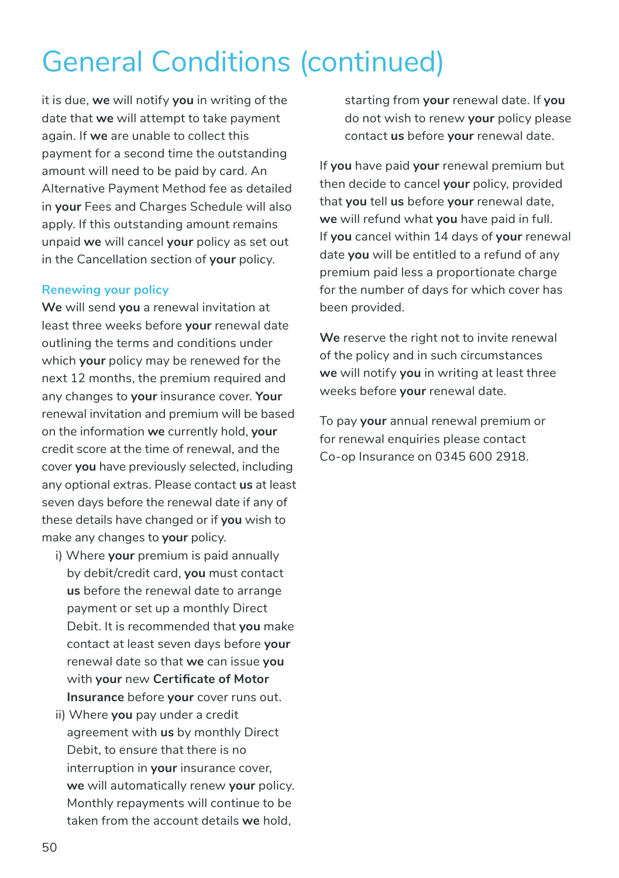# General Conditions (continued)

it is due, **we** will notify **you** in writing of the date that **we** will attempt to take payment again. If **we** are unable to collect this payment for a second time the outstanding amount will need to be paid by card. An Alternative Payment Method fee as detailed in **your** Fees and Charges Schedule will also apply. If this outstanding amount remains unpaid **we** will cancel **your** policy as set out in the Cancellation section of **your** policy.

### Renewing your policy

**We** will send **you** a renewal invitation at least three weeks before **your** renewal date outlining the terms and conditions under which **your** policy may be renewed for the next 12 months, the premium required and any changes to **your** insurance cover. **Your** renewal invitation and premium will be based on the information **we** currently hold, **your** credit score at the time of renewal, and the cover **you** have previously selected, including any optional extras. Please contact **us** at least seven days before the renewal date if any of these details have changed or if **you** wish to make any changes to **your** policy.

i) Where **your** premium is paid annually by debit/credit card, **you** must contact **us** before the renewal date to arrange payment or set up a monthly Direct Debit. It is recommended that **you** make contact at least seven days before **your** renewal date so that **we** can issue **you** with **your** new **Certificate of Motor Insurance** before **your** cover runs out.

ii) Where **you** pay under a credit agreement with **us** by monthly Direct Debit, to ensure that there is no interruption in **your** insurance cover, **we** will automatically renew **your** policy. Monthly repayments will continue to be taken from the account details **we** hold, starting from **your** renewal date. If **you** do not wish to renew **your** policy please contact **us** before **your** renewal date.

If **you** have paid **your** renewal premium but then decide to cancel **your** policy, provided that **you** tell **us** before **your** renewal date, **we** will refund what **you** have paid in full. If **you** cancel within 14 days of **your** renewal date **you** will be entitled to a refund of any premium paid less a proportionate charge for the number of days for which cover has been provided.

**We** reserve the right not to invite renewal of the policy and in such circumstances **we** will notify **you** in writing at least three weeks before **your** renewal date.

To pay **your** annual renewal premium or for renewal enquiries please contact Co-op Insurance on 0345 600 2918.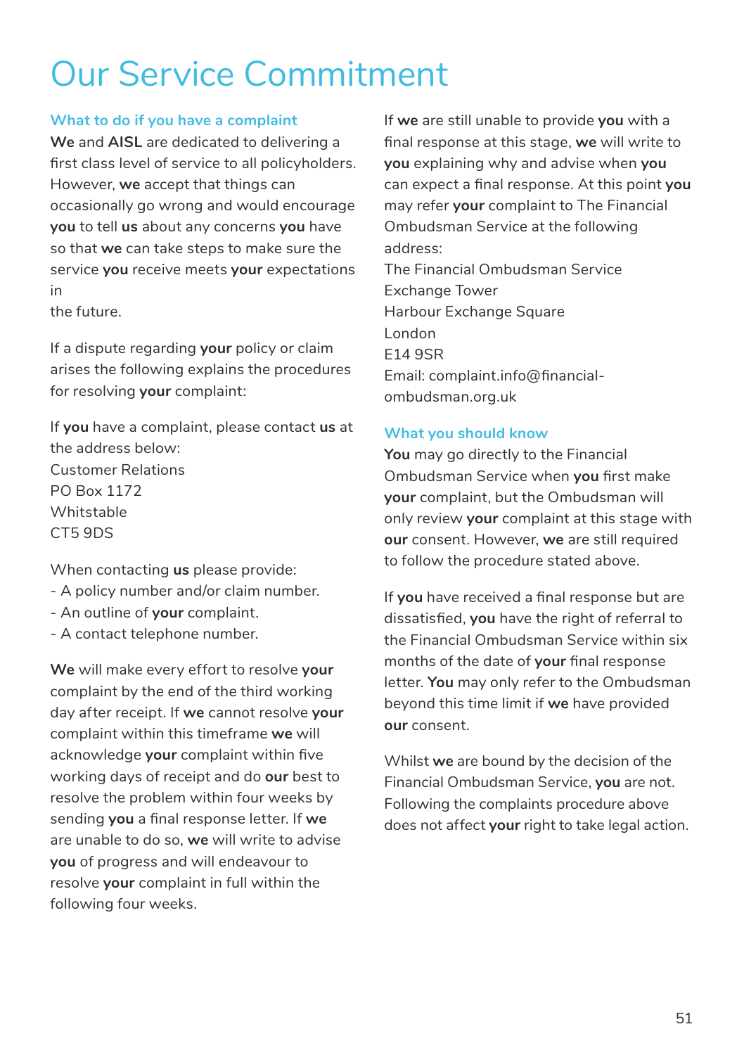# Our Service Commitment

## What to do if you have a complaint

**We** and **AISL** are dedicated to delivering a first class level of service to all policyholders. However, **we** accept that things can occasionally go wrong and would encourage **you** to tell **us** about any concerns **you** have so that **we** can take steps to make sure the service **you** receive meets **your** expectations in the future.

If a dispute regarding **your** policy or claim arises the following explains the procedures for resolving **your** complaint:

If **you** have a complaint, please contact **us** at the address below:
Customer Relations
PO Box 1172
Whitstable
CT5 9DS

When contacting **us** please provide:
- A policy number and/or claim number.
- An outline of **your** complaint.
- A contact telephone number.

**We** will make every effort to resolve **your** complaint by the end of the third working day after receipt. If **we** cannot resolve **your** complaint within this timeframe **we** will acknowledge **your** complaint within five working days of receipt and do **our** best to resolve the problem within four weeks by sending **you** a final response letter. If **we** are unable to do so, **we** will write to advise **you** of progress and will endeavour to resolve **your** complaint in full within the following four weeks.

If **we** are still unable to provide **you** with a final response at this stage, **we** will write to **you** explaining why and advise when **you** can expect a final response. At this point **you** may refer **your** complaint to The Financial Ombudsman Service at the following address:
The Financial Ombudsman Service
Exchange Tower
Harbour Exchange Square
London
E14 9SR
Email: complaint.info@financial-ombudsman.org.uk

## What you should know

**You** may go directly to the Financial Ombudsman Service when **you** first make **your** complaint, but the Ombudsman will only review **your** complaint at this stage with **our** consent. However, **we** are still required to follow the procedure stated above.

If **you** have received a final response but are dissatisfied, **you** have the right of referral to the Financial Ombudsman Service within six months of the date of **your** final response letter. **You** may only refer to the Ombudsman beyond this time limit if **we** have provided **our** consent.

Whilst **we** are bound by the decision of the Financial Ombudsman Service, **you** are not. Following the complaints procedure above does not affect **your** right to take legal action.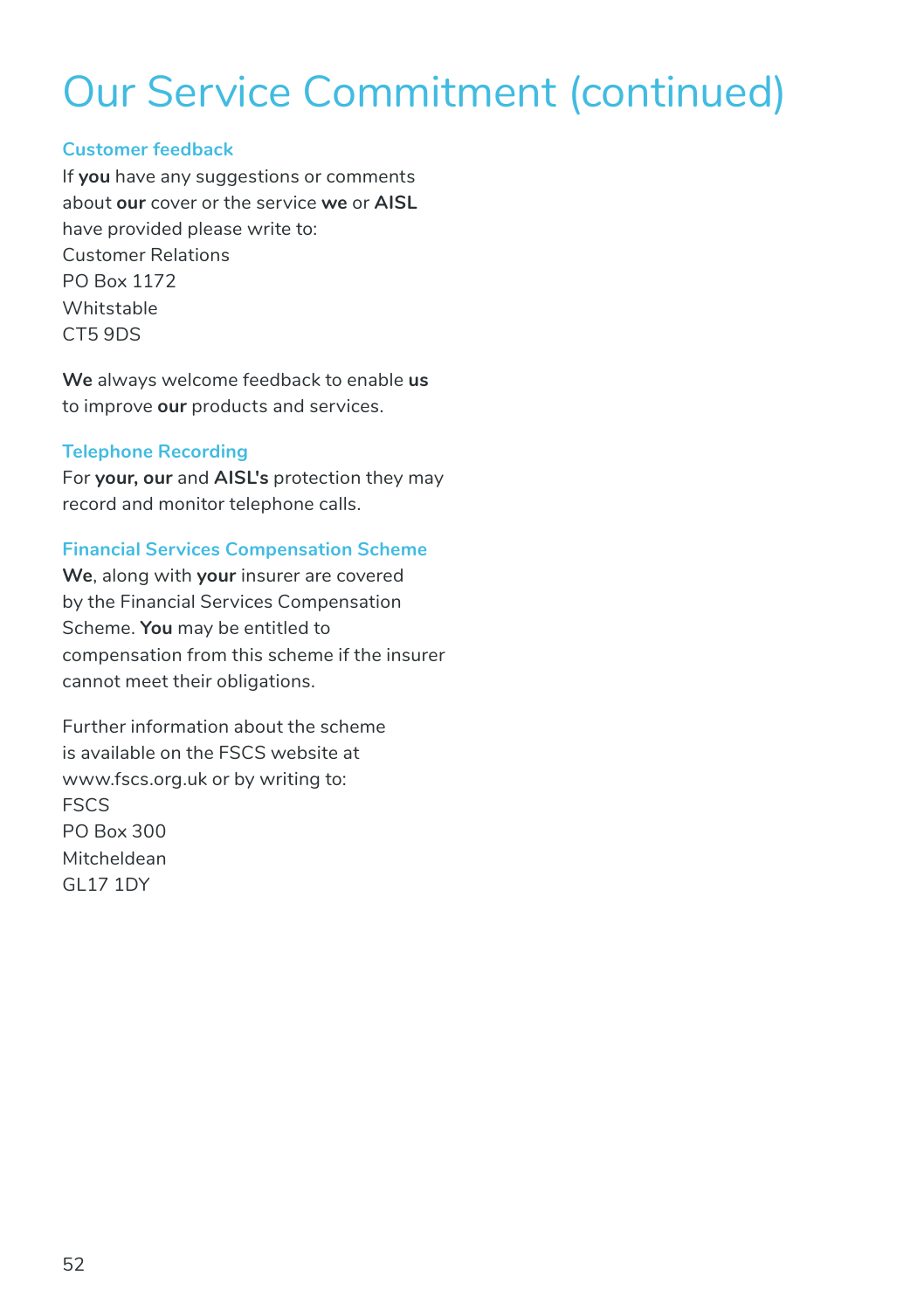# Our Service Commitment (continued)

### Customer feedback

If **you** have any suggestions or comments about **our** cover or the service **we** or **AISL** have provided please write to:
Customer Relations
PO Box 1172
Whitstable
CT5 9DS

**We** always welcome feedback to enable **us** to improve **our** products and services.

### Telephone Recording

For **your, our** and **AISL's** protection they may record and monitor telephone calls.

### Financial Services Compensation Scheme

**We**, along with **your** insurer are covered by the Financial Services Compensation Scheme. **You** may be entitled to compensation from this scheme if the insurer cannot meet their obligations.

Further information about the scheme is available on the FSCS website at www.fscs.org.uk or by writing to:
FSCS
PO Box 300
Mitcheldean
GL17 1DY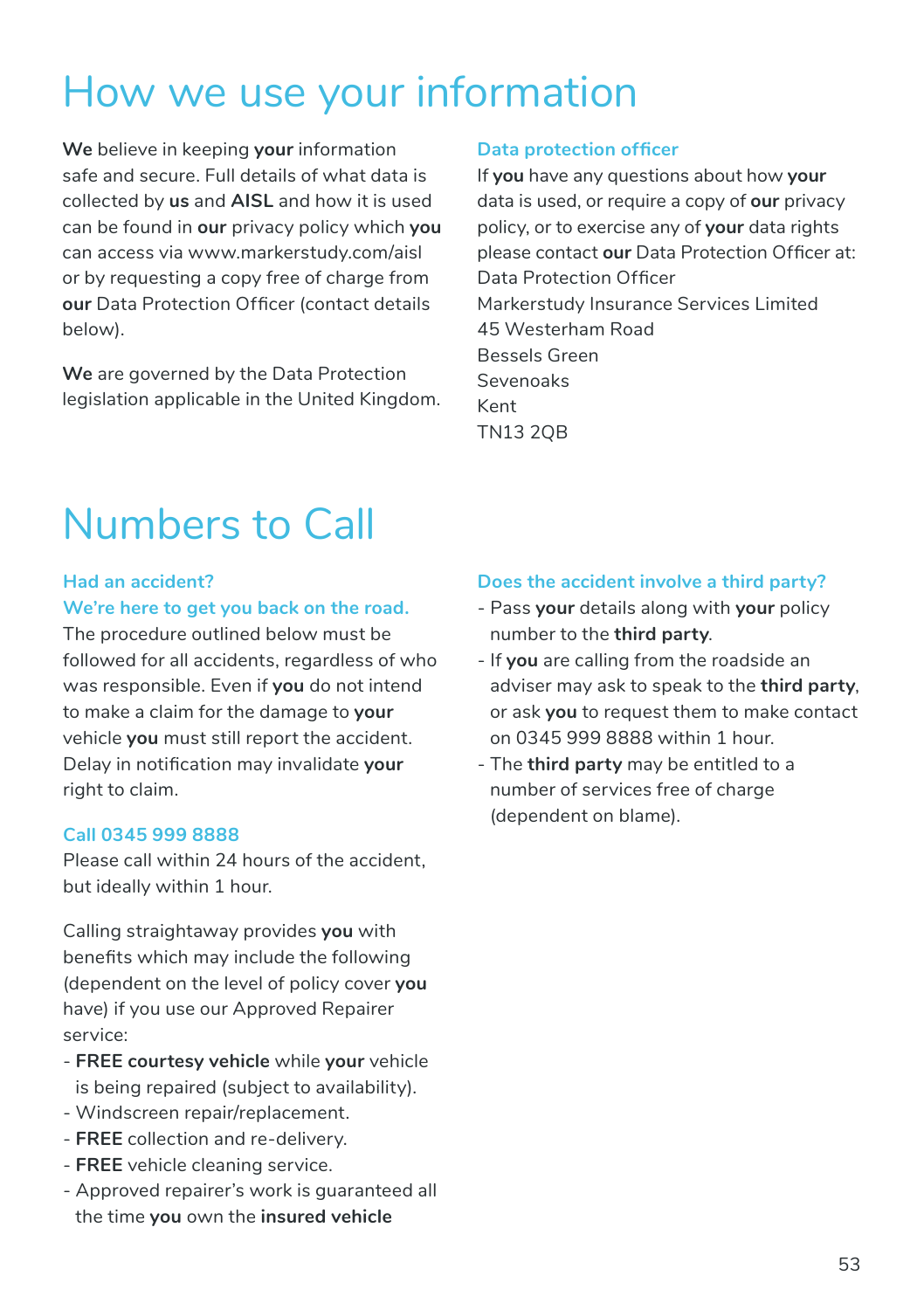# How we use your information

**We** believe in keeping **your** information safe and secure. Full details of what data is collected by **us** and **AISL** and how it is used can be found in **our** privacy policy which **you** can access via www.markerstudy.com/aisl or by requesting a copy free of charge from **our** Data Protection Officer (contact details below).

**We** are governed by the Data Protection legislation applicable in the United Kingdom.

### Data protection officer

If **you** have any questions about how **your** data is used, or require a copy of **our** privacy policy, or to exercise any of **your** data rights please contact **our** Data Protection Officer at:
Data Protection Officer
Markerstudy Insurance Services Limited
45 Westerham Road
Bessels Green
Sevenoaks
Kent
TN13 2QB

# Numbers to Call

### Had an accident? We're here to get you back on the road.

The procedure outlined below must be followed for all accidents, regardless of who was responsible. Even if **you** do not intend to make a claim for the damage to **your** vehicle **you** must still report the accident. Delay in notification may invalidate **your** right to claim.

### Call 0345 999 8888

Please call within 24 hours of the accident, but ideally within 1 hour.

Calling straightaway provides **you** with benefits which may include the following (dependent on the level of policy cover **you** have) if you use our Approved Repairer service:

- **FREE courtesy vehicle** while **your** vehicle is being repaired (subject to availability).
- Windscreen repair/replacement.
- **FREE** collection and re-delivery.
- **FREE** vehicle cleaning service.
- Approved repairer's work is guaranteed all the time **you** own the **insured vehicle**

### Does the accident involve a third party?

- Pass **your** details along with **your** policy number to the **third party**.
- If **you** are calling from the roadside an adviser may ask to speak to the **third party**, or ask **you** to request them to make contact on 0345 999 8888 within 1 hour.
- The **third party** may be entitled to a number of services free of charge (dependent on blame).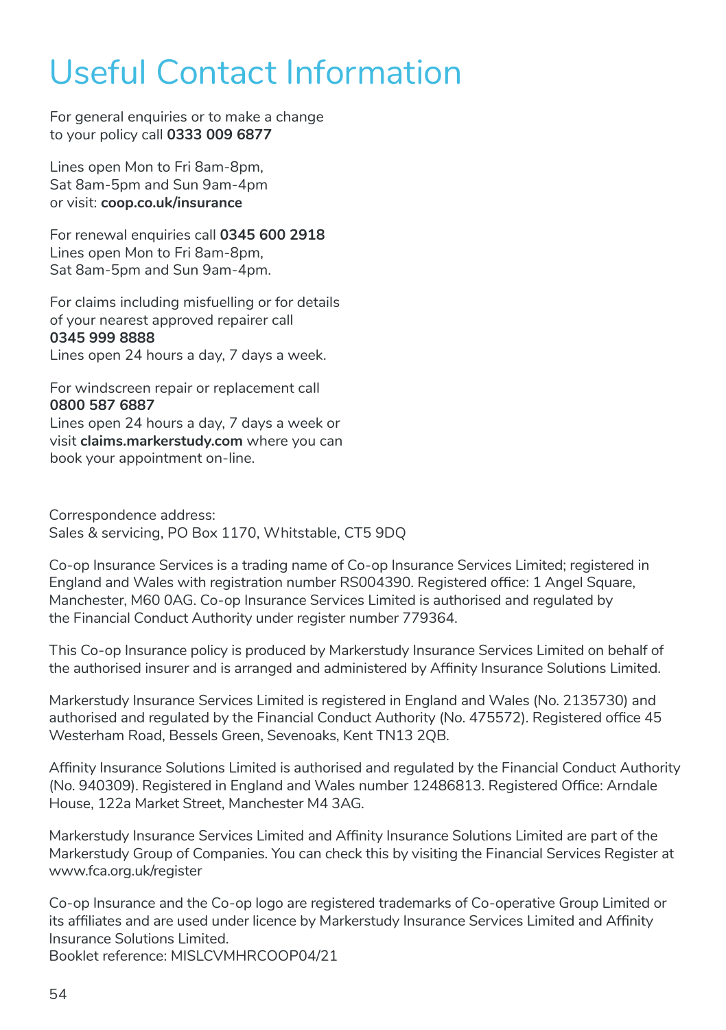# Useful Contact Information

For general enquiries or to make a change to your policy call **0333 009 6877**

Lines open Mon to Fri 8am-8pm,
Sat 8am-5pm and Sun 9am-4pm
or visit: **coop.co.uk/insurance**

For renewal enquiries call **0345 600 2918**
Lines open Mon to Fri 8am-8pm,
Sat 8am-5pm and Sun 9am-4pm.

For claims including misfuelling or for details of your nearest approved repairer call
**0345 999 8888**
Lines open 24 hours a day, 7 days a week.

For windscreen repair or replacement call
**0800 587 6887**
Lines open 24 hours a day, 7 days a week or visit **claims.markerstudy.com** where you can book your appointment on-line.

Correspondence address:
Sales & servicing, PO Box 1170, Whitstable, CT5 9DQ

Co-op Insurance Services is a trading name of Co-op Insurance Services Limited; registered in England and Wales with registration number RS004390. Registered office: 1 Angel Square, Manchester, M60 0AG. Co-op Insurance Services Limited is authorised and regulated by the Financial Conduct Authority under register number 779364.

This Co-op Insurance policy is produced by Markerstudy Insurance Services Limited on behalf of the authorised insurer and is arranged and administered by Affinity Insurance Solutions Limited.

Markerstudy Insurance Services Limited is registered in England and Wales (No. 2135730) and authorised and regulated by the Financial Conduct Authority (No. 475572). Registered office 45 Westerham Road, Bessels Green, Sevenoaks, Kent TN13 2QB.

Affinity Insurance Solutions Limited is authorised and regulated by the Financial Conduct Authority (No. 940309). Registered in England and Wales number 12486813. Registered Office: Arndale House, 122a Market Street, Manchester M4 3AG.

Markerstudy Insurance Services Limited and Affinity Insurance Solutions Limited are part of the Markerstudy Group of Companies. You can check this by visiting the Financial Services Register at www.fca.org.uk/register

Co-op Insurance and the Co-op logo are registered trademarks of Co-operative Group Limited or its affiliates and are used under licence by Markerstudy Insurance Services Limited and Affinity Insurance Solutions Limited.
Booklet reference: MISLCVMHRCOOP04/21